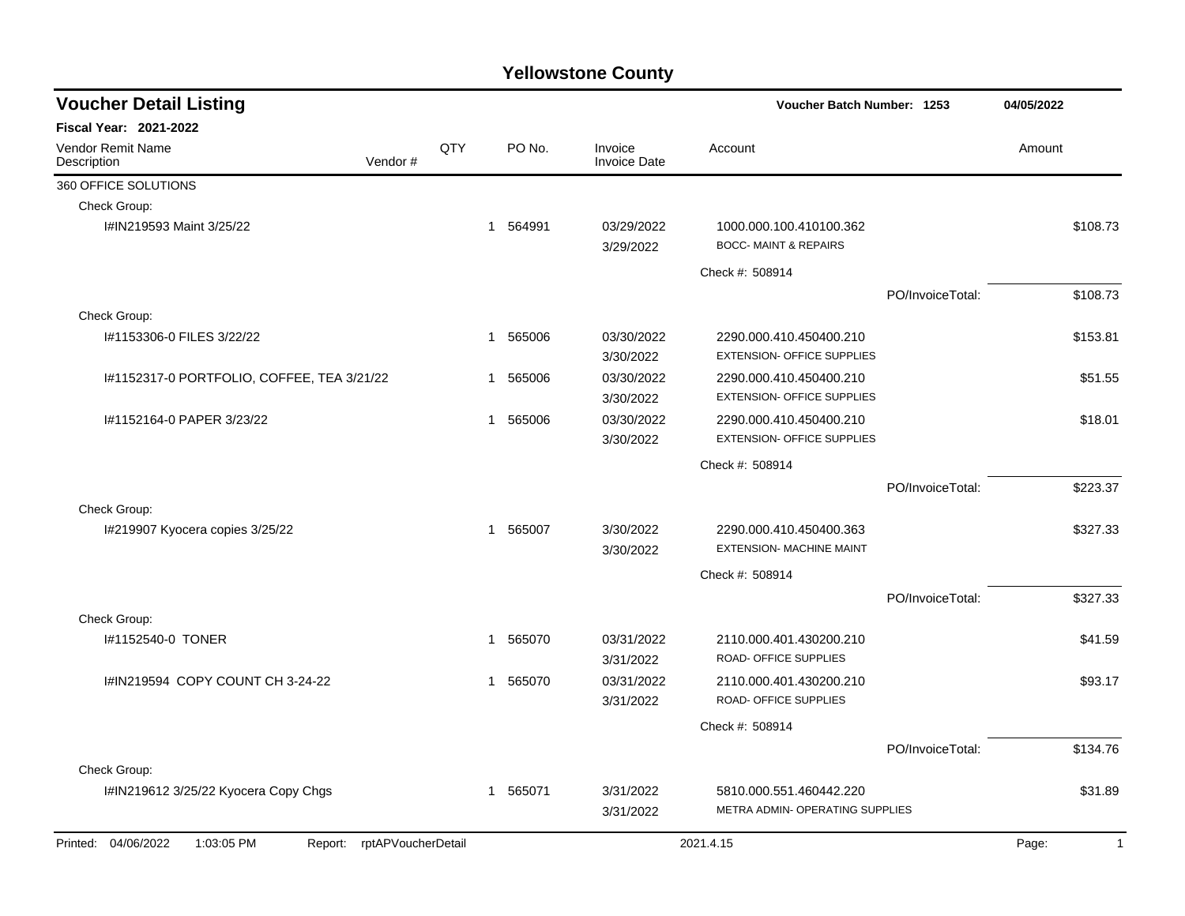# Yellowstone County

## Voucher Detail Listing

**Voucher Batch Number: 1253** | **04/05/2022**

**Fiscal Year: 2021-2022**

| Vendor Remit Name / Description | Vendor # | QTY | PO No. | Invoice / Invoice Date | Account | Amount |
|---|---|---|---|---|---|---|
| 360 OFFICE SOLUTIONS | | | | | | |
| Check Group: | | | | | | |
| I#IN219593 Maint 3/25/22 | | 1 | 564991 | 03/29/2022 3/29/2022 | 1000.000.100.410100.362 BOCC- MAINT & REPAIRS | $108.73 |
| | | | | | Check #: 508914 | |
| | | | | | PO/InvoiceTotal: | $108.73 |
| Check Group: | | | | | | |
| I#1153306-0 FILES 3/22/22 | | 1 | 565006 | 03/30/2022 3/30/2022 | 2290.000.410.450400.210 EXTENSION- OFFICE SUPPLIES | $153.81 |
| I#1152317-0 PORTFOLIO, COFFEE, TEA 3/21/22 | | 1 | 565006 | 03/30/2022 3/30/2022 | 2290.000.410.450400.210 EXTENSION- OFFICE SUPPLIES | $51.55 |
| I#1152164-0 PAPER 3/23/22 | | 1 | 565006 | 03/30/2022 3/30/2022 | 2290.000.410.450400.210 EXTENSION- OFFICE SUPPLIES | $18.01 |
| | | | | | Check #: 508914 | |
| | | | | | PO/InvoiceTotal: | $223.37 |
| Check Group: | | | | | | |
| I#219907 Kyocera copies 3/25/22 | | 1 | 565007 | 3/30/2022 3/30/2022 | 2290.000.410.450400.363 EXTENSION- MACHINE MAINT | $327.33 |
| | | | | | Check #: 508914 | |
| | | | | | PO/InvoiceTotal: | $327.33 |
| Check Group: | | | | | | |
| I#1152540-0 TONER | | 1 | 565070 | 03/31/2022 3/31/2022 | 2110.000.401.430200.210 ROAD- OFFICE SUPPLIES | $41.59 |
| I#IN219594 COPY COUNT CH 3-24-22 | | 1 | 565070 | 03/31/2022 3/31/2022 | 2110.000.401.430200.210 ROAD- OFFICE SUPPLIES | $93.17 |
| | | | | | Check #: 508914 | |
| | | | | | PO/InvoiceTotal: | $134.76 |
| Check Group: | | | | | | |
| I#IN219612 3/25/22 Kyocera Copy Chgs | | 1 | 565071 | 3/31/2022 3/31/2022 | 5810.000.551.460442.220 METRA ADMIN- OPERATING SUPPLIES | $31.89 |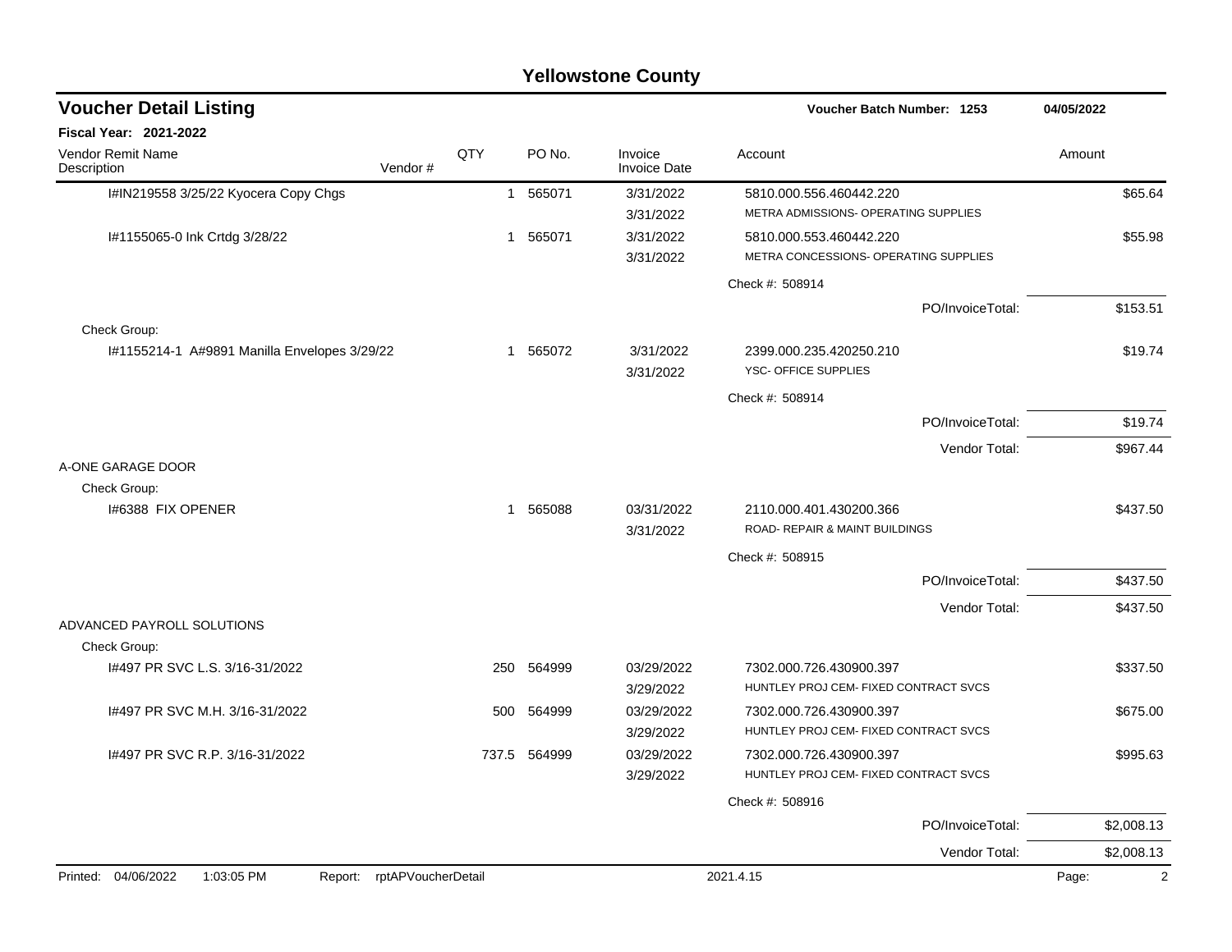# Yellowstone County

## Voucher Detail Listing

**Voucher Batch Number: 1253** | **04/05/2022**

**Fiscal Year: 2021-2022**

| Vendor Remit Name / Description | Vendor # | QTY | PO No. | Invoice / Invoice Date | Account | Amount |
|---|---|---|---|---|---|---|
| I#IN219558 3/25/22 Kyocera Copy Chgs | | 1 | 565071 | 3/31/2022<br>3/31/2022 | 5810.000.556.460442.220<br>METRA ADMISSIONS- OPERATING SUPPLIES | $65.64 |
| I#1155065-0 Ink Crtdg 3/28/22 | | 1 | 565071 | 3/31/2022<br>3/31/2022 | 5810.000.553.460442.220<br>METRA CONCESSIONS- OPERATING SUPPLIES | $55.98 |
| | | | | | Check #: 508914 | |
| | | | | | PO/InvoiceTotal: | $153.51 |
| Check Group: | | | | | | |
| I#1155214-1 A#9891 Manilla Envelopes 3/29/22 | | 1 | 565072 | 3/31/2022<br>3/31/2022 | 2399.000.235.420250.210<br>YSC- OFFICE SUPPLIES | $19.74 |
| | | | | | Check #: 508914 | |
| | | | | | PO/InvoiceTotal: | $19.74 |
| | | | | | Vendor Total: | $967.44 |
| A-ONE GARAGE DOOR | | | | | | |
| Check Group: | | | | | | |
| I#6388 FIX OPENER | | 1 | 565088 | 03/31/2022<br>3/31/2022 | 2110.000.401.430200.366<br>ROAD- REPAIR & MAINT BUILDINGS | $437.50 |
| | | | | | Check #: 508915 | |
| | | | | | PO/InvoiceTotal: | $437.50 |
| | | | | | Vendor Total: | $437.50 |
| ADVANCED PAYROLL SOLUTIONS | | | | | | |
| Check Group: | | | | | | |
| I#497 PR SVC L.S. 3/16-31/2022 | | 250 | 564999 | 03/29/2022<br>3/29/2022 | 7302.000.726.430900.397<br>HUNTLEY PROJ CEM- FIXED CONTRACT SVCS | $337.50 |
| I#497 PR SVC M.H. 3/16-31/2022 | | 500 | 564999 | 03/29/2022<br>3/29/2022 | 7302.000.726.430900.397<br>HUNTLEY PROJ CEM- FIXED CONTRACT SVCS | $675.00 |
| I#497 PR SVC R.P. 3/16-31/2022 | | 737.5 | 564999 | 03/29/2022<br>3/29/2022 | 7302.000.726.430900.397<br>HUNTLEY PROJ CEM- FIXED CONTRACT SVCS | $995.63 |
| | | | | | Check #: 508916 | |
| | | | | | PO/InvoiceTotal: | $2,008.13 |
| | | | | | Vendor Total: | $2,008.13 |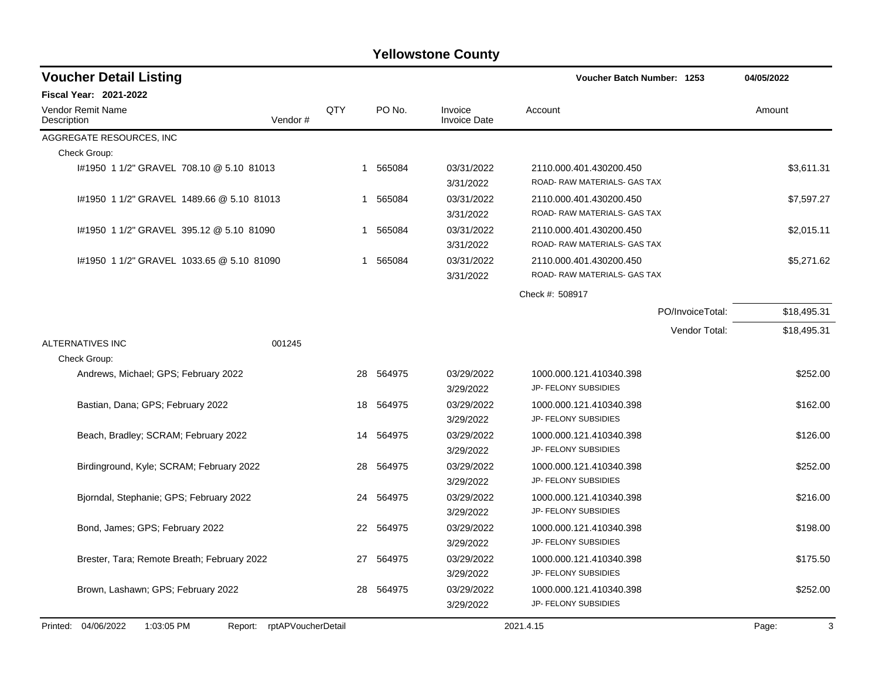# Yellowstone County

## Voucher Detail Listing

**Voucher Batch Number: 1253** — 04/05/2022

**Fiscal Year: 2021-2022**

| Vendor Remit Name / Description | Vendor # | QTY | PO No. | Invoice / Invoice Date | Account | Amount |
|---|---|---|---|---|---|---|
| AGGREGATE RESOURCES, INC | | | | | | |
| Check Group: | | | | | | |
| I#1950 1 1/2" GRAVEL 708.10 @ 5.10 81013 | | 1 | 565084 | 03/31/2022 / 3/31/2022 | 2110.000.401.430200.450 ROAD- RAW MATERIALS- GAS TAX | $3,611.31 |
| I#1950 1 1/2" GRAVEL 1489.66 @ 5.10 81013 | | 1 | 565084 | 03/31/2022 / 3/31/2022 | 2110.000.401.430200.450 ROAD- RAW MATERIALS- GAS TAX | $7,597.27 |
| I#1950 1 1/2" GRAVEL 395.12 @ 5.10 81090 | | 1 | 565084 | 03/31/2022 / 3/31/2022 | 2110.000.401.430200.450 ROAD- RAW MATERIALS- GAS TAX | $2,015.11 |
| I#1950 1 1/2" GRAVEL 1033.65 @ 5.10 81090 | | 1 | 565084 | 03/31/2022 / 3/31/2022 | 2110.000.401.430200.450 ROAD- RAW MATERIALS- GAS TAX | $5,271.62 |
| | | | | | Check #: 508917 | |
| | | | | | PO/InvoiceTotal: | $18,495.31 |
| | | | | | Vendor Total: | $18,495.31 |
| ALTERNATIVES INC | 001245 | | | | | |
| Check Group: | | | | | | |
| Andrews, Michael; GPS; February 2022 | | 28 | 564975 | 03/29/2022 / 3/29/2022 | 1000.000.121.410340.398 JP- FELONY SUBSIDIES | $252.00 |
| Bastian, Dana; GPS; February 2022 | | 18 | 564975 | 03/29/2022 / 3/29/2022 | 1000.000.121.410340.398 JP- FELONY SUBSIDIES | $162.00 |
| Beach, Bradley; SCRAM; February 2022 | | 14 | 564975 | 03/29/2022 / 3/29/2022 | 1000.000.121.410340.398 JP- FELONY SUBSIDIES | $126.00 |
| Birdinground, Kyle; SCRAM; February 2022 | | 28 | 564975 | 03/29/2022 / 3/29/2022 | 1000.000.121.410340.398 JP- FELONY SUBSIDIES | $252.00 |
| Bjorndal, Stephanie; GPS; February 2022 | | 24 | 564975 | 03/29/2022 / 3/29/2022 | 1000.000.121.410340.398 JP- FELONY SUBSIDIES | $216.00 |
| Bond, James; GPS; February 2022 | | 22 | 564975 | 03/29/2022 / 3/29/2022 | 1000.000.121.410340.398 JP- FELONY SUBSIDIES | $198.00 |
| Brester, Tara; Remote Breath; February 2022 | | 27 | 564975 | 03/29/2022 / 3/29/2022 | 1000.000.121.410340.398 JP- FELONY SUBSIDIES | $175.50 |
| Brown, Lashawn; GPS; February 2022 | | 28 | 564975 | 03/29/2022 / 3/29/2022 | 1000.000.121.410340.398 JP- FELONY SUBSIDIES | $252.00 |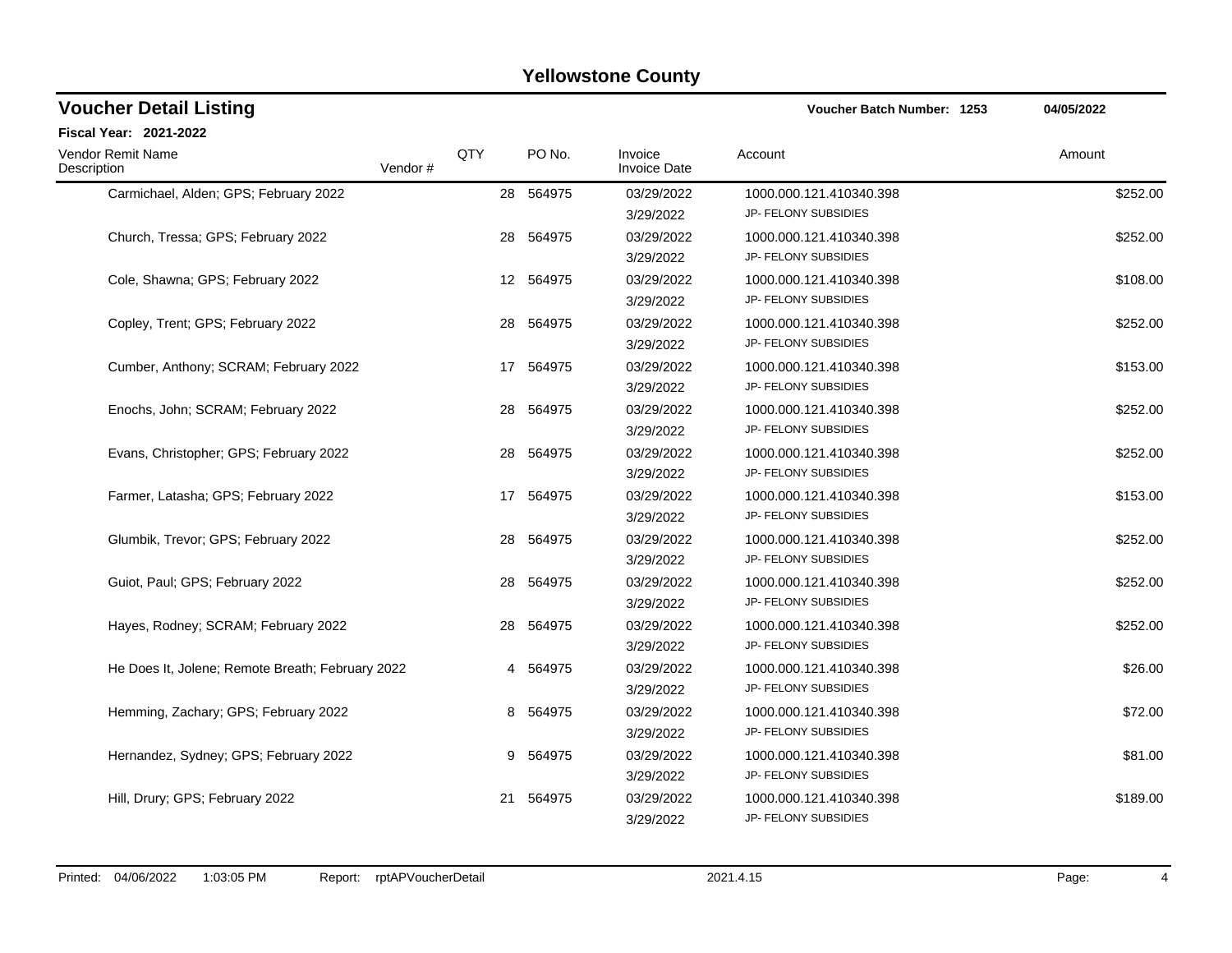# Yellowstone County

## Voucher Detail Listing

**Voucher Batch Number: 1253** **04/05/2022**

**Fiscal Year: 2021-2022**

| Vendor Remit Name / Description | Vendor # | QTY | PO No. | Invoice / Invoice Date | Account | Amount |
|---|---|---|---|---|---|---|
| Carmichael, Alden; GPS; February 2022 | | 28 | 564975 | 03/29/2022<br>3/29/2022 | 1000.000.121.410340.398<br>JP- FELONY SUBSIDIES | $252.00 |
| Church, Tressa; GPS; February 2022 | | 28 | 564975 | 03/29/2022<br>3/29/2022 | 1000.000.121.410340.398<br>JP- FELONY SUBSIDIES | $252.00 |
| Cole, Shawna; GPS; February 2022 | | 12 | 564975 | 03/29/2022<br>3/29/2022 | 1000.000.121.410340.398<br>JP- FELONY SUBSIDIES | $108.00 |
| Copley, Trent; GPS; February 2022 | | 28 | 564975 | 03/29/2022<br>3/29/2022 | 1000.000.121.410340.398<br>JP- FELONY SUBSIDIES | $252.00 |
| Cumber, Anthony; SCRAM; February 2022 | | 17 | 564975 | 03/29/2022<br>3/29/2022 | 1000.000.121.410340.398<br>JP- FELONY SUBSIDIES | $153.00 |
| Enochs, John; SCRAM; February 2022 | | 28 | 564975 | 03/29/2022<br>3/29/2022 | 1000.000.121.410340.398<br>JP- FELONY SUBSIDIES | $252.00 |
| Evans, Christopher; GPS; February 2022 | | 28 | 564975 | 03/29/2022<br>3/29/2022 | 1000.000.121.410340.398<br>JP- FELONY SUBSIDIES | $252.00 |
| Farmer, Latasha; GPS; February 2022 | | 17 | 564975 | 03/29/2022<br>3/29/2022 | 1000.000.121.410340.398<br>JP- FELONY SUBSIDIES | $153.00 |
| Glumbik, Trevor; GPS; February 2022 | | 28 | 564975 | 03/29/2022<br>3/29/2022 | 1000.000.121.410340.398<br>JP- FELONY SUBSIDIES | $252.00 |
| Guiot, Paul; GPS; February 2022 | | 28 | 564975 | 03/29/2022<br>3/29/2022 | 1000.000.121.410340.398<br>JP- FELONY SUBSIDIES | $252.00 |
| Hayes, Rodney; SCRAM; February 2022 | | 28 | 564975 | 03/29/2022<br>3/29/2022 | 1000.000.121.410340.398<br>JP- FELONY SUBSIDIES | $252.00 |
| He Does It, Jolene; Remote Breath; February 2022 | | 4 | 564975 | 03/29/2022<br>3/29/2022 | 1000.000.121.410340.398<br>JP- FELONY SUBSIDIES | $26.00 |
| Hemming, Zachary; GPS; February 2022 | | 8 | 564975 | 03/29/2022<br>3/29/2022 | 1000.000.121.410340.398<br>JP- FELONY SUBSIDIES | $72.00 |
| Hernandez, Sydney; GPS; February 2022 | | 9 | 564975 | 03/29/2022<br>3/29/2022 | 1000.000.121.410340.398<br>JP- FELONY SUBSIDIES | $81.00 |
| Hill, Drury; GPS; February 2022 | | 21 | 564975 | 03/29/2022<br>3/29/2022 | 1000.000.121.410340.398<br>JP- FELONY SUBSIDIES | $189.00 |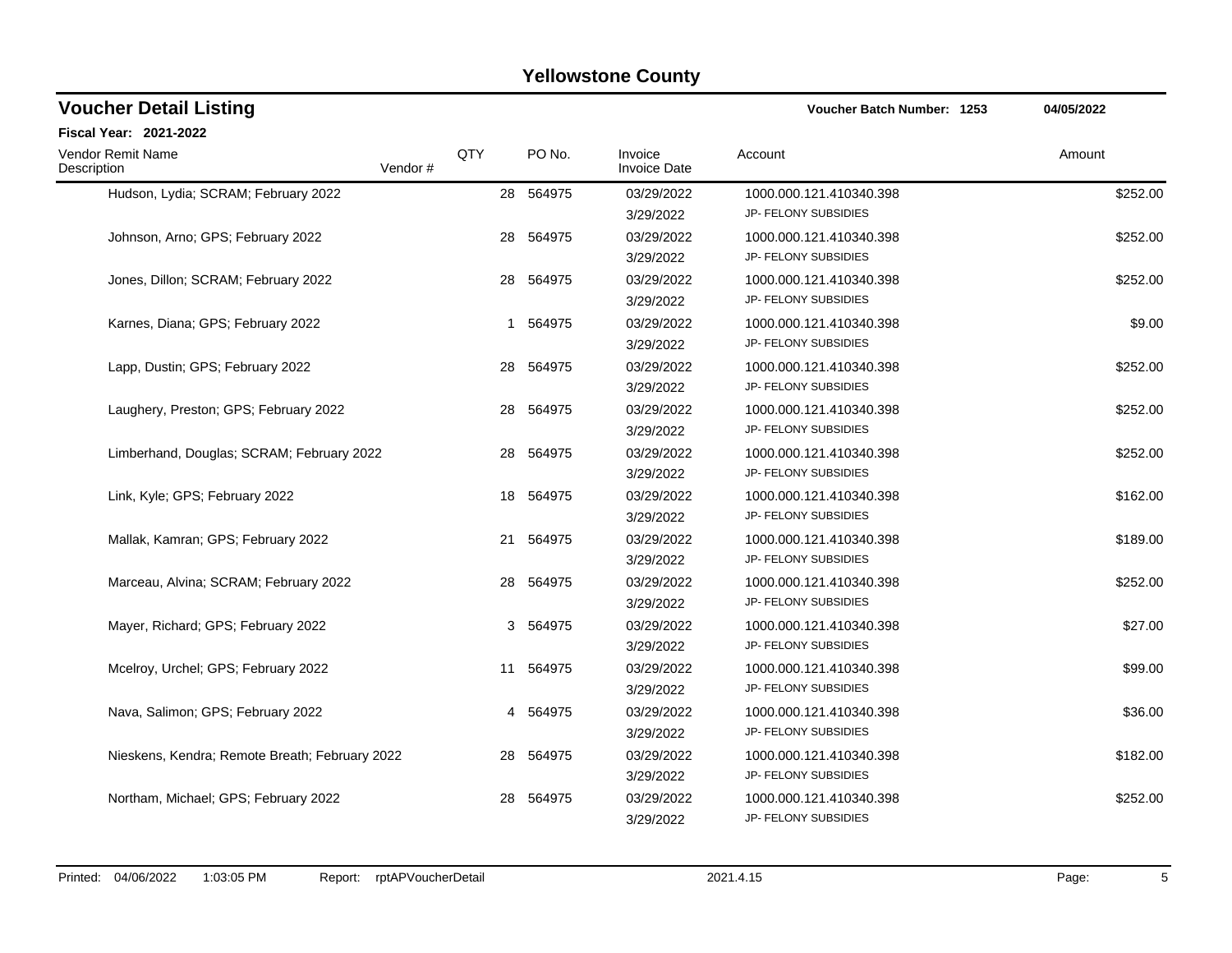## Yellowstone County

### Voucher Detail Listing

**Voucher Batch Number: 1253** **04/05/2022**

**Fiscal Year: 2021-2022**

| Vendor Remit Name / Description | Vendor # | QTY | PO No. | Invoice / Invoice Date | Account | Amount |
|---|---|---|---|---|---|---|
| Hudson, Lydia; SCRAM; February 2022 | | 28 | 564975 | 03/29/2022<br>3/29/2022 | 1000.000.121.410340.398<br>JP- FELONY SUBSIDIES | $252.00 |
| Johnson, Arno; GPS; February 2022 | | 28 | 564975 | 03/29/2022<br>3/29/2022 | 1000.000.121.410340.398<br>JP- FELONY SUBSIDIES | $252.00 |
| Jones, Dillon; SCRAM; February 2022 | | 28 | 564975 | 03/29/2022<br>3/29/2022 | 1000.000.121.410340.398<br>JP- FELONY SUBSIDIES | $252.00 |
| Karnes, Diana; GPS; February 2022 | | 1 | 564975 | 03/29/2022<br>3/29/2022 | 1000.000.121.410340.398<br>JP- FELONY SUBSIDIES | $9.00 |
| Lapp, Dustin; GPS; February 2022 | | 28 | 564975 | 03/29/2022<br>3/29/2022 | 1000.000.121.410340.398<br>JP- FELONY SUBSIDIES | $252.00 |
| Laughery, Preston; GPS; February 2022 | | 28 | 564975 | 03/29/2022<br>3/29/2022 | 1000.000.121.410340.398<br>JP- FELONY SUBSIDIES | $252.00 |
| Limberhand, Douglas; SCRAM; February 2022 | | 28 | 564975 | 03/29/2022<br>3/29/2022 | 1000.000.121.410340.398<br>JP- FELONY SUBSIDIES | $252.00 |
| Link, Kyle; GPS; February 2022 | | 18 | 564975 | 03/29/2022<br>3/29/2022 | 1000.000.121.410340.398<br>JP- FELONY SUBSIDIES | $162.00 |
| Mallak, Kamran; GPS; February 2022 | | 21 | 564975 | 03/29/2022<br>3/29/2022 | 1000.000.121.410340.398<br>JP- FELONY SUBSIDIES | $189.00 |
| Marceau, Alvina; SCRAM; February 2022 | | 28 | 564975 | 03/29/2022<br>3/29/2022 | 1000.000.121.410340.398<br>JP- FELONY SUBSIDIES | $252.00 |
| Mayer, Richard; GPS; February 2022 | | 3 | 564975 | 03/29/2022<br>3/29/2022 | 1000.000.121.410340.398<br>JP- FELONY SUBSIDIES | $27.00 |
| Mcelroy, Urchel; GPS; February 2022 | | 11 | 564975 | 03/29/2022<br>3/29/2022 | 1000.000.121.410340.398<br>JP- FELONY SUBSIDIES | $99.00 |
| Nava, Salimon; GPS; February 2022 | | 4 | 564975 | 03/29/2022<br>3/29/2022 | 1000.000.121.410340.398<br>JP- FELONY SUBSIDIES | $36.00 |
| Nieskens, Kendra; Remote Breath; February 2022 | | 28 | 564975 | 03/29/2022<br>3/29/2022 | 1000.000.121.410340.398<br>JP- FELONY SUBSIDIES | $182.00 |
| Northam, Michael; GPS; February 2022 | | 28 | 564975 | 03/29/2022<br>3/29/2022 | 1000.000.121.410340.398<br>JP- FELONY SUBSIDIES | $252.00 |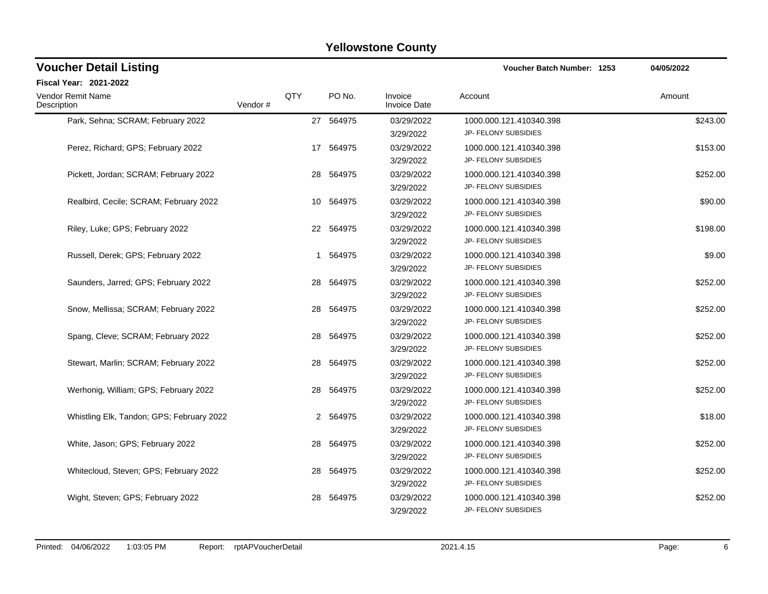# Yellowstone County

## Voucher Detail Listing

**Voucher Batch Number: 1253** **04/05/2022**

**Fiscal Year: 2021-2022**

| Vendor Remit Name / Description | Vendor # | QTY | PO No. | Invoice / Invoice Date | Account | Amount |
|---|---|---|---|---|---|---|
| Park, Sehna; SCRAM; February 2022 | | 27 | 564975 | 03/29/2022<br>3/29/2022 | 1000.000.121.410340.398<br>JP- FELONY SUBSIDIES | $243.00 |
| Perez, Richard; GPS; February 2022 | | 17 | 564975 | 03/29/2022<br>3/29/2022 | 1000.000.121.410340.398<br>JP- FELONY SUBSIDIES | $153.00 |
| Pickett, Jordan; SCRAM; February 2022 | | 28 | 564975 | 03/29/2022<br>3/29/2022 | 1000.000.121.410340.398<br>JP- FELONY SUBSIDIES | $252.00 |
| Realbird, Cecile; SCRAM; February 2022 | | 10 | 564975 | 03/29/2022<br>3/29/2022 | 1000.000.121.410340.398<br>JP- FELONY SUBSIDIES | $90.00 |
| Riley, Luke; GPS; February 2022 | | 22 | 564975 | 03/29/2022<br>3/29/2022 | 1000.000.121.410340.398<br>JP- FELONY SUBSIDIES | $198.00 |
| Russell, Derek; GPS; February 2022 | | 1 | 564975 | 03/29/2022<br>3/29/2022 | 1000.000.121.410340.398<br>JP- FELONY SUBSIDIES | $9.00 |
| Saunders, Jarred; GPS; February 2022 | | 28 | 564975 | 03/29/2022<br>3/29/2022 | 1000.000.121.410340.398<br>JP- FELONY SUBSIDIES | $252.00 |
| Snow, Mellissa; SCRAM; February 2022 | | 28 | 564975 | 03/29/2022<br>3/29/2022 | 1000.000.121.410340.398<br>JP- FELONY SUBSIDIES | $252.00 |
| Spang, Cleve; SCRAM; February 2022 | | 28 | 564975 | 03/29/2022<br>3/29/2022 | 1000.000.121.410340.398<br>JP- FELONY SUBSIDIES | $252.00 |
| Stewart, Marlin; SCRAM; February 2022 | | 28 | 564975 | 03/29/2022<br>3/29/2022 | 1000.000.121.410340.398<br>JP- FELONY SUBSIDIES | $252.00 |
| Werhonig, William; GPS; February 2022 | | 28 | 564975 | 03/29/2022<br>3/29/2022 | 1000.000.121.410340.398<br>JP- FELONY SUBSIDIES | $252.00 |
| Whistling Elk, Tandon; GPS; February 2022 | | 2 | 564975 | 03/29/2022<br>3/29/2022 | 1000.000.121.410340.398<br>JP- FELONY SUBSIDIES | $18.00 |
| White, Jason; GPS; February 2022 | | 28 | 564975 | 03/29/2022<br>3/29/2022 | 1000.000.121.410340.398<br>JP- FELONY SUBSIDIES | $252.00 |
| Whitecloud, Steven; GPS; February 2022 | | 28 | 564975 | 03/29/2022<br>3/29/2022 | 1000.000.121.410340.398<br>JP- FELONY SUBSIDIES | $252.00 |
| Wight, Steven; GPS; February 2022 | | 28 | 564975 | 03/29/2022<br>3/29/2022 | 1000.000.121.410340.398<br>JP- FELONY SUBSIDIES | $252.00 |

Printed: 04/06/2022 1:03:05 PM Report: rptAPVoucherDetail 2021.4.15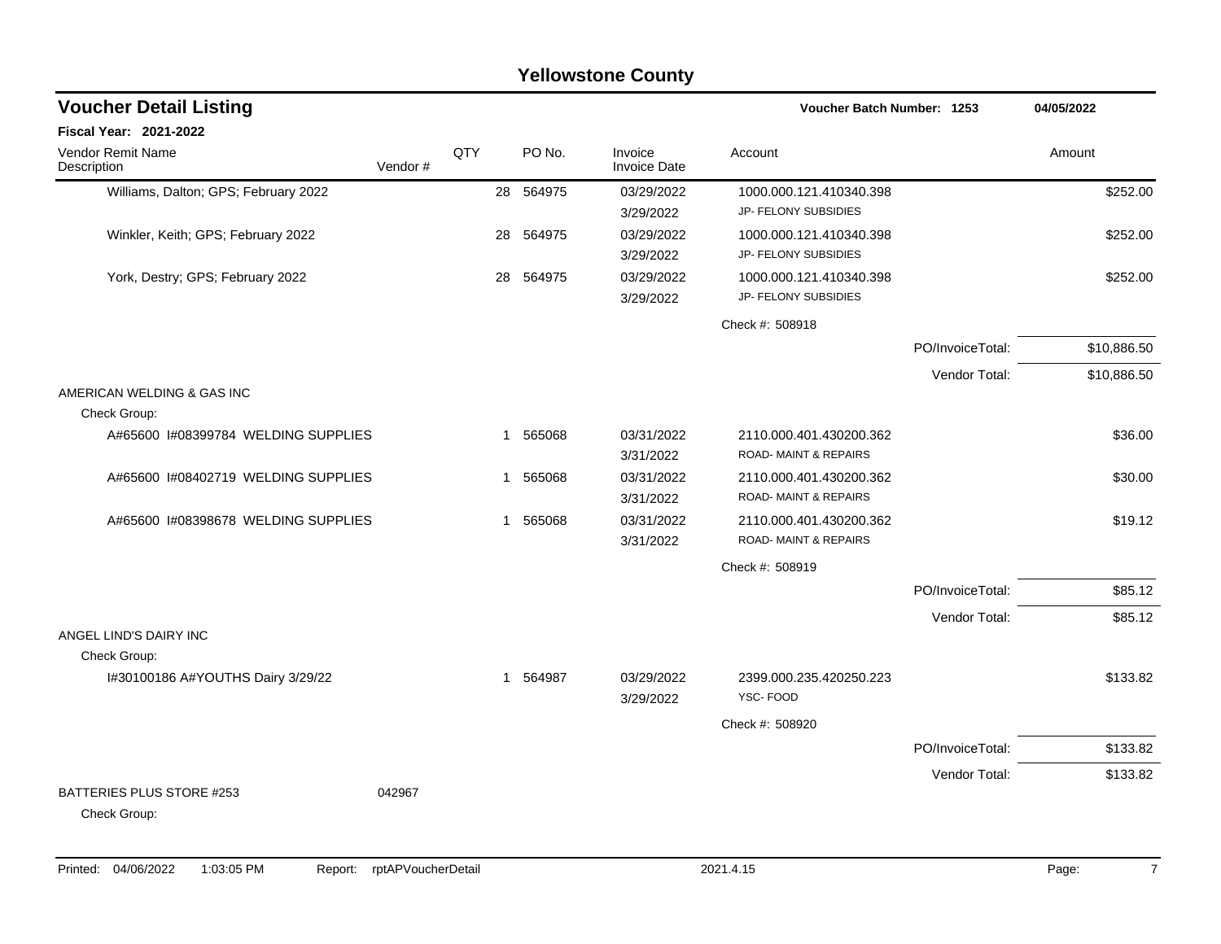## Yellowstone County

### Voucher Detail Listing

**Voucher Batch Number: 1253** — 04/05/2022

**Fiscal Year: 2021-2022**

| Vendor Remit Name / Description | Vendor # | QTY | PO No. | Invoice / Invoice Date | Account | | Amount |
|---|---|---|---|---|---|---|---|
| Williams, Dalton; GPS; February 2022 | | 28 | 564975 | 03/29/2022<br>3/29/2022 | 1000.000.121.410340.398<br>JP- FELONY SUBSIDIES | | $252.00 |
| Winkler, Keith; GPS; February 2022 | | 28 | 564975 | 03/29/2022<br>3/29/2022 | 1000.000.121.410340.398<br>JP- FELONY SUBSIDIES | | $252.00 |
| York, Destry; GPS; February 2022 | | 28 | 564975 | 03/29/2022<br>3/29/2022 | 1000.000.121.410340.398<br>JP- FELONY SUBSIDIES | | $252.00 |
| | | | | | Check #: 508918 | | |
| | | | | | | PO/InvoiceTotal: | $10,886.50 |
| | | | | | | Vendor Total: | $10,886.50 |
| AMERICAN WELDING & GAS INC | | | | | | | |
| Check Group: | | | | | | | |
| A#65600 I#08399784 WELDING SUPPLIES | | 1 | 565068 | 03/31/2022<br>3/31/2022 | 2110.000.401.430200.362<br>ROAD- MAINT & REPAIRS | | $36.00 |
| A#65600 I#08402719 WELDING SUPPLIES | | 1 | 565068 | 03/31/2022<br>3/31/2022 | 2110.000.401.430200.362<br>ROAD- MAINT & REPAIRS | | $30.00 |
| A#65600 I#08398678 WELDING SUPPLIES | | 1 | 565068 | 03/31/2022<br>3/31/2022 | 2110.000.401.430200.362<br>ROAD- MAINT & REPAIRS | | $19.12 |
| | | | | | Check #: 508919 | | |
| | | | | | | PO/InvoiceTotal: | $85.12 |
| | | | | | | Vendor Total: | $85.12 |
| ANGEL LIND'S DAIRY INC | | | | | | | |
| Check Group: | | | | | | | |
| I#30100186 A#YOUTHS Dairy 3/29/22 | | 1 | 564987 | 03/29/2022<br>3/29/2022 | 2399.000.235.420250.223<br>YSC- FOOD | | $133.82 |
| | | | | | Check #: 508920 | | |
| | | | | | | PO/InvoiceTotal: | $133.82 |
| | | | | | | Vendor Total: | $133.82 |
| BATTERIES PLUS STORE #253 | 042967 | | | | | | |
| Check Group: | | | | | | | |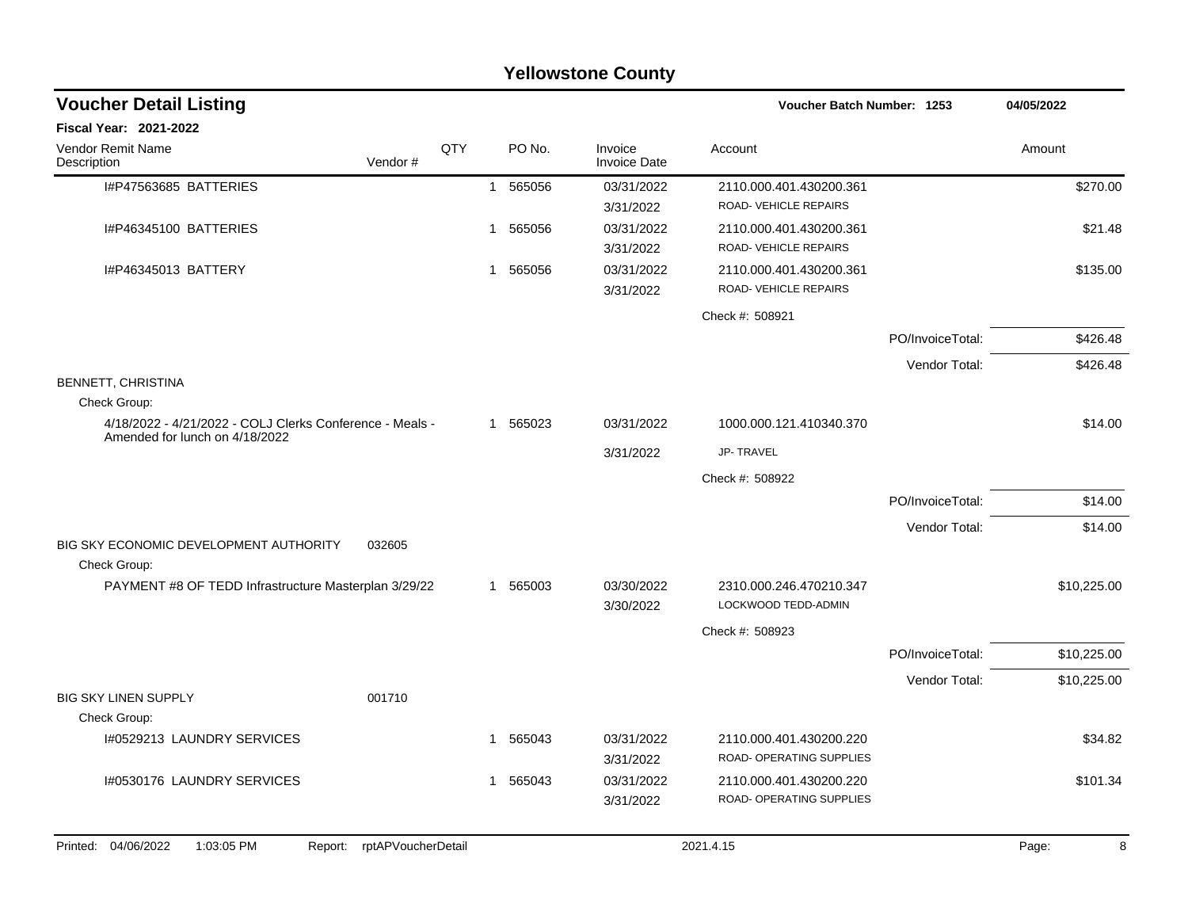## Yellowstone County

### Voucher Detail Listing

Voucher Batch Number: 1253 — 04/05/2022

**Fiscal Year: 2021-2022**

| Vendor Remit Name / Description | Vendor # | QTY | PO No. | Invoice / Invoice Date | Account | | Amount |
|---|---|---|---|---|---|---|---|
| I#P47563685 BATTERIES | | 1 | 565056 | 03/31/2022<br>3/31/2022 | 2110.000.401.430200.361<br>ROAD- VEHICLE REPAIRS | | $270.00 |
| I#P46345100 BATTERIES | | 1 | 565056 | 03/31/2022<br>3/31/2022 | 2110.000.401.430200.361<br>ROAD- VEHICLE REPAIRS | | $21.48 |
| I#P46345013 BATTERY | | 1 | 565056 | 03/31/2022<br>3/31/2022 | 2110.000.401.430200.361<br>ROAD- VEHICLE REPAIRS | | $135.00 |
| | | | | | Check #: 508921 | | |
| | | | | | | PO/InvoiceTotal: | $426.48 |
| | | | | | | Vendor Total: | $426.48 |
| BENNETT, CHRISTINA | | | | | | | |
| Check Group: | | | | | | | |
| 4/18/2022 - 4/21/2022 - COLJ Clerks Conference - Meals - Amended for lunch on 4/18/2022 | | 1 | 565023 | 03/31/2022<br>3/31/2022 | 1000.000.121.410340.370<br>JP- TRAVEL | | $14.00 |
| | | | | | Check #: 508922 | | |
| | | | | | | PO/InvoiceTotal: | $14.00 |
| | | | | | | Vendor Total: | $14.00 |
| BIG SKY ECONOMIC DEVELOPMENT AUTHORITY | 032605 | | | | | | |
| Check Group: | | | | | | | |
| PAYMENT #8 OF TEDD Infrastructure Masterplan 3/29/22 | | 1 | 565003 | 03/30/2022<br>3/30/2022 | 2310.000.246.470210.347<br>LOCKWOOD TEDD-ADMIN | | $10,225.00 |
| | | | | | Check #: 508923 | | |
| | | | | | | PO/InvoiceTotal: | $10,225.00 |
| | | | | | | Vendor Total: | $10,225.00 |
| BIG SKY LINEN SUPPLY | 001710 | | | | | | |
| Check Group: | | | | | | | |
| I#0529213 LAUNDRY SERVICES | | 1 | 565043 | 03/31/2022<br>3/31/2022 | 2110.000.401.430200.220<br>ROAD- OPERATING SUPPLIES | | $34.82 |
| I#0530176 LAUNDRY SERVICES | | 1 | 565043 | 03/31/2022<br>3/31/2022 | 2110.000.401.430200.220<br>ROAD- OPERATING SUPPLIES | | $101.34 |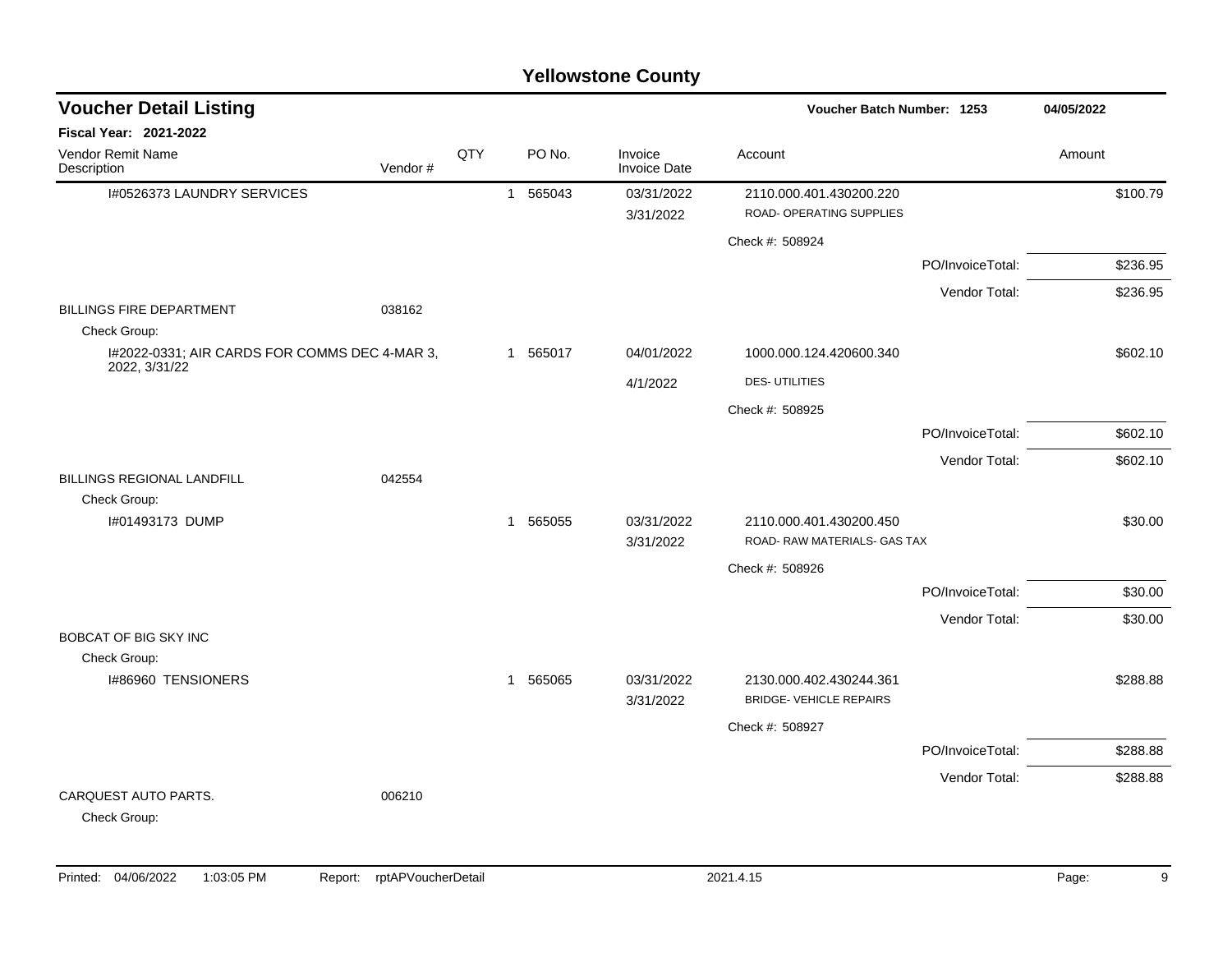# Yellowstone County

## Voucher Detail Listing

**Voucher Batch Number: 1253** — 04/05/2022

**Fiscal Year: 2021-2022**

| Vendor Remit Name / Description | Vendor # | QTY | PO No. | Invoice / Invoice Date | Account | Amount |
|---|---|---|---|---|---|---|
| I#0526373 LAUNDRY SERVICES | | 1 | 565043 | 03/31/2022 / 3/31/2022 | 2110.000.401.430200.220 ROAD- OPERATING SUPPLIES | $100.79 |
| | | | | | Check #: 508924 | |
| | | | | | PO/InvoiceTotal: | $236.95 |
| | | | | | Vendor Total: | $236.95 |
| BILLINGS FIRE DEPARTMENT | 038162 | | | | | |
| Check Group: | | | | | | |
| I#2022-0331; AIR CARDS FOR COMMS DEC 4-MAR 3, 2022, 3/31/22 | | 1 | 565017 | 04/01/2022 / 4/1/2022 | 1000.000.124.420600.340 DES- UTILITIES | $602.10 |
| | | | | | Check #: 508925 | |
| | | | | | PO/InvoiceTotal: | $602.10 |
| | | | | | Vendor Total: | $602.10 |
| BILLINGS REGIONAL LANDFILL | 042554 | | | | | |
| Check Group: | | | | | | |
| I#01493173 DUMP | | 1 | 565055 | 03/31/2022 / 3/31/2022 | 2110.000.401.430200.450 ROAD- RAW MATERIALS- GAS TAX | $30.00 |
| | | | | | Check #: 508926 | |
| | | | | | PO/InvoiceTotal: | $30.00 |
| | | | | | Vendor Total: | $30.00 |
| BOBCAT OF BIG SKY INC | | | | | | |
| Check Group: | | | | | | |
| I#86960 TENSIONERS | | 1 | 565065 | 03/31/2022 / 3/31/2022 | 2130.000.402.430244.361 BRIDGE- VEHICLE REPAIRS | $288.88 |
| | | | | | Check #: 508927 | |
| | | | | | PO/InvoiceTotal: | $288.88 |
| | | | | | Vendor Total: | $288.88 |
| CARQUEST AUTO PARTS. | 006210 | | | | | |
| Check Group: | | | | | | |

Printed: 04/06/2022 1:03:05 PM Report: rptAPVoucherDetail 2021.4.15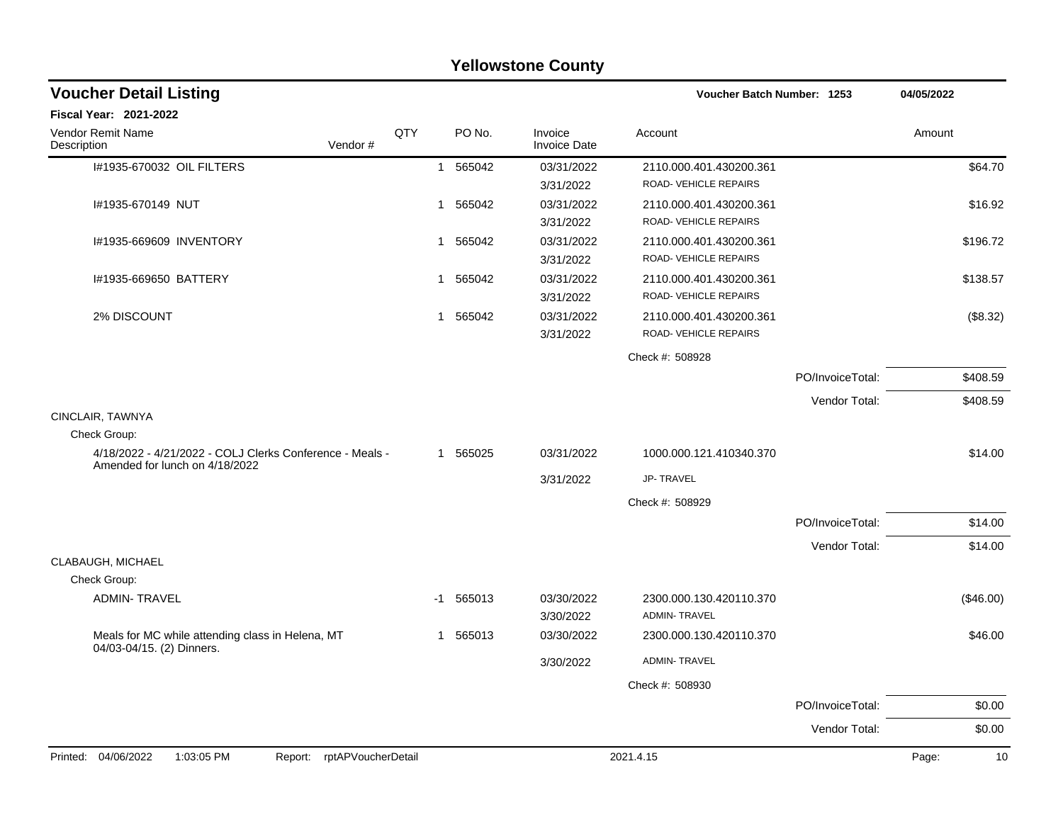# Yellowstone County

## Voucher Detail Listing

**Voucher Batch Number: 1253** — 04/05/2022

**Fiscal Year: 2021-2022**

| Vendor Remit Name / Description | Vendor # | QTY | PO No. | Invoice / Invoice Date | Account | | Amount |
|---|---|---|---|---|---|---|---|
| I#1935-670032 OIL FILTERS | | 1 | 565042 | 03/31/2022<br>3/31/2022 | 2110.000.401.430200.361<br>ROAD- VEHICLE REPAIRS | | $64.70 |
| I#1935-670149 NUT | | 1 | 565042 | 03/31/2022<br>3/31/2022 | 2110.000.401.430200.361<br>ROAD- VEHICLE REPAIRS | | $16.92 |
| I#1935-669609 INVENTORY | | 1 | 565042 | 03/31/2022<br>3/31/2022 | 2110.000.401.430200.361<br>ROAD- VEHICLE REPAIRS | | $196.72 |
| I#1935-669650 BATTERY | | 1 | 565042 | 03/31/2022<br>3/31/2022 | 2110.000.401.430200.361<br>ROAD- VEHICLE REPAIRS | | $138.57 |
| 2% DISCOUNT | | 1 | 565042 | 03/31/2022<br>3/31/2022 | 2110.000.401.430200.361<br>ROAD- VEHICLE REPAIRS | | ($8.32) |
| | | | | | Check #: 508928 | | |
| | | | | | | PO/InvoiceTotal: | $408.59 |
| | | | | | | Vendor Total: | $408.59 |
| CINCLAIR, TAWNYA | | | | | | | |
| Check Group: | | | | | | | |
| 4/18/2022 - 4/21/2022 - COLJ Clerks Conference - Meals - Amended for lunch on 4/18/2022 | | 1 | 565025 | 03/31/2022<br>3/31/2022 | 1000.000.121.410340.370<br>JP- TRAVEL | | $14.00 |
| | | | | | Check #: 508929 | | |
| | | | | | | PO/InvoiceTotal: | $14.00 |
| | | | | | | Vendor Total: | $14.00 |
| CLABAUGH, MICHAEL | | | | | | | |
| Check Group: | | | | | | | |
| ADMIN- TRAVEL | | -1 | 565013 | 03/30/2022<br>3/30/2022 | 2300.000.130.420110.370<br>ADMIN- TRAVEL | | ($46.00) |
| Meals for MC while attending class in Helena, MT 04/03-04/15. (2) Dinners. | | 1 | 565013 | 03/30/2022<br>3/30/2022 | 2300.000.130.420110.370<br>ADMIN- TRAVEL | | $46.00 |
| | | | | | Check #: 508930 | | |
| | | | | | | PO/InvoiceTotal: | $0.00 |
| | | | | | | Vendor Total: | $0.00 |

Printed: 04/06/2022 1:03:05 PM Report: rptAPVoucherDetail 2021.4.15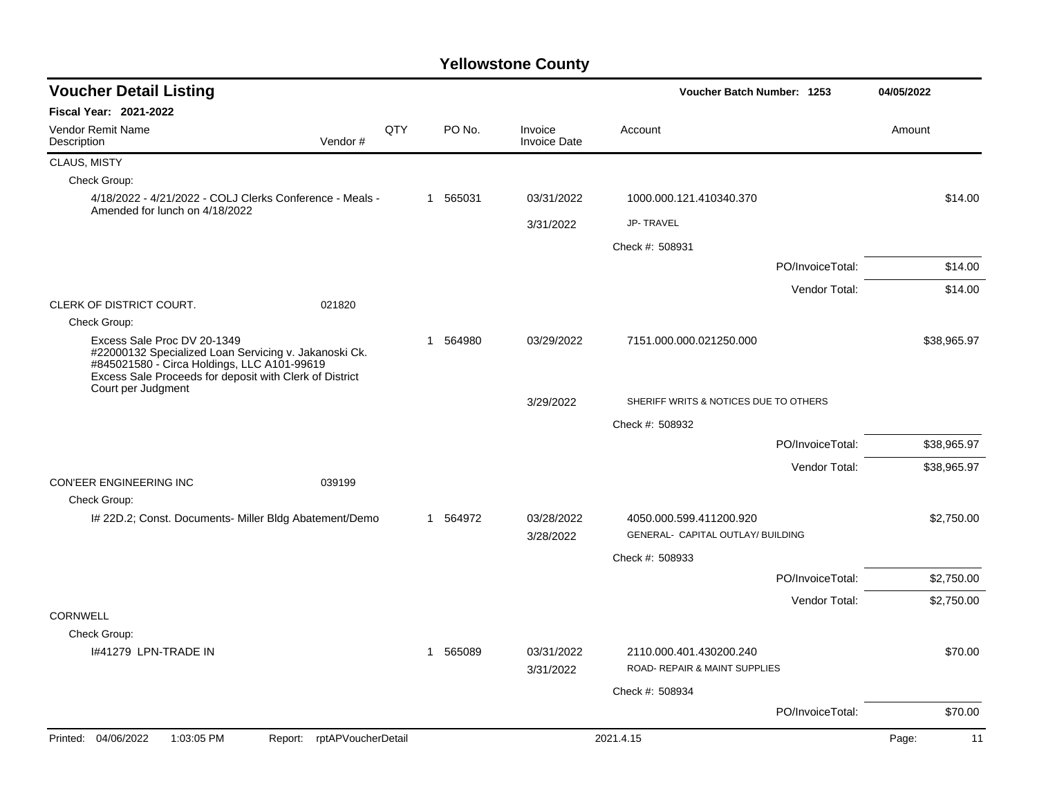# Yellowstone County

## Voucher Detail Listing

**Voucher Batch Number: 1253** — 04/05/2022

**Fiscal Year: 2021-2022**

| Vendor Remit Name / Description | Vendor # | QTY | PO No. | Invoice / Invoice Date | Account | Amount |
|---|---|---|---|---|---|---|
| CLAUS, MISTY | | | | | | |
| Check Group: | | | | | | |
| 4/18/2022 - 4/21/2022 - COLJ Clerks Conference - Meals - Amended for lunch on 4/18/2022 | | 1 | 565031 | 03/31/2022 | 1000.000.121.410340.370 | $14.00 |
| | | | | 3/31/2022 | JP- TRAVEL | |
| | | | | | Check #: 508931 | |
| | | | | | PO/InvoiceTotal: | $14.00 |
| | | | | | Vendor Total: | $14.00 |
| CLERK OF DISTRICT COURT. | 021820 | | | | | |
| Check Group: | | | | | | |
| Excess Sale Proc DV 20-1349 #22000132 Specialized Loan Servicing v. Jakanoski Ck. #845021580 - Circa Holdings, LLC A101-99619 Excess Sale Proceeds for deposit with Clerk of District Court per Judgment | | 1 | 564980 | 03/29/2022 | 7151.000.000.021250.000 | $38,965.97 |
| | | | | 3/29/2022 | SHERIFF WRITS & NOTICES DUE TO OTHERS | |
| | | | | | Check #: 508932 | |
| | | | | | PO/InvoiceTotal: | $38,965.97 |
| | | | | | Vendor Total: | $38,965.97 |
| CON'EER ENGINEERING INC | 039199 | | | | | |
| Check Group: | | | | | | |
| I# 22D.2; Const. Documents- Miller Bldg Abatement/Demo | | 1 | 564972 | 03/28/2022 | 4050.000.599.411200.920 | $2,750.00 |
| | | | | 3/28/2022 | GENERAL- CAPITAL OUTLAY/ BUILDING | |
| | | | | | Check #: 508933 | |
| | | | | | PO/InvoiceTotal: | $2,750.00 |
| | | | | | Vendor Total: | $2,750.00 |
| CORNWELL | | | | | | |
| Check Group: | | | | | | |
| I#41279 LPN-TRADE IN | | 1 | 565089 | 03/31/2022 | 2110.000.401.430200.240 | $70.00 |
| | | | | 3/31/2022 | ROAD- REPAIR & MAINT SUPPLIES | |
| | | | | | Check #: 508934 | |
| | | | | | PO/InvoiceTotal: | $70.00 |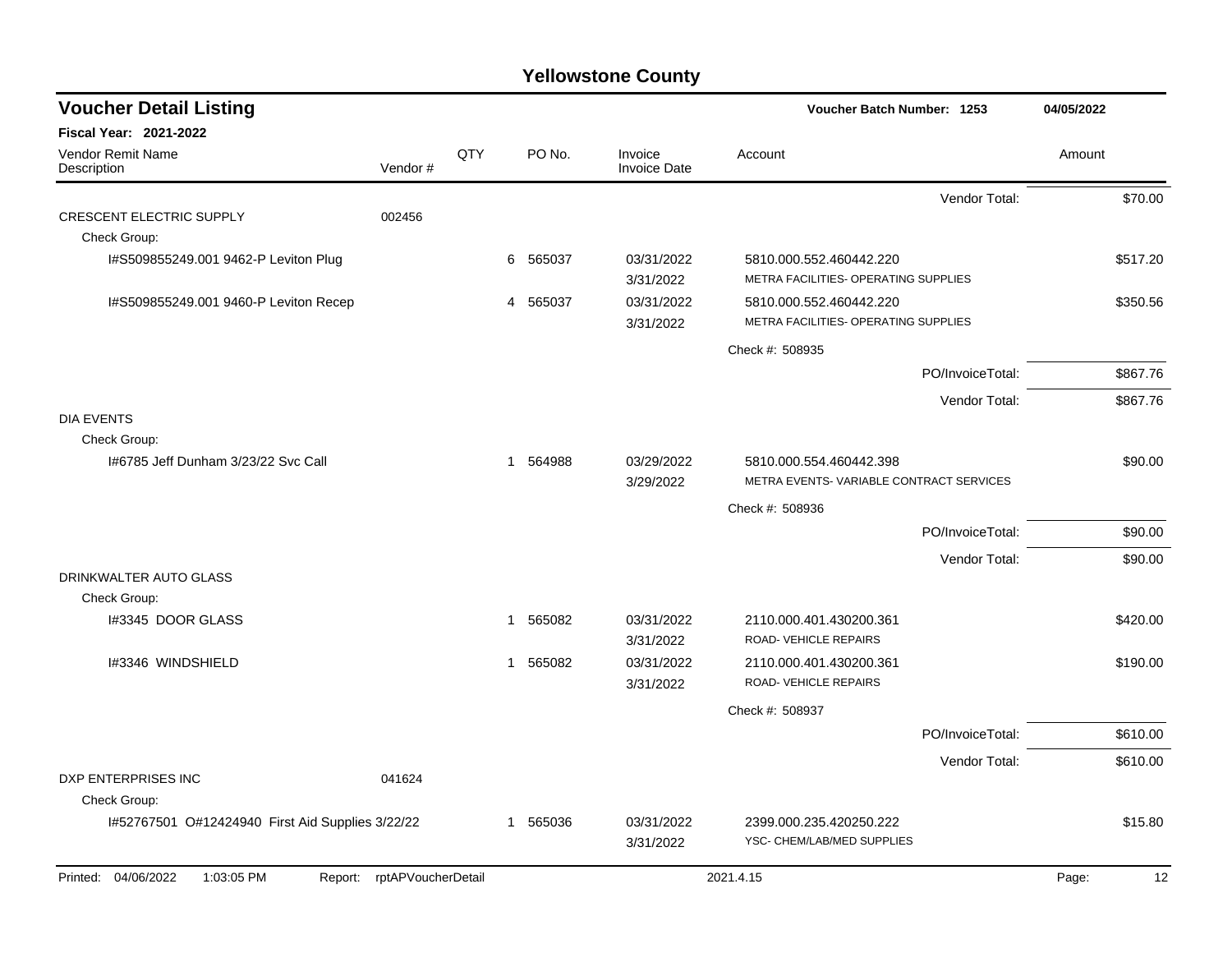# Yellowstone County

## Voucher Detail Listing

**Voucher Batch Number: 1253** — 04/05/2022

**Fiscal Year: 2021-2022**

| Vendor Remit Name / Description | Vendor # | QTY | PO No. | Invoice / Invoice Date | Account | Amount |
|---|---|---|---|---|---|---|
| | | | | | Vendor Total: | $70.00 |
| CRESCENT ELECTRIC SUPPLY | 002456 | | | | | |
| Check Group: | | | | | | |
| I#S509855249.001 9462-P Leviton Plug | | 6 | 565037 | 03/31/2022 3/31/2022 | 5810.000.552.460442.220 METRA FACILITIES- OPERATING SUPPLIES | $517.20 |
| I#S509855249.001 9460-P Leviton Recep | | 4 | 565037 | 03/31/2022 3/31/2022 | 5810.000.552.460442.220 METRA FACILITIES- OPERATING SUPPLIES | $350.56 |
| | | | | | Check #: 508935 | |
| | | | | | PO/InvoiceTotal: | $867.76 |
| | | | | | Vendor Total: | $867.76 |
| DIA EVENTS | | | | | | |
| Check Group: | | | | | | |
| I#6785 Jeff Dunham 3/23/22 Svc Call | | 1 | 564988 | 03/29/2022 3/29/2022 | 5810.000.554.460442.398 METRA EVENTS- VARIABLE CONTRACT SERVICES | $90.00 |
| | | | | | Check #: 508936 | |
| | | | | | PO/InvoiceTotal: | $90.00 |
| | | | | | Vendor Total: | $90.00 |
| DRINKWALTER AUTO GLASS | | | | | | |
| Check Group: | | | | | | |
| I#3345 DOOR GLASS | | 1 | 565082 | 03/31/2022 3/31/2022 | 2110.000.401.430200.361 ROAD- VEHICLE REPAIRS | $420.00 |
| I#3346 WINDSHIELD | | 1 | 565082 | 03/31/2022 3/31/2022 | 2110.000.401.430200.361 ROAD- VEHICLE REPAIRS | $190.00 |
| | | | | | Check #: 508937 | |
| | | | | | PO/InvoiceTotal: | $610.00 |
| | | | | | Vendor Total: | $610.00 |
| DXP ENTERPRISES INC | 041624 | | | | | |
| Check Group: | | | | | | |
| I#52767501 O#12424940 First Aid Supplies 3/22/22 | | 1 | 565036 | 03/31/2022 3/31/2022 | 2399.000.235.420250.222 YSC- CHEM/LAB/MED SUPPLIES | $15.80 |

Printed: 04/06/2022 1:03:05 PM Report: rptAPVoucherDetail 2021.4.15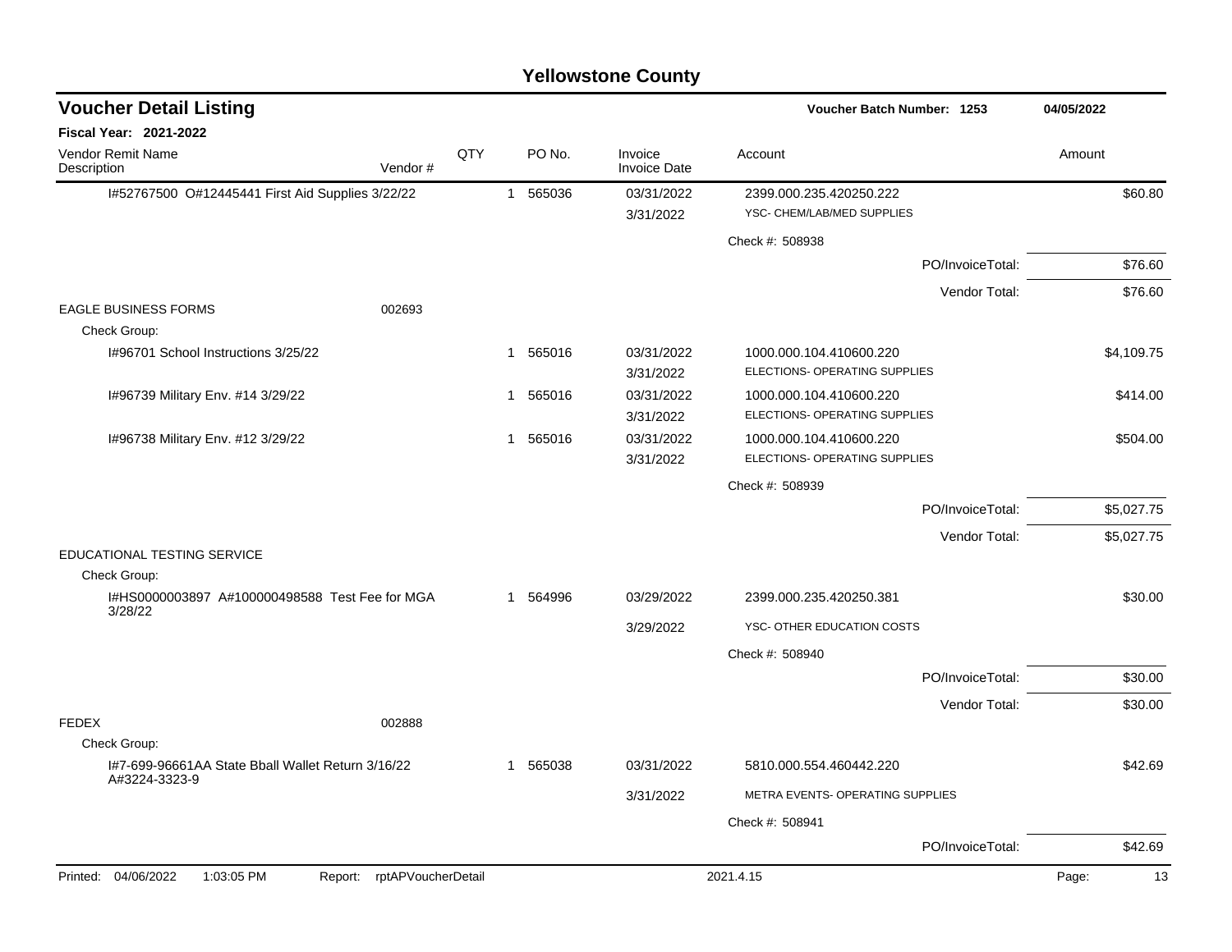# Yellowstone County

## Voucher Detail Listing

**Voucher Batch Number: 1253** — 04/05/2022

**Fiscal Year: 2021-2022**

| Vendor Remit Name / Description | Vendor # | QTY | PO No. | Invoice / Invoice Date | Account | Amount |
|---|---|---|---|---|---|---|
| I#52767500 O#12445441 First Aid Supplies 3/22/22 | | 1 | 565036 | 03/31/2022<br>3/31/2022 | 2399.000.235.420250.222<br>YSC- CHEM/LAB/MED SUPPLIES | $60.80 |
| | | | | | Check #: 508938 | |
| | | | | | PO/InvoiceTotal: | $76.60 |
| | | | | | Vendor Total: | $76.60 |
| EAGLE BUSINESS FORMS | 002693 | | | | | |
| Check Group: | | | | | | |
| I#96701 School Instructions 3/25/22 | | 1 | 565016 | 03/31/2022<br>3/31/2022 | 1000.000.104.410600.220<br>ELECTIONS- OPERATING SUPPLIES | $4,109.75 |
| I#96739 Military Env. #14 3/29/22 | | 1 | 565016 | 03/31/2022<br>3/31/2022 | 1000.000.104.410600.220<br>ELECTIONS- OPERATING SUPPLIES | $414.00 |
| I#96738 Military Env. #12 3/29/22 | | 1 | 565016 | 03/31/2022<br>3/31/2022 | 1000.000.104.410600.220<br>ELECTIONS- OPERATING SUPPLIES | $504.00 |
| | | | | | Check #: 508939 | |
| | | | | | PO/InvoiceTotal: | $5,027.75 |
| | | | | | Vendor Total: | $5,027.75 |
| EDUCATIONAL TESTING SERVICE | | | | | | |
| Check Group: | | | | | | |
| I#HS0000003897 A#100000498588 Test Fee for MGA 3/28/22 | | 1 | 564996 | 03/29/2022<br>3/29/2022 | 2399.000.235.420250.381<br>YSC- OTHER EDUCATION COSTS | $30.00 |
| | | | | | Check #: 508940 | |
| | | | | | PO/InvoiceTotal: | $30.00 |
| | | | | | Vendor Total: | $30.00 |
| FEDEX | 002888 | | | | | |
| Check Group: | | | | | | |
| I#7-699-96661AA State Bball Wallet Return 3/16/22 A#3224-3323-9 | | 1 | 565038 | 03/31/2022<br>3/31/2022 | 5810.000.554.460442.220<br>METRA EVENTS- OPERATING SUPPLIES | $42.69 |
| | | | | | Check #: 508941 | |
| | | | | | PO/InvoiceTotal: | $42.69 |

Printed: 04/06/2022 1:03:05 PM Report: rptAPVoucherDetail 2021.4.15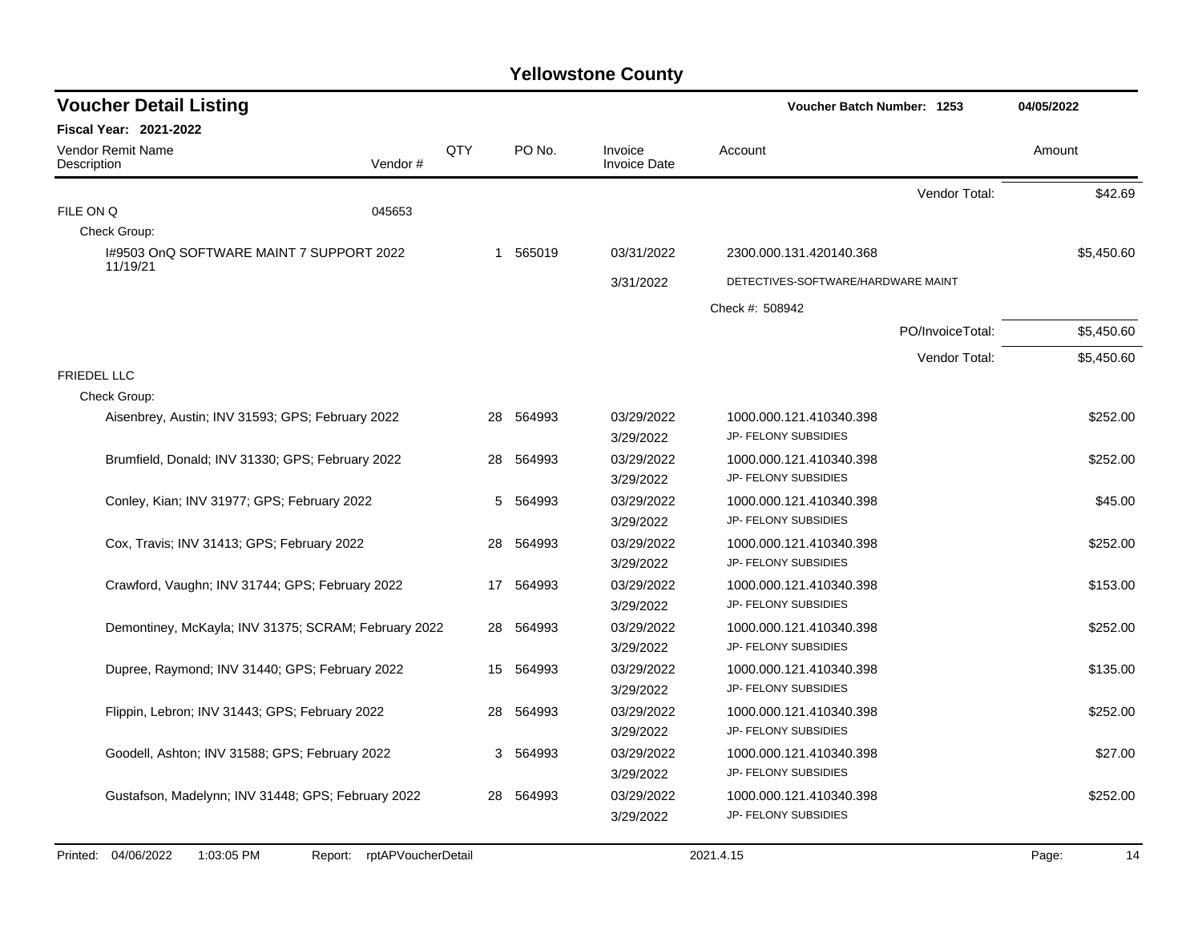# Yellowstone County

## Voucher Detail Listing

**Voucher Batch Number: 1253** — 04/05/2022

**Fiscal Year: 2021-2022**

| Vendor Remit Name / Description | Vendor # | QTY | PO No. | Invoice / Invoice Date | Account | Amount |
|---|---|---|---|---|---|---|
| | | | | | Vendor Total: | $42.69 |
| FILE ON Q | 045653 | | | | | |
| Check Group: | | | | | | |
| I#9503 OnQ SOFTWARE MAINT 7 SUPPORT 2022 11/19/21 | | 1 | 565019 | 03/31/2022 | 2300.000.131.420140.368 | $5,450.60 |
| | | | | 3/31/2022 | DETECTIVES-SOFTWARE/HARDWARE MAINT | |
| | | | | | Check #: 508942 | |
| | | | | | PO/InvoiceTotal: | $5,450.60 |
| | | | | | Vendor Total: | $5,450.60 |
| FRIEDEL LLC | | | | | | |
| Check Group: | | | | | | |
| Aisenbrey, Austin; INV 31593; GPS; February 2022 | | 28 | 564993 | 03/29/2022 | 1000.000.121.410340.398 | $252.00 |
| | | | | 3/29/2022 | JP- FELONY SUBSIDIES | |
| Brumfield, Donald; INV 31330; GPS; February 2022 | | 28 | 564993 | 03/29/2022 | 1000.000.121.410340.398 | $252.00 |
| | | | | 3/29/2022 | JP- FELONY SUBSIDIES | |
| Conley, Kian; INV 31977; GPS; February 2022 | | 5 | 564993 | 03/29/2022 | 1000.000.121.410340.398 | $45.00 |
| | | | | 3/29/2022 | JP- FELONY SUBSIDIES | |
| Cox, Travis; INV 31413; GPS; February 2022 | | 28 | 564993 | 03/29/2022 | 1000.000.121.410340.398 | $252.00 |
| | | | | 3/29/2022 | JP- FELONY SUBSIDIES | |
| Crawford, Vaughn; INV 31744; GPS; February 2022 | | 17 | 564993 | 03/29/2022 | 1000.000.121.410340.398 | $153.00 |
| | | | | 3/29/2022 | JP- FELONY SUBSIDIES | |
| Demontiney, McKayla; INV 31375; SCRAM; February 2022 | | 28 | 564993 | 03/29/2022 | 1000.000.121.410340.398 | $252.00 |
| | | | | 3/29/2022 | JP- FELONY SUBSIDIES | |
| Dupree, Raymond; INV 31440; GPS; February 2022 | | 15 | 564993 | 03/29/2022 | 1000.000.121.410340.398 | $135.00 |
| | | | | 3/29/2022 | JP- FELONY SUBSIDIES | |
| Flippin, Lebron; INV 31443; GPS; February 2022 | | 28 | 564993 | 03/29/2022 | 1000.000.121.410340.398 | $252.00 |
| | | | | 3/29/2022 | JP- FELONY SUBSIDIES | |
| Goodell, Ashton; INV 31588; GPS; February 2022 | | 3 | 564993 | 03/29/2022 | 1000.000.121.410340.398 | $27.00 |
| | | | | 3/29/2022 | JP- FELONY SUBSIDIES | |
| Gustafson, Madelynn; INV 31448; GPS; February 2022 | | 28 | 564993 | 03/29/2022 | 1000.000.121.410340.398 | $252.00 |
| | | | | 3/29/2022 | JP- FELONY SUBSIDIES | |

Printed: 04/06/2022 1:03:05 PM Report: rptAPVoucherDetail 2021.4.15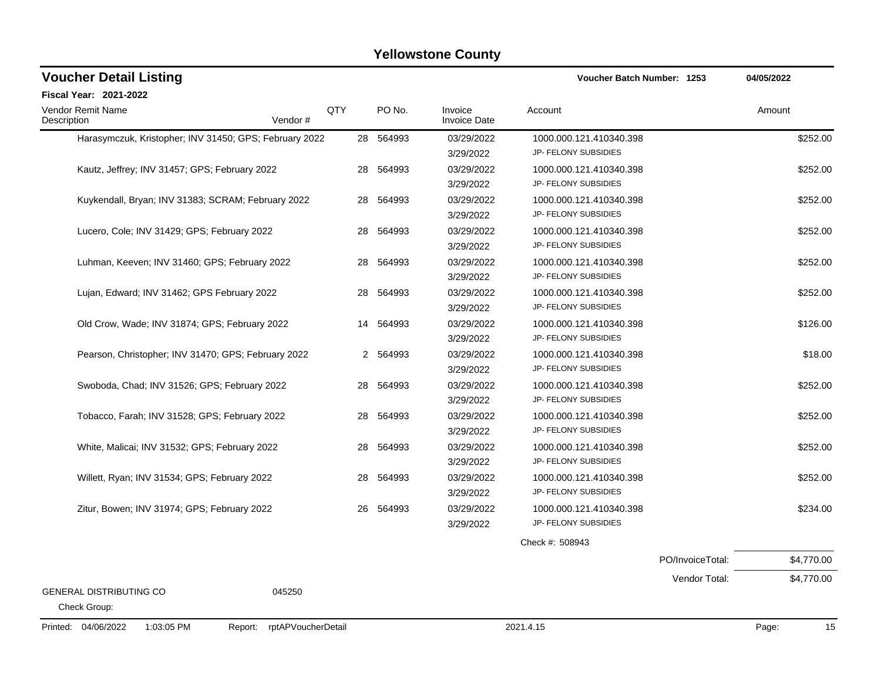# Yellowstone County

## Voucher Detail Listing

**Voucher Batch Number: 1253** — **04/05/2022**

**Fiscal Year: 2021-2022**

| Vendor Remit Name / Description | Vendor # | QTY | PO No. | Invoice / Invoice Date | Account | Amount |
|---|---|---|---|---|---|---|
| Harasymczuk, Kristopher; INV 31450; GPS; February 2022 | | 28 | 564993 | 03/29/2022 / 3/29/2022 | 1000.000.121.410340.398 JP- FELONY SUBSIDIES | $252.00 |
| Kautz, Jeffrey; INV 31457; GPS; February 2022 | | 28 | 564993 | 03/29/2022 / 3/29/2022 | 1000.000.121.410340.398 JP- FELONY SUBSIDIES | $252.00 |
| Kuykendall, Bryan; INV 31383; SCRAM; February 2022 | | 28 | 564993 | 03/29/2022 / 3/29/2022 | 1000.000.121.410340.398 JP- FELONY SUBSIDIES | $252.00 |
| Lucero, Cole; INV 31429; GPS; February 2022 | | 28 | 564993 | 03/29/2022 / 3/29/2022 | 1000.000.121.410340.398 JP- FELONY SUBSIDIES | $252.00 |
| Luhman, Keeven; INV 31460; GPS; February 2022 | | 28 | 564993 | 03/29/2022 / 3/29/2022 | 1000.000.121.410340.398 JP- FELONY SUBSIDIES | $252.00 |
| Lujan, Edward; INV 31462; GPS February 2022 | | 28 | 564993 | 03/29/2022 / 3/29/2022 | 1000.000.121.410340.398 JP- FELONY SUBSIDIES | $252.00 |
| Old Crow, Wade; INV 31874; GPS; February 2022 | | 14 | 564993 | 03/29/2022 / 3/29/2022 | 1000.000.121.410340.398 JP- FELONY SUBSIDIES | $126.00 |
| Pearson, Christopher; INV 31470; GPS; February 2022 | | 2 | 564993 | 03/29/2022 / 3/29/2022 | 1000.000.121.410340.398 JP- FELONY SUBSIDIES | $18.00 |
| Swoboda, Chad; INV 31526; GPS; February 2022 | | 28 | 564993 | 03/29/2022 / 3/29/2022 | 1000.000.121.410340.398 JP- FELONY SUBSIDIES | $252.00 |
| Tobacco, Farah; INV 31528; GPS; February 2022 | | 28 | 564993 | 03/29/2022 / 3/29/2022 | 1000.000.121.410340.398 JP- FELONY SUBSIDIES | $252.00 |
| White, Malicai; INV 31532; GPS; February 2022 | | 28 | 564993 | 03/29/2022 / 3/29/2022 | 1000.000.121.410340.398 JP- FELONY SUBSIDIES | $252.00 |
| Willett, Ryan; INV 31534; GPS; February 2022 | | 28 | 564993 | 03/29/2022 / 3/29/2022 | 1000.000.121.410340.398 JP- FELONY SUBSIDIES | $252.00 |
| Zitur, Bowen; INV 31974; GPS; February 2022 | | 26 | 564993 | 03/29/2022 / 3/29/2022 | 1000.000.121.410340.398 JP- FELONY SUBSIDIES | $234.00 |
| | | | | | Check #: 508943 | |
| | | | | | PO/InvoiceTotal: | $4,770.00 |
| | | | | | Vendor Total: | $4,770.00 |
| GENERAL DISTRIBUTING CO | 045250 | | | | | |
| Check Group: | | | | | | |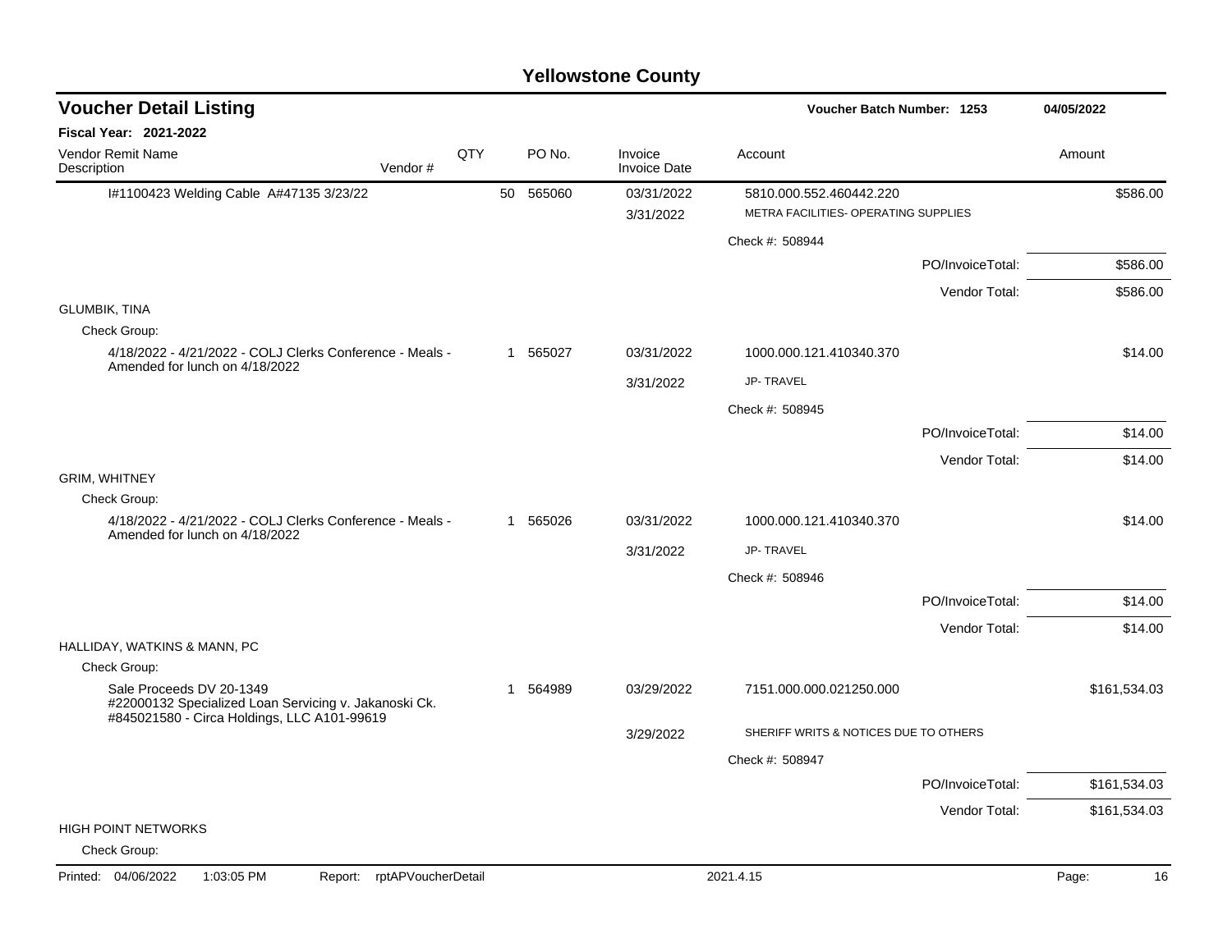# Yellowstone County

## Voucher Detail Listing

**Voucher Batch Number: 1253** 04/05/2022

**Fiscal Year: 2021-2022**

| Vendor Remit Name / Description | Vendor # | QTY | PO No. | Invoice / Invoice Date | Account | Amount |
|---|---|---|---|---|---|---|
| I#1100423 Welding Cable A#47135 3/23/22 | | 50 | 565060 | 03/31/2022 | 5810.000.552.460442.220 | $586.00 |
| | | | | 3/31/2022 | METRA FACILITIES- OPERATING SUPPLIES | |
| | | | | | Check #: 508944 | |
| | | | | | PO/InvoiceTotal: | $586.00 |
| | | | | | Vendor Total: | $586.00 |
| GLUMBIK, TINA | | | | | | |
| Check Group: | | | | | | |
| 4/18/2022 - 4/21/2022 - COLJ Clerks Conference - Meals - Amended for lunch on 4/18/2022 | | 1 | 565027 | 03/31/2022 | 1000.000.121.410340.370 | $14.00 |
| | | | | 3/31/2022 | JP- TRAVEL | |
| | | | | | Check #: 508945 | |
| | | | | | PO/InvoiceTotal: | $14.00 |
| | | | | | Vendor Total: | $14.00 |
| GRIM, WHITNEY | | | | | | |
| Check Group: | | | | | | |
| 4/18/2022 - 4/21/2022 - COLJ Clerks Conference - Meals - Amended for lunch on 4/18/2022 | | 1 | 565026 | 03/31/2022 | 1000.000.121.410340.370 | $14.00 |
| | | | | 3/31/2022 | JP- TRAVEL | |
| | | | | | Check #: 508946 | |
| | | | | | PO/InvoiceTotal: | $14.00 |
| | | | | | Vendor Total: | $14.00 |
| HALLIDAY, WATKINS & MANN, PC | | | | | | |
| Check Group: | | | | | | |
| Sale Proceeds DV 20-1349 #22000132 Specialized Loan Servicing v. Jakanoski Ck. #845021580 - Circa Holdings, LLC A101-99619 | | 1 | 564989 | 03/29/2022 | 7151.000.000.021250.000 | $161,534.03 |
| | | | | 3/29/2022 | SHERIFF WRITS & NOTICES DUE TO OTHERS | |
| | | | | | Check #: 508947 | |
| | | | | | PO/InvoiceTotal: | $161,534.03 |
| | | | | | Vendor Total: | $161,534.03 |
| HIGH POINT NETWORKS | | | | | | |
| Check Group: | | | | | | |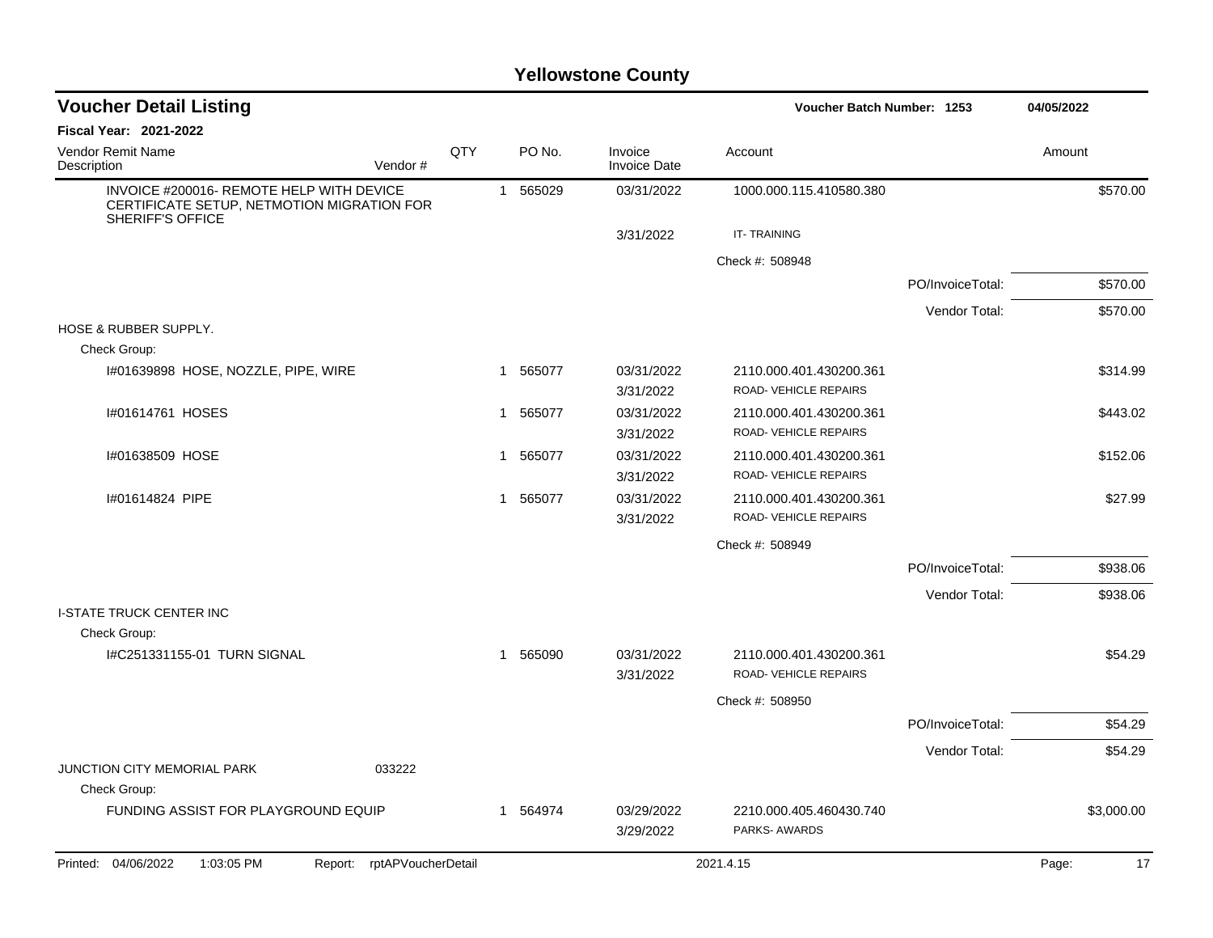# Yellowstone County

## Voucher Detail Listing

**Voucher Batch Number: 1253** — 04/05/2022

**Fiscal Year: 2021-2022**

| Vendor Remit Name / Description | Vendor # | QTY | PO No. | Invoice / Invoice Date | Account | | Amount |
|---|---|---|---|---|---|---|---|
| INVOICE #200016- REMOTE HELP WITH DEVICE CERTIFICATE SETUP, NETMOTION MIGRATION FOR SHERIFF'S OFFICE | | 1 | 565029 | 03/31/2022 | 1000.000.115.410580.380 | | $570.00 |
| | | | | 3/31/2022 | IT- TRAINING | | |
| | | | | | Check #: 508948 | | |
| | | | | | | PO/InvoiceTotal: | $570.00 |
| | | | | | | Vendor Total: | $570.00 |
| HOSE & RUBBER SUPPLY. | | | | | | | |
| Check Group: | | | | | | | |
| I#01639898 HOSE, NOZZLE, PIPE, WIRE | | 1 | 565077 | 03/31/2022 | 2110.000.401.430200.361 | | $314.99 |
| | | | | 3/31/2022 | ROAD- VEHICLE REPAIRS | | |
| I#01614761 HOSES | | 1 | 565077 | 03/31/2022 | 2110.000.401.430200.361 | | $443.02 |
| | | | | 3/31/2022 | ROAD- VEHICLE REPAIRS | | |
| I#01638509 HOSE | | 1 | 565077 | 03/31/2022 | 2110.000.401.430200.361 | | $152.06 |
| | | | | 3/31/2022 | ROAD- VEHICLE REPAIRS | | |
| I#01614824 PIPE | | 1 | 565077 | 03/31/2022 | 2110.000.401.430200.361 | | $27.99 |
| | | | | 3/31/2022 | ROAD- VEHICLE REPAIRS | | |
| | | | | | Check #: 508949 | | |
| | | | | | | PO/InvoiceTotal: | $938.06 |
| | | | | | | Vendor Total: | $938.06 |
| I-STATE TRUCK CENTER INC | | | | | | | |
| Check Group: | | | | | | | |
| I#C251331155-01 TURN SIGNAL | | 1 | 565090 | 03/31/2022 | 2110.000.401.430200.361 | | $54.29 |
| | | | | 3/31/2022 | ROAD- VEHICLE REPAIRS | | |
| | | | | | Check #: 508950 | | |
| | | | | | | PO/InvoiceTotal: | $54.29 |
| | | | | | | Vendor Total: | $54.29 |
| JUNCTION CITY MEMORIAL PARK | 033222 | | | | | | |
| Check Group: | | | | | | | |
| FUNDING ASSIST FOR PLAYGROUND EQUIP | | 1 | 564974 | 03/29/2022 | 2210.000.405.460430.740 | | $3,000.00 |
| | | | | 3/29/2022 | PARKS- AWARDS | | |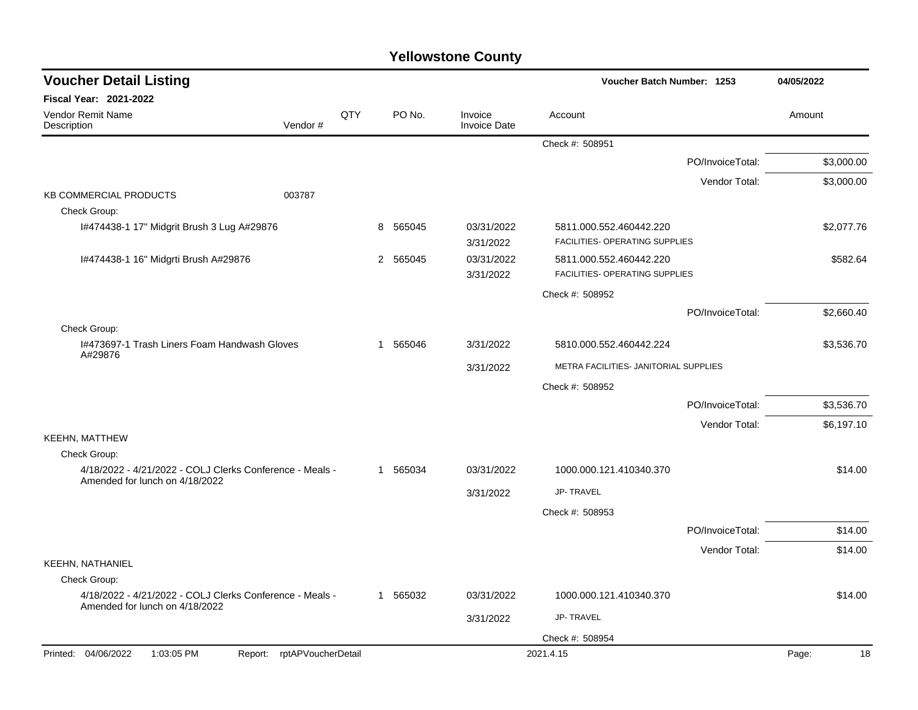# Yellowstone County

## Voucher Detail Listing

Voucher Batch Number: 1253 — 04/05/2022

**Fiscal Year: 2021-2022**

| Vendor Remit Name / Description | Vendor # | QTY | PO No. | Invoice / Invoice Date | Account | Amount |
|---|---|---|---|---|---|---|
| | | | | | Check #: 508951 | |
| | | | | | PO/InvoiceTotal: | $3,000.00 |
| | | | | | Vendor Total: | $3,000.00 |
| KB COMMERCIAL PRODUCTS | 003787 | | | | | |
| Check Group: | | | | | | |
| I#474438-1 17" Midgrit Brush 3 Lug A#29876 | | 8 | 565045 | 03/31/2022 | 5811.000.552.460442.220 | $2,077.76 |
| | | | | 3/31/2022 | FACILITIES- OPERATING SUPPLIES | |
| I#474438-1 16" Midgrti Brush A#29876 | | 2 | 565045 | 03/31/2022 | 5811.000.552.460442.220 | $582.64 |
| | | | | 3/31/2022 | FACILITIES- OPERATING SUPPLIES | |
| | | | | | Check #: 508952 | |
| | | | | | PO/InvoiceTotal: | $2,660.40 |
| Check Group: | | | | | | |
| I#473697-1 Trash Liners Foam Handwash Gloves A#29876 | | 1 | 565046 | 3/31/2022 | 5810.000.552.460442.224 | $3,536.70 |
| | | | | 3/31/2022 | METRA FACILITIES- JANITORIAL SUPPLIES | |
| | | | | | Check #: 508952 | |
| | | | | | PO/InvoiceTotal: | $3,536.70 |
| | | | | | Vendor Total: | $6,197.10 |
| KEEHN, MATTHEW | | | | | | |
| Check Group: | | | | | | |
| 4/18/2022 - 4/21/2022 - COLJ Clerks Conference - Meals - Amended for lunch on 4/18/2022 | | 1 | 565034 | 03/31/2022 | 1000.000.121.410340.370 | $14.00 |
| | | | | 3/31/2022 | JP- TRAVEL | |
| | | | | | Check #: 508953 | |
| | | | | | PO/InvoiceTotal: | $14.00 |
| | | | | | Vendor Total: | $14.00 |
| KEEHN, NATHANIEL | | | | | | |
| Check Group: | | | | | | |
| 4/18/2022 - 4/21/2022 - COLJ Clerks Conference - Meals - Amended for lunch on 4/18/2022 | | 1 | 565032 | 03/31/2022 | 1000.000.121.410340.370 | $14.00 |
| | | | | 3/31/2022 | JP- TRAVEL | |
| | | | | | Check #: 508954 | |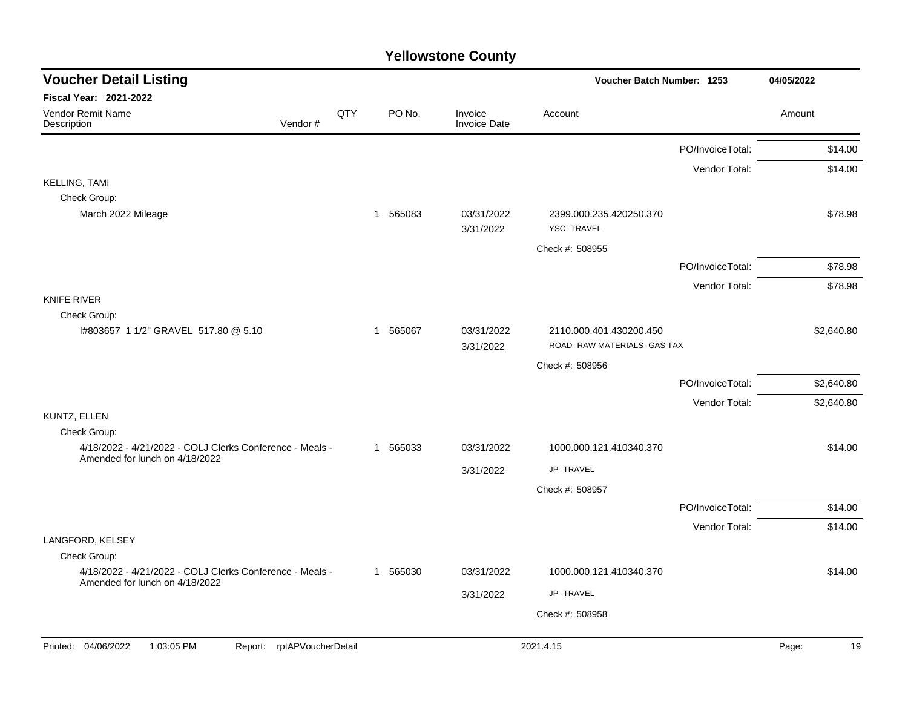# Yellowstone County

## Voucher Detail Listing

**Voucher Batch Number: 1253** — 04/05/2022

**Fiscal Year: 2021-2022**

| Vendor Remit Name / Description | Vendor # | QTY | PO No. | Invoice / Invoice Date | Account | | Amount |
|---|---|---|---|---|---|---|---|
| | | | | | | PO/InvoiceTotal: | $14.00 |
| | | | | | | Vendor Total: | $14.00 |
| KELLING, TAMI | | | | | | | |
| Check Group: | | | | | | | |
| March 2022 Mileage | | 1 | 565083 | 03/31/2022 3/31/2022 | 2399.000.235.420250.370 YSC- TRAVEL | | $78.98 |
| | | | | | Check #: 508955 | | |
| | | | | | | PO/InvoiceTotal: | $78.98 |
| | | | | | | Vendor Total: | $78.98 |
| KNIFE RIVER | | | | | | | |
| Check Group: | | | | | | | |
| I#803657 1 1/2" GRAVEL 517.80 @ 5.10 | | 1 | 565067 | 03/31/2022 3/31/2022 | 2110.000.401.430200.450 ROAD- RAW MATERIALS- GAS TAX | | $2,640.80 |
| | | | | | Check #: 508956 | | |
| | | | | | | PO/InvoiceTotal: | $2,640.80 |
| | | | | | | Vendor Total: | $2,640.80 |
| KUNTZ, ELLEN | | | | | | | |
| Check Group: | | | | | | | |
| 4/18/2022 - 4/21/2022 - COLJ Clerks Conference - Meals - Amended for lunch on 4/18/2022 | | 1 | 565033 | 03/31/2022 3/31/2022 | 1000.000.121.410340.370 JP- TRAVEL | | $14.00 |
| | | | | | Check #: 508957 | | |
| | | | | | | PO/InvoiceTotal: | $14.00 |
| | | | | | | Vendor Total: | $14.00 |
| LANGFORD, KELSEY | | | | | | | |
| Check Group: | | | | | | | |
| 4/18/2022 - 4/21/2022 - COLJ Clerks Conference - Meals - Amended for lunch on 4/18/2022 | | 1 | 565030 | 03/31/2022 3/31/2022 | 1000.000.121.410340.370 JP- TRAVEL | | $14.00 |
| | | | | | Check #: 508958 | | |

Printed: 04/06/2022 1:03:05 PM Report: rptAPVoucherDetail 2021.4.15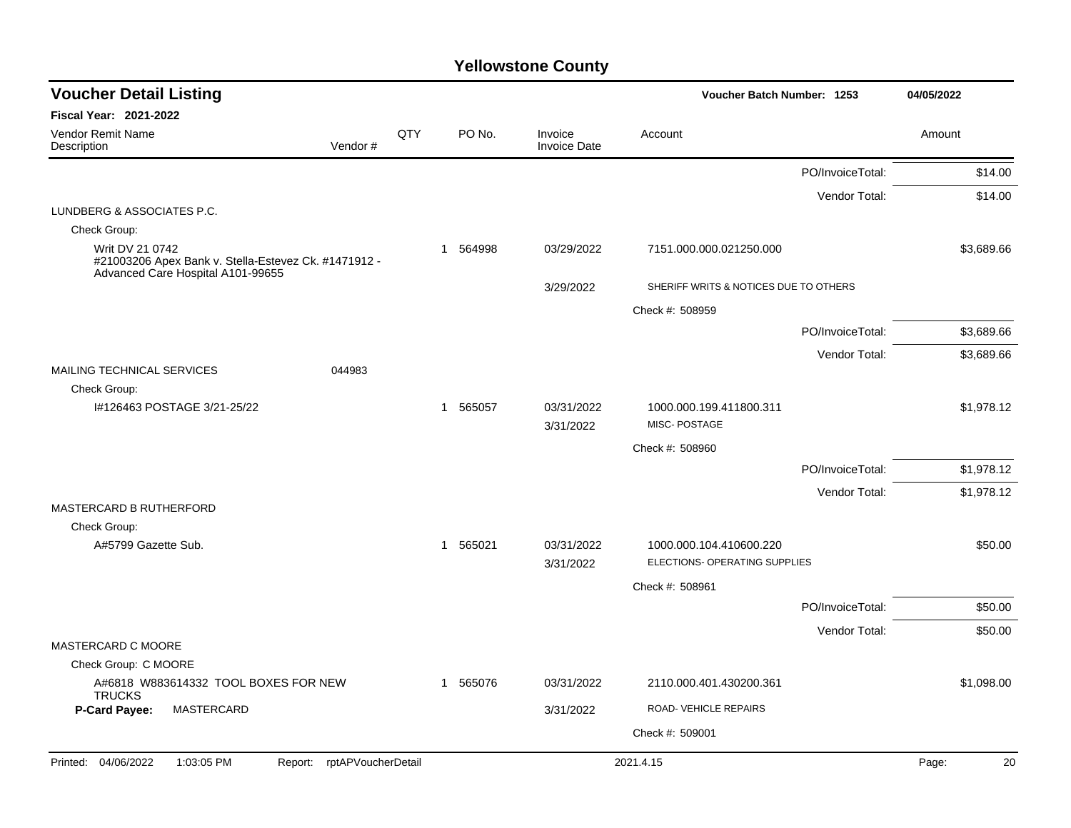# Yellowstone County

## Voucher Detail Listing

**Voucher Batch Number: 1253** — 04/05/2022

**Fiscal Year: 2021-2022**

| Vendor Remit Name / Description | Vendor # | QTY | PO No. | Invoice / Invoice Date | Account | Amount |
|---|---|---|---|---|---|---|
| | | | | | PO/InvoiceTotal: | $14.00 |
| | | | | | Vendor Total: | $14.00 |
| LUNDBERG & ASSOCIATES P.C. | | | | | | |
| Check Group: | | | | | | |
| Writ DV 21 0742 #21003206 Apex Bank v. Stella-Estevez Ck. #1471912 - Advanced Care Hospital A101-99655 | | 1 | 564998 | 03/29/2022 | 7151.000.000.021250.000 | $3,689.66 |
| | | | | 3/29/2022 | SHERIFF WRITS & NOTICES DUE TO OTHERS | |
| | | | | | Check #: 508959 | |
| | | | | | PO/InvoiceTotal: | $3,689.66 |
| | | | | | Vendor Total: | $3,689.66 |
| MAILING TECHNICAL SERVICES | 044983 | | | | | |
| Check Group: | | | | | | |
| I#126463 POSTAGE 3/21-25/22 | | 1 | 565057 | 03/31/2022 | 1000.000.199.411800.311 | $1,978.12 |
| | | | | 3/31/2022 | MISC- POSTAGE | |
| | | | | | Check #: 508960 | |
| | | | | | PO/InvoiceTotal: | $1,978.12 |
| | | | | | Vendor Total: | $1,978.12 |
| MASTERCARD B RUTHERFORD | | | | | | |
| Check Group: | | | | | | |
| A#5799 Gazette Sub. | | 1 | 565021 | 03/31/2022 | 1000.000.104.410600.220 | $50.00 |
| | | | | 3/31/2022 | ELECTIONS- OPERATING SUPPLIES | |
| | | | | | Check #: 508961 | |
| | | | | | PO/InvoiceTotal: | $50.00 |
| | | | | | Vendor Total: | $50.00 |
| MASTERCARD C MOORE | | | | | | |
| Check Group: C MOORE | | | | | | |
| A#6818 W883614332 TOOL BOXES FOR NEW TRUCKS | | 1 | 565076 | 03/31/2022 | 2110.000.401.430200.361 | $1,098.00 |
| **P-Card Payee:** MASTERCARD | | | | 3/31/2022 | ROAD- VEHICLE REPAIRS | |
| | | | | | Check #: 509001 | |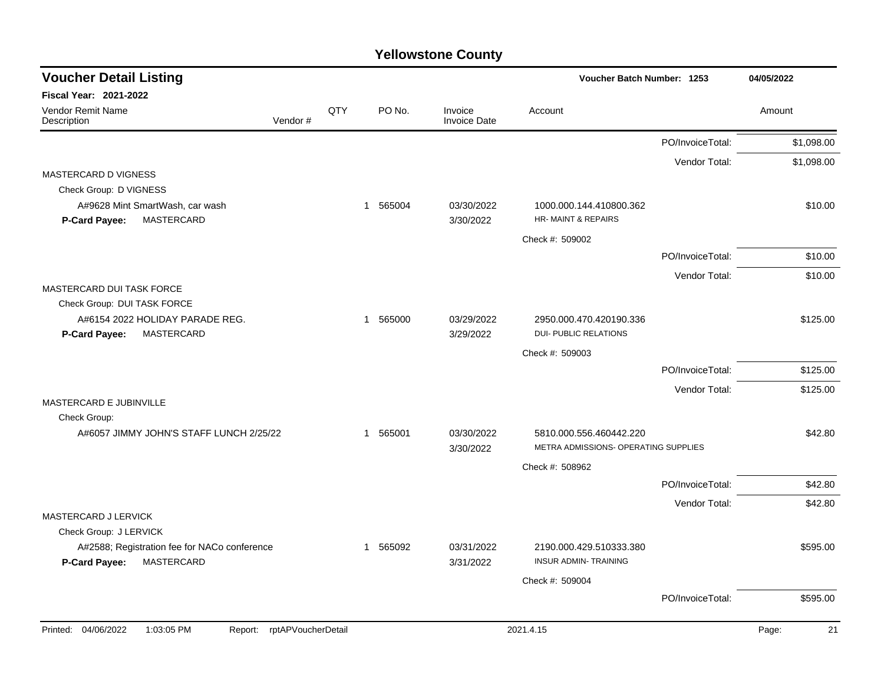# Yellowstone County

## Voucher Detail Listing

**Voucher Batch Number: 1253** 04/05/2022

**Fiscal Year: 2021-2022**

| Vendor Remit Name / Description | Vendor # | QTY | PO No. | Invoice / Invoice Date | Account | | Amount |
|---|---|---|---|---|---|---|---|
| | | | | | | PO/InvoiceTotal: | $1,098.00 |
| | | | | | | Vendor Total: | $1,098.00 |
| MASTERCARD D VIGNESS | | | | | | | |
| Check Group: D VIGNESS | | | | | | | |
| A#9628 Mint SmartWash, car wash | | 1 | 565004 | 03/30/2022 | 1000.000.144.410800.362 | | $10.00 |
| **P-Card Payee:** MASTERCARD | | | | 3/30/2022 | HR- MAINT & REPAIRS | | |
| | | | | | Check #: 509002 | | |
| | | | | | | PO/InvoiceTotal: | $10.00 |
| | | | | | | Vendor Total: | $10.00 |
| MASTERCARD DUI TASK FORCE | | | | | | | |
| Check Group: DUI TASK FORCE | | | | | | | |
| A#6154 2022 HOLIDAY PARADE REG. | | 1 | 565000 | 03/29/2022 | 2950.000.470.420190.336 | | $125.00 |
| **P-Card Payee:** MASTERCARD | | | | 3/29/2022 | DUI- PUBLIC RELATIONS | | |
| | | | | | Check #: 509003 | | |
| | | | | | | PO/InvoiceTotal: | $125.00 |
| | | | | | | Vendor Total: | $125.00 |
| MASTERCARD E JUBINVILLE | | | | | | | |
| Check Group: | | | | | | | |
| A#6057 JIMMY JOHN'S STAFF LUNCH 2/25/22 | | 1 | 565001 | 03/30/2022 | 5810.000.556.460442.220 | | $42.80 |
| | | | | 3/30/2022 | METRA ADMISSIONS- OPERATING SUPPLIES | | |
| | | | | | Check #: 508962 | | |
| | | | | | | PO/InvoiceTotal: | $42.80 |
| | | | | | | Vendor Total: | $42.80 |
| MASTERCARD J LERVICK | | | | | | | |
| Check Group: J LERVICK | | | | | | | |
| A#2588; Registration fee for NACo conference | | 1 | 565092 | 03/31/2022 | 2190.000.429.510333.380 | | $595.00 |
| **P-Card Payee:** MASTERCARD | | | | 3/31/2022 | INSUR ADMIN- TRAINING | | |
| | | | | | Check #: 509004 | | |
| | | | | | | PO/InvoiceTotal: | $595.00 |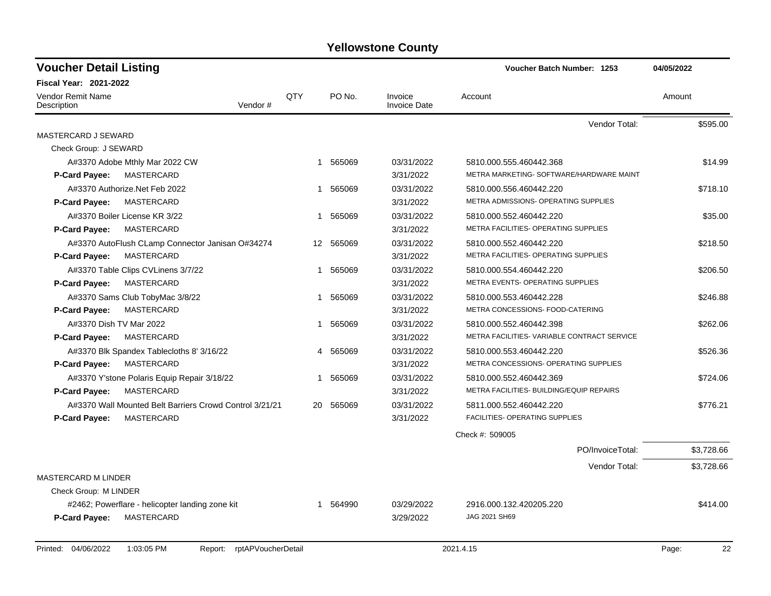## Yellowstone County

**Voucher Detail Listing** — Voucher Batch Number: 1253 — 04/05/2022

**Fiscal Year: 2021-2022**

| Vendor Remit Name / Description | Vendor # | QTY | PO No. | Invoice / Invoice Date | Account | Amount |
|---|---|---|---|---|---|---|
| | | | | | Vendor Total: | $595.00 |
| **MASTERCARD J SEWARD** | | | | | | |
| Check Group: J SEWARD | | | | | | |
| A#3370 Adobe Mthly Mar 2022 CW | | 1 | 565069 | 03/31/2022 | 5810.000.555.460442.368 | $14.99 |
| **P-Card Payee:** MASTERCARD | | | | 3/31/2022 | METRA MARKETING- SOFTWARE/HARDWARE MAINT | |
| A#3370 Authorize.Net Feb 2022 | | 1 | 565069 | 03/31/2022 | 5810.000.556.460442.220 | $718.10 |
| **P-Card Payee:** MASTERCARD | | | | 3/31/2022 | METRA ADMISSIONS- OPERATING SUPPLIES | |
| A#3370 Boiler License KR 3/22 | | 1 | 565069 | 03/31/2022 | 5810.000.552.460442.220 | $35.00 |
| **P-Card Payee:** MASTERCARD | | | | 3/31/2022 | METRA FACILITIES- OPERATING SUPPLIES | |
| A#3370 AutoFlush CLamp Connector Janisan O#34274 | | 12 | 565069 | 03/31/2022 | 5810.000.552.460442.220 | $218.50 |
| **P-Card Payee:** MASTERCARD | | | | 3/31/2022 | METRA FACILITIES- OPERATING SUPPLIES | |
| A#3370 Table Clips CVLinens 3/7/22 | | 1 | 565069 | 03/31/2022 | 5810.000.554.460442.220 | $206.50 |
| **P-Card Payee:** MASTERCARD | | | | 3/31/2022 | METRA EVENTS- OPERATING SUPPLIES | |
| A#3370 Sams Club TobyMac 3/8/22 | | 1 | 565069 | 03/31/2022 | 5810.000.553.460442.228 | $246.88 |
| **P-Card Payee:** MASTERCARD | | | | 3/31/2022 | METRA CONCESSIONS- FOOD-CATERING | |
| A#3370 Dish TV Mar 2022 | | 1 | 565069 | 03/31/2022 | 5810.000.552.460442.398 | $262.06 |
| **P-Card Payee:** MASTERCARD | | | | 3/31/2022 | METRA FACILITIES- VARIABLE CONTRACT SERVICE | |
| A#3370 Blk Spandex Tablecloths 8' 3/16/22 | | 4 | 565069 | 03/31/2022 | 5810.000.553.460442.220 | $526.36 |
| **P-Card Payee:** MASTERCARD | | | | 3/31/2022 | METRA CONCESSIONS- OPERATING SUPPLIES | |
| A#3370 Y'stone Polaris Equip Repair 3/18/22 | | 1 | 565069 | 03/31/2022 | 5810.000.552.460442.369 | $724.06 |
| **P-Card Payee:** MASTERCARD | | | | 3/31/2022 | METRA FACILITIES- BUILDING/EQUIP REPAIRS | |
| A#3370 Wall Mounted Belt Barriers Crowd Control 3/21/21 | | 20 | 565069 | 03/31/2022 | 5811.000.552.460442.220 | $776.21 |
| **P-Card Payee:** MASTERCARD | | | | 3/31/2022 | FACILITIES- OPERATING SUPPLIES | |
| | | | | | Check #: 509005 | |
| | | | | | PO/InvoiceTotal: | $3,728.66 |
| | | | | | Vendor Total: | $3,728.66 |
| **MASTERCARD M LINDER** | | | | | | |
| Check Group: M LINDER | | | | | | |
| #2462; Powerflare - helicopter landing zone kit | | 1 | 564990 | 03/29/2022 | 2916.000.132.420205.220 | $414.00 |
| **P-Card Payee:** MASTERCARD | | | | 3/29/2022 | JAG 2021 SH69 | |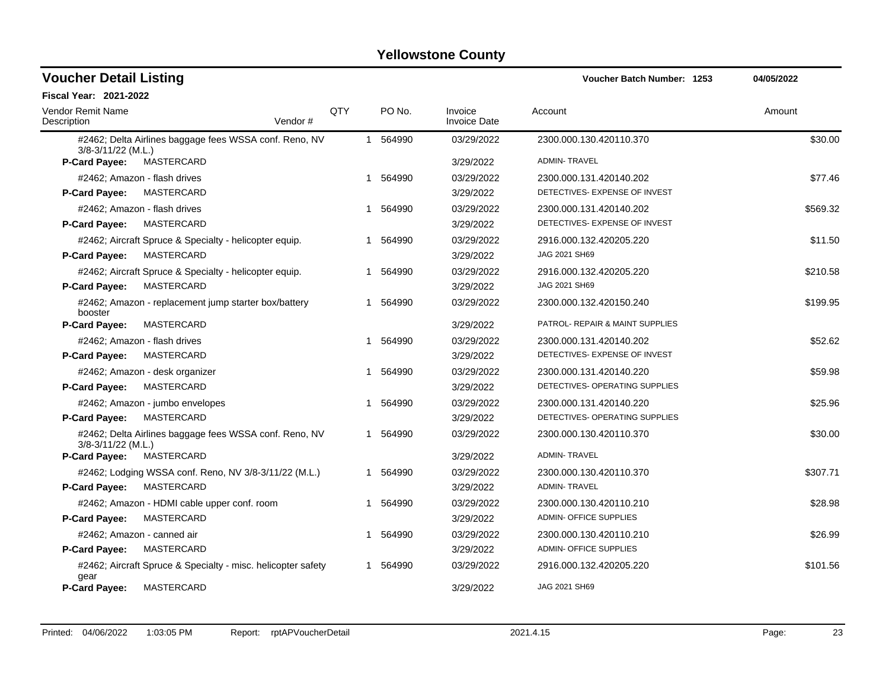# Yellowstone County

## Voucher Detail Listing

**Voucher Batch Number: 1253** 04/05/2022

**Fiscal Year: 2021-2022**

| Vendor Remit Name / Description | Vendor # | QTY | PO No. | Invoice / Invoice Date | Account | Amount |
|---|---|---|---|---|---|---|
| #2462; Delta Airlines baggage fees WSSA conf. Reno, NV 3/8-3/11/22 (M.L.) | | 1 | 564990 | 03/29/2022 | 2300.000.130.420110.370 | $30.00 |
| **P-Card Payee:** MASTERCARD | | | | 3/29/2022 | ADMIN- TRAVEL | |
| #2462; Amazon - flash drives | | 1 | 564990 | 03/29/2022 | 2300.000.131.420140.202 | $77.46 |
| **P-Card Payee:** MASTERCARD | | | | 3/29/2022 | DETECTIVES- EXPENSE OF INVEST | |
| #2462; Amazon - flash drives | | 1 | 564990 | 03/29/2022 | 2300.000.131.420140.202 | $569.32 |
| **P-Card Payee:** MASTERCARD | | | | 3/29/2022 | DETECTIVES- EXPENSE OF INVEST | |
| #2462; Aircraft Spruce & Specialty - helicopter equip. | | 1 | 564990 | 03/29/2022 | 2916.000.132.420205.220 | $11.50 |
| **P-Card Payee:** MASTERCARD | | | | 3/29/2022 | JAG 2021 SH69 | |
| #2462; Aircraft Spruce & Specialty - helicopter equip. | | 1 | 564990 | 03/29/2022 | 2916.000.132.420205.220 | $210.58 |
| **P-Card Payee:** MASTERCARD | | | | 3/29/2022 | JAG 2021 SH69 | |
| #2462; Amazon - replacement jump starter box/battery booster | | 1 | 564990 | 03/29/2022 | 2300.000.132.420150.240 | $199.95 |
| **P-Card Payee:** MASTERCARD | | | | 3/29/2022 | PATROL- REPAIR & MAINT SUPPLIES | |
| #2462; Amazon - flash drives | | 1 | 564990 | 03/29/2022 | 2300.000.131.420140.202 | $52.62 |
| **P-Card Payee:** MASTERCARD | | | | 3/29/2022 | DETECTIVES- EXPENSE OF INVEST | |
| #2462; Amazon - desk organizer | | 1 | 564990 | 03/29/2022 | 2300.000.131.420140.220 | $59.98 |
| **P-Card Payee:** MASTERCARD | | | | 3/29/2022 | DETECTIVES- OPERATING SUPPLIES | |
| #2462; Amazon - jumbo envelopes | | 1 | 564990 | 03/29/2022 | 2300.000.131.420140.220 | $25.96 |
| **P-Card Payee:** MASTERCARD | | | | 3/29/2022 | DETECTIVES- OPERATING SUPPLIES | |
| #2462; Delta Airlines baggage fees WSSA conf. Reno, NV 3/8-3/11/22 (M.L.) | | 1 | 564990 | 03/29/2022 | 2300.000.130.420110.370 | $30.00 |
| **P-Card Payee:** MASTERCARD | | | | 3/29/2022 | ADMIN- TRAVEL | |
| #2462; Lodging WSSA conf. Reno, NV 3/8-3/11/22 (M.L.) | | 1 | 564990 | 03/29/2022 | 2300.000.130.420110.370 | $307.71 |
| **P-Card Payee:** MASTERCARD | | | | 3/29/2022 | ADMIN- TRAVEL | |
| #2462; Amazon - HDMI cable upper conf. room | | 1 | 564990 | 03/29/2022 | 2300.000.130.420110.210 | $28.98 |
| **P-Card Payee:** MASTERCARD | | | | 3/29/2022 | ADMIN- OFFICE SUPPLIES | |
| #2462; Amazon - canned air | | 1 | 564990 | 03/29/2022 | 2300.000.130.420110.210 | $26.99 |
| **P-Card Payee:** MASTERCARD | | | | 3/29/2022 | ADMIN- OFFICE SUPPLIES | |
| #2462; Aircraft Spruce & Specialty - misc. helicopter safety gear | | 1 | 564990 | 03/29/2022 | 2916.000.132.420205.220 | $101.56 |
| **P-Card Payee:** MASTERCARD | | | | 3/29/2022 | JAG 2021 SH69 | |

Printed: 04/06/2022 1:03:05 PM Report: rptAPVoucherDetail 2021.4.15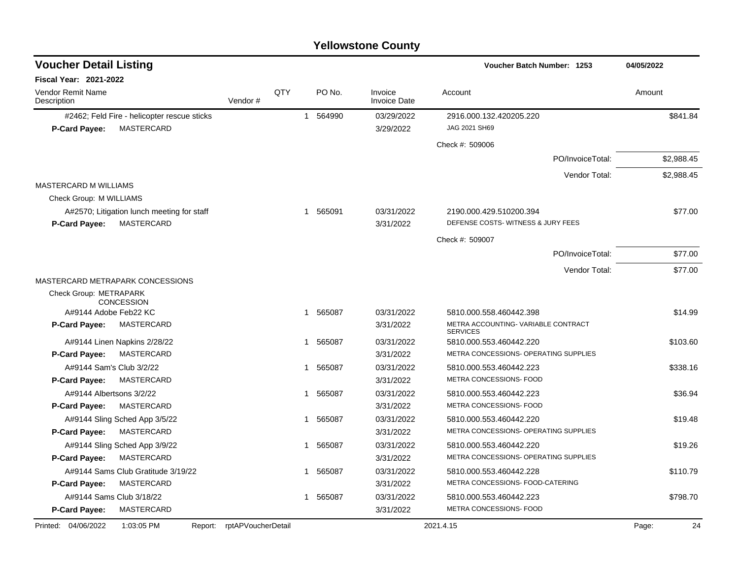# Yellowstone County

## Voucher Detail Listing

**Voucher Batch Number: 1253** 04/05/2022

**Fiscal Year: 2021-2022**

| Vendor Remit Name / Description | Vendor # | QTY | PO No. | Invoice / Invoice Date | Account | Amount |
|---|---|---|---|---|---|---|
| #2462; Feld Fire - helicopter rescue sticks | | 1 | 564990 | 03/29/2022 | 2916.000.132.420205.220 | $841.84 |
| **P-Card Payee:** MASTERCARD | | | | 3/29/2022 | JAG 2021 SH69 | |
| | | | | | Check #: 509006 | |
| | | | | | PO/InvoiceTotal: | $2,988.45 |
| | | | | | Vendor Total: | $2,988.45 |
| MASTERCARD M WILLIAMS | | | | | | |
| Check Group: M WILLIAMS | | | | | | |
| A#2570; Litigation lunch meeting for staff | | 1 | 565091 | 03/31/2022 | 2190.000.429.510200.394 | $77.00 |
| **P-Card Payee:** MASTERCARD | | | | 3/31/2022 | DEFENSE COSTS- WITNESS & JURY FEES | |
| | | | | | Check #: 509007 | |
| | | | | | PO/InvoiceTotal: | $77.00 |
| | | | | | Vendor Total: | $77.00 |
| MASTERCARD METRAPARK CONCESSIONS | | | | | | |
| Check Group: METRAPARK CONCESSION | | | | | | |
| A#9144 Adobe Feb22 KC | | 1 | 565087 | 03/31/2022 | 5810.000.558.460442.398 | $14.99 |
| **P-Card Payee:** MASTERCARD | | | | 3/31/2022 | METRA ACCOUNTING- VARIABLE CONTRACT SERVICES | |
| A#9144 Linen Napkins 2/28/22 | | 1 | 565087 | 03/31/2022 | 5810.000.553.460442.220 | $103.60 |
| **P-Card Payee:** MASTERCARD | | | | 3/31/2022 | METRA CONCESSIONS- OPERATING SUPPLIES | |
| A#9144 Sam's Club 3/2/22 | | 1 | 565087 | 03/31/2022 | 5810.000.553.460442.223 | $338.16 |
| **P-Card Payee:** MASTERCARD | | | | 3/31/2022 | METRA CONCESSIONS- FOOD | |
| A#9144 Albertsons 3/2/22 | | 1 | 565087 | 03/31/2022 | 5810.000.553.460442.223 | $36.94 |
| **P-Card Payee:** MASTERCARD | | | | 3/31/2022 | METRA CONCESSIONS- FOOD | |
| A#9144 Sling Sched App 3/5/22 | | 1 | 565087 | 03/31/2022 | 5810.000.553.460442.220 | $19.48 |
| **P-Card Payee:** MASTERCARD | | | | 3/31/2022 | METRA CONCESSIONS- OPERATING SUPPLIES | |
| A#9144 Sling Sched App 3/9/22 | | 1 | 565087 | 03/31/2022 | 5810.000.553.460442.220 | $19.26 |
| **P-Card Payee:** MASTERCARD | | | | 3/31/2022 | METRA CONCESSIONS- OPERATING SUPPLIES | |
| A#9144 Sams Club Gratitude 3/19/22 | | 1 | 565087 | 03/31/2022 | 5810.000.553.460442.228 | $110.79 |
| **P-Card Payee:** MASTERCARD | | | | 3/31/2022 | METRA CONCESSIONS- FOOD-CATERING | |
| A#9144 Sams Club 3/18/22 | | 1 | 565087 | 03/31/2022 | 5810.000.553.460442.223 | $798.70 |
| **P-Card Payee:** MASTERCARD | | | | 3/31/2022 | METRA CONCESSIONS- FOOD | |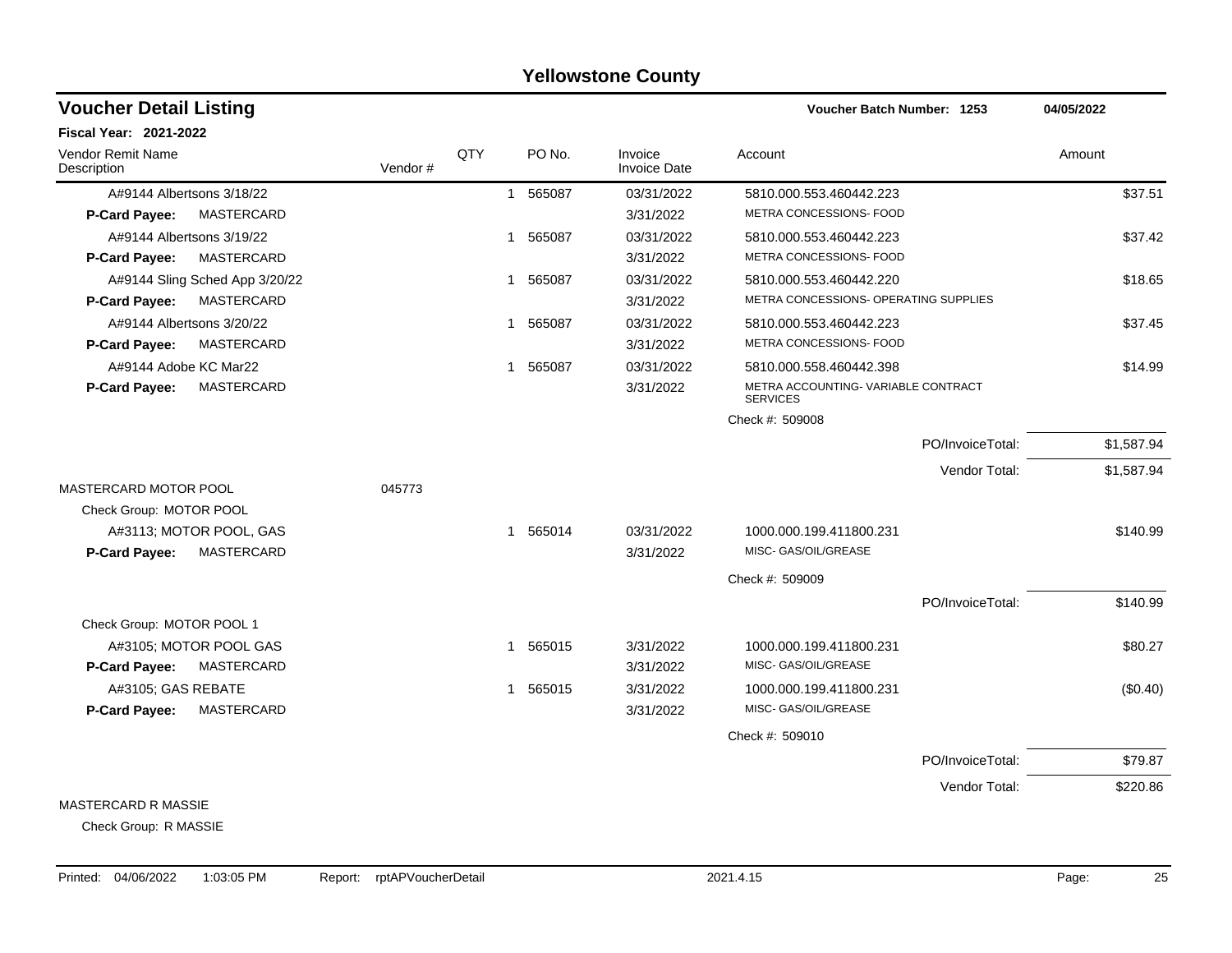# Yellowstone County

## Voucher Detail Listing

**Voucher Batch Number: 1253** — 04/05/2022

**Fiscal Year: 2021-2022**

| Vendor Remit Name / Description | Vendor # | QTY | PO No. | Invoice / Invoice Date | Account | Amount |
|---|---|---|---|---|---|---|
| A#9144 Albertsons 3/18/22 | | 1 | 565087 | 03/31/2022 | 5810.000.553.460442.223 | $37.51 |
| **P-Card Payee:** MASTERCARD | | | | 3/31/2022 | METRA CONCESSIONS- FOOD | |
| A#9144 Albertsons 3/19/22 | | 1 | 565087 | 03/31/2022 | 5810.000.553.460442.223 | $37.42 |
| **P-Card Payee:** MASTERCARD | | | | 3/31/2022 | METRA CONCESSIONS- FOOD | |
| A#9144 Sling Sched App 3/20/22 | | 1 | 565087 | 03/31/2022 | 5810.000.553.460442.220 | $18.65 |
| **P-Card Payee:** MASTERCARD | | | | 3/31/2022 | METRA CONCESSIONS- OPERATING SUPPLIES | |
| A#9144 Albertsons 3/20/22 | | 1 | 565087 | 03/31/2022 | 5810.000.553.460442.223 | $37.45 |
| **P-Card Payee:** MASTERCARD | | | | 3/31/2022 | METRA CONCESSIONS- FOOD | |
| A#9144 Adobe KC Mar22 | | 1 | 565087 | 03/31/2022 | 5810.000.558.460442.398 | $14.99 |
| **P-Card Payee:** MASTERCARD | | | | 3/31/2022 | METRA ACCOUNTING- VARIABLE CONTRACT SERVICES | |
| | | | | | Check #: 509008 | |
| | | | | | PO/InvoiceTotal: | $1,587.94 |
| | | | | | Vendor Total: | $1,587.94 |
| MASTERCARD MOTOR POOL | 045773 | | | | | |
| Check Group: MOTOR POOL | | | | | | |
| A#3113; MOTOR POOL, GAS | | 1 | 565014 | 03/31/2022 | 1000.000.199.411800.231 | $140.99 |
| **P-Card Payee:** MASTERCARD | | | | 3/31/2022 | MISC- GAS/OIL/GREASE | |
| | | | | | Check #: 509009 | |
| | | | | | PO/InvoiceTotal: | $140.99 |
| Check Group: MOTOR POOL 1 | | | | | | |
| A#3105; MOTOR POOL GAS | | 1 | 565015 | 3/31/2022 | 1000.000.199.411800.231 | $80.27 |
| **P-Card Payee:** MASTERCARD | | | | 3/31/2022 | MISC- GAS/OIL/GREASE | |
| A#3105; GAS REBATE | | 1 | 565015 | 3/31/2022 | 1000.000.199.411800.231 | ($0.40) |
| **P-Card Payee:** MASTERCARD | | | | 3/31/2022 | MISC- GAS/OIL/GREASE | |
| | | | | | Check #: 509010 | |
| | | | | | PO/InvoiceTotal: | $79.87 |
| | | | | | Vendor Total: | $220.86 |
| MASTERCARD R MASSIE | | | | | | |
| Check Group: R MASSIE | | | | | | |

Printed: 04/06/2022 1:03:05 PM Report: rptAPVoucherDetail 2021.4.15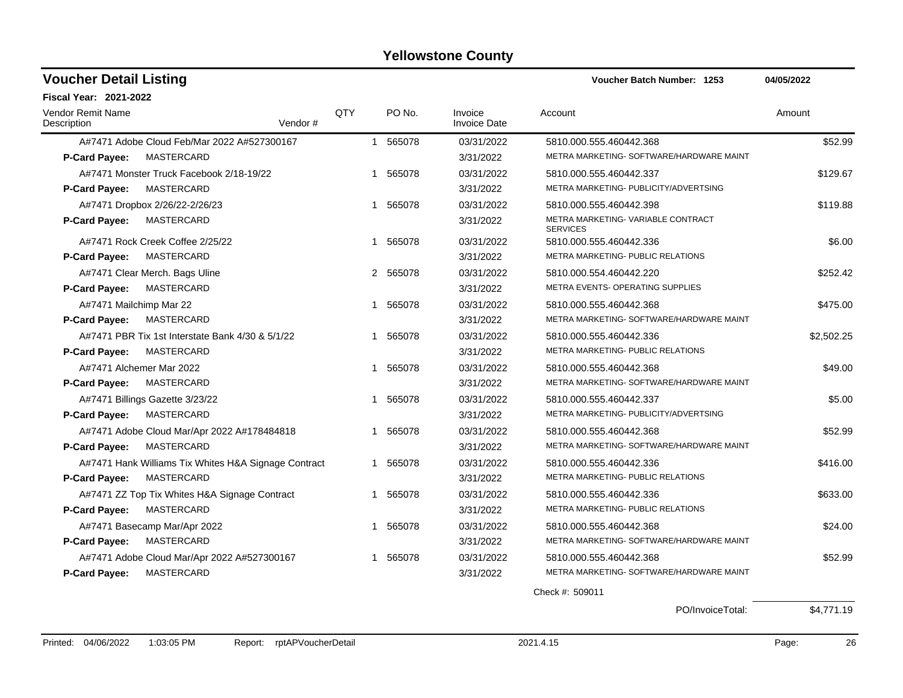# Yellowstone County

## Voucher Detail Listing

**Voucher Batch Number: 1253** 04/05/2022

**Fiscal Year: 2021-2022**

| Vendor Remit Name / Description | Vendor # | QTY | PO No. | Invoice / Invoice Date | Account | Amount |
|---|---|---|---|---|---|---|
| A#7471 Adobe Cloud Feb/Mar 2022 A#527300167 | | 1 | 565078 | 03/31/2022 | 5810.000.555.460442.368 | $52.99 |
| **P-Card Payee:** MASTERCARD | | | | 3/31/2022 | METRA MARKETING- SOFTWARE/HARDWARE MAINT | |
| A#7471 Monster Truck Facebook 2/18-19/22 | | 1 | 565078 | 03/31/2022 | 5810.000.555.460442.337 | $129.67 |
| **P-Card Payee:** MASTERCARD | | | | 3/31/2022 | METRA MARKETING- PUBLICITY/ADVERTSING | |
| A#7471 Dropbox 2/26/22-2/26/23 | | 1 | 565078 | 03/31/2022 | 5810.000.555.460442.398 | $119.88 |
| **P-Card Payee:** MASTERCARD | | | | 3/31/2022 | METRA MARKETING- VARIABLE CONTRACT SERVICES | |
| A#7471 Rock Creek Coffee 2/25/22 | | 1 | 565078 | 03/31/2022 | 5810.000.555.460442.336 | $6.00 |
| **P-Card Payee:** MASTERCARD | | | | 3/31/2022 | METRA MARKETING- PUBLIC RELATIONS | |
| A#7471 Clear Merch. Bags Uline | | 2 | 565078 | 03/31/2022 | 5810.000.554.460442.220 | $252.42 |
| **P-Card Payee:** MASTERCARD | | | | 3/31/2022 | METRA EVENTS- OPERATING SUPPLIES | |
| A#7471 Mailchimp Mar 22 | | 1 | 565078 | 03/31/2022 | 5810.000.555.460442.368 | $475.00 |
| **P-Card Payee:** MASTERCARD | | | | 3/31/2022 | METRA MARKETING- SOFTWARE/HARDWARE MAINT | |
| A#7471 PBR Tix 1st Interstate Bank 4/30 & 5/1/22 | | 1 | 565078 | 03/31/2022 | 5810.000.555.460442.336 | $2,502.25 |
| **P-Card Payee:** MASTERCARD | | | | 3/31/2022 | METRA MARKETING- PUBLIC RELATIONS | |
| A#7471 Alchemer Mar 2022 | | 1 | 565078 | 03/31/2022 | 5810.000.555.460442.368 | $49.00 |
| **P-Card Payee:** MASTERCARD | | | | 3/31/2022 | METRA MARKETING- SOFTWARE/HARDWARE MAINT | |
| A#7471 Billings Gazette 3/23/22 | | 1 | 565078 | 03/31/2022 | 5810.000.555.460442.337 | $5.00 |
| **P-Card Payee:** MASTERCARD | | | | 3/31/2022 | METRA MARKETING- PUBLICITY/ADVERTSING | |
| A#7471 Adobe Cloud Mar/Apr 2022 A#178484818 | | 1 | 565078 | 03/31/2022 | 5810.000.555.460442.368 | $52.99 |
| **P-Card Payee:** MASTERCARD | | | | 3/31/2022 | METRA MARKETING- SOFTWARE/HARDWARE MAINT | |
| A#7471 Hank Williams Tix Whites H&A Signage Contract | | 1 | 565078 | 03/31/2022 | 5810.000.555.460442.336 | $416.00 |
| **P-Card Payee:** MASTERCARD | | | | 3/31/2022 | METRA MARKETING- PUBLIC RELATIONS | |
| A#7471 ZZ Top Tix Whites H&A Signage Contract | | 1 | 565078 | 03/31/2022 | 5810.000.555.460442.336 | $633.00 |
| **P-Card Payee:** MASTERCARD | | | | 3/31/2022 | METRA MARKETING- PUBLIC RELATIONS | |
| A#7471 Basecamp Mar/Apr 2022 | | 1 | 565078 | 03/31/2022 | 5810.000.555.460442.368 | $24.00 |
| **P-Card Payee:** MASTERCARD | | | | 3/31/2022 | METRA MARKETING- SOFTWARE/HARDWARE MAINT | |
| A#7471 Adobe Cloud Mar/Apr 2022 A#527300167 | | 1 | 565078 | 03/31/2022 | 5810.000.555.460442.368 | $52.99 |
| **P-Card Payee:** MASTERCARD | | | | 3/31/2022 | METRA MARKETING- SOFTWARE/HARDWARE MAINT | |

Check #: 509011

PO/InvoiceTotal: $4,771.19

Printed: 04/06/2022 1:03:05 PM Report: rptAPVoucherDetail 2021.4.15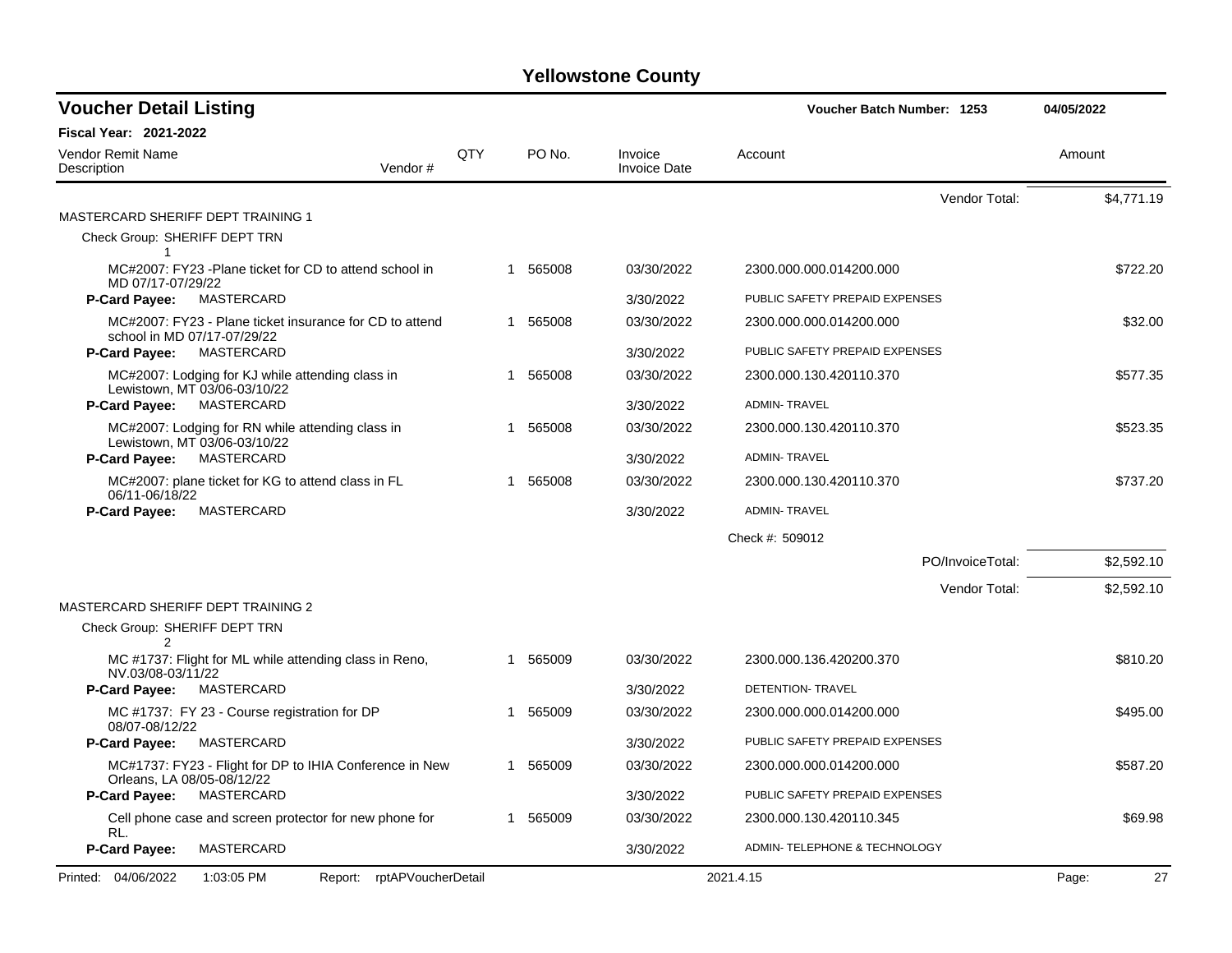# Yellowstone County

## Voucher Detail Listing

**Voucher Batch Number: 1253** — 04/05/2022

**Fiscal Year: 2021-2022**

| Vendor Remit Name / Description | Vendor # | QTY | PO No. | Invoice / Invoice Date | Account | Amount |
|---|---|---|---|---|---|---|
| | | | | | Vendor Total: | $4,771.19 |
| **MASTERCARD SHERIFF DEPT TRAINING 1** | | | | | | |
| Check Group: SHERIFF DEPT TRN 1 | | | | | | |
| MC#2007: FY23 -Plane ticket for CD to attend school in MD 07/17-07/29/22 | | 1 | 565008 | 03/30/2022 | 2300.000.000.014200.000 | $722.20 |
| **P-Card Payee:** MASTERCARD | | | | 3/30/2022 | PUBLIC SAFETY PREPAID EXPENSES | |
| MC#2007: FY23 - Plane ticket insurance for CD to attend school in MD 07/17-07/29/22 | | 1 | 565008 | 03/30/2022 | 2300.000.000.014200.000 | $32.00 |
| **P-Card Payee:** MASTERCARD | | | | 3/30/2022 | PUBLIC SAFETY PREPAID EXPENSES | |
| MC#2007: Lodging for KJ while attending class in Lewistown, MT 03/06-03/10/22 | | 1 | 565008 | 03/30/2022 | 2300.000.130.420110.370 | $577.35 |
| **P-Card Payee:** MASTERCARD | | | | 3/30/2022 | ADMIN- TRAVEL | |
| MC#2007: Lodging for RN while attending class in Lewistown, MT 03/06-03/10/22 | | 1 | 565008 | 03/30/2022 | 2300.000.130.420110.370 | $523.35 |
| **P-Card Payee:** MASTERCARD | | | | 3/30/2022 | ADMIN- TRAVEL | |
| MC#2007: plane ticket for KG to attend class in FL 06/11-06/18/22 | | 1 | 565008 | 03/30/2022 | 2300.000.130.420110.370 | $737.20 |
| **P-Card Payee:** MASTERCARD | | | | 3/30/2022 | ADMIN- TRAVEL | |
| | | | | | Check #: 509012 | |
| | | | | | PO/InvoiceTotal: | $2,592.10 |
| | | | | | Vendor Total: | $2,592.10 |
| **MASTERCARD SHERIFF DEPT TRAINING 2** | | | | | | |
| Check Group: SHERIFF DEPT TRN 2 | | | | | | |
| MC #1737: Flight for ML while attending class in Reno, NV.03/08-03/11/22 | | 1 | 565009 | 03/30/2022 | 2300.000.136.420200.370 | $810.20 |
| **P-Card Payee:** MASTERCARD | | | | 3/30/2022 | DETENTION- TRAVEL | |
| MC #1737: FY 23 - Course registration for DP 08/07-08/12/22 | | 1 | 565009 | 03/30/2022 | 2300.000.000.014200.000 | $495.00 |
| **P-Card Payee:** MASTERCARD | | | | 3/30/2022 | PUBLIC SAFETY PREPAID EXPENSES | |
| MC#1737: FY23 - Flight for DP to IHIA Conference in New Orleans, LA 08/05-08/12/22 | | 1 | 565009 | 03/30/2022 | 2300.000.000.014200.000 | $587.20 |
| **P-Card Payee:** MASTERCARD | | | | 3/30/2022 | PUBLIC SAFETY PREPAID EXPENSES | |
| Cell phone case and screen protector for new phone for RL. | | 1 | 565009 | 03/30/2022 | 2300.000.130.420110.345 | $69.98 |
| **P-Card Payee:** MASTERCARD | | | | 3/30/2022 | ADMIN- TELEPHONE & TECHNOLOGY | |

Printed: 04/06/2022 1:03:05 PM Report: rptAPVoucherDetail 2021.4.15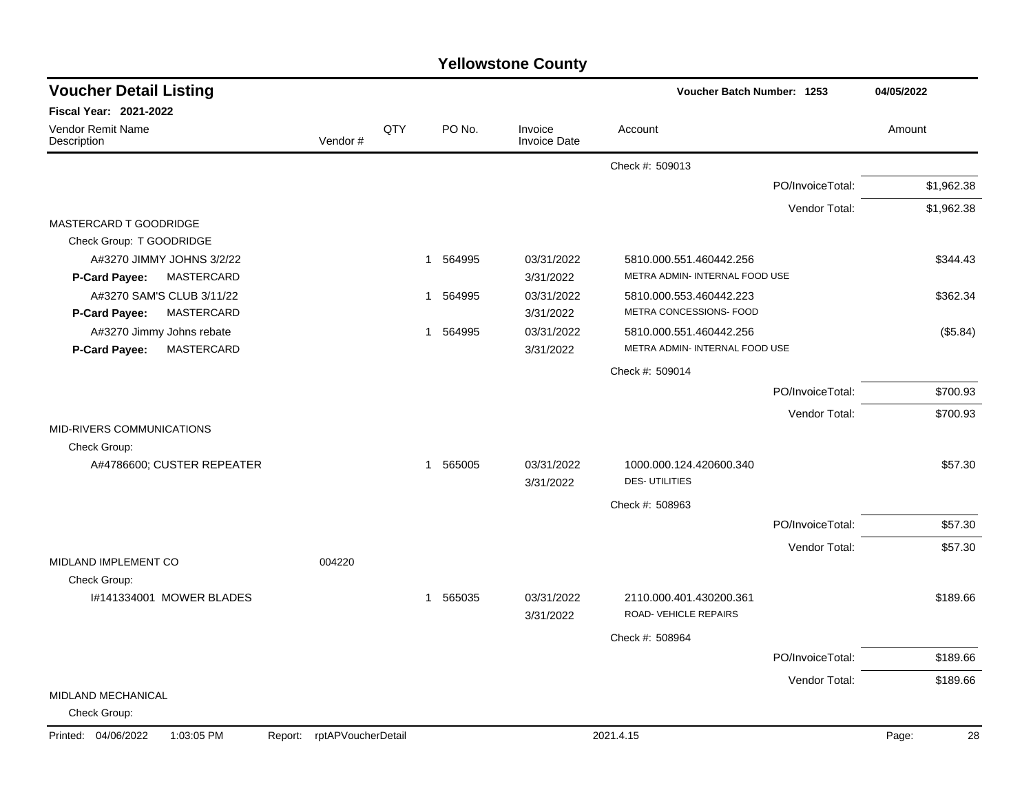# Yellowstone County

## Voucher Detail Listing

**Voucher Batch Number: 1253** — 04/05/2022

**Fiscal Year: 2021-2022**

| Vendor Remit Name / Description | Vendor # | QTY | PO No. | Invoice / Invoice Date | Account | Amount |
|---|---|---|---|---|---|---|
| | | | | | Check #: 509013 | |
| | | | | | PO/InvoiceTotal: | $1,962.38 |
| | | | | | Vendor Total: | $1,962.38 |
| MASTERCARD T GOODRIDGE | | | | | | |
| Check Group: T GOODRIDGE | | | | | | |
| A#3270 JIMMY JOHNS 3/2/22 | | 1 | 564995 | 03/31/2022 | 5810.000.551.460442.256 | $344.43 |
| **P-Card Payee:** MASTERCARD | | | | 3/31/2022 | METRA ADMIN- INTERNAL FOOD USE | |
| A#3270 SAM'S CLUB 3/11/22 | | 1 | 564995 | 03/31/2022 | 5810.000.553.460442.223 | $362.34 |
| **P-Card Payee:** MASTERCARD | | | | 3/31/2022 | METRA CONCESSIONS- FOOD | |
| A#3270 Jimmy Johns rebate | | 1 | 564995 | 03/31/2022 | 5810.000.551.460442.256 | ($5.84) |
| **P-Card Payee:** MASTERCARD | | | | 3/31/2022 | METRA ADMIN- INTERNAL FOOD USE | |
| | | | | | Check #: 509014 | |
| | | | | | PO/InvoiceTotal: | $700.93 |
| | | | | | Vendor Total: | $700.93 |
| MID-RIVERS COMMUNICATIONS | | | | | | |
| Check Group: | | | | | | |
| A#4786600; CUSTER REPEATER | | 1 | 565005 | 03/31/2022 | 1000.000.124.420600.340 | $57.30 |
| | | | | 3/31/2022 | DES- UTILITIES | |
| | | | | | Check #: 508963 | |
| | | | | | PO/InvoiceTotal: | $57.30 |
| | | | | | Vendor Total: | $57.30 |
| MIDLAND IMPLEMENT CO | 004220 | | | | | |
| Check Group: | | | | | | |
| I#141334001 MOWER BLADES | | 1 | 565035 | 03/31/2022 | 2110.000.401.430200.361 | $189.66 |
| | | | | 3/31/2022 | ROAD- VEHICLE REPAIRS | |
| | | | | | Check #: 508964 | |
| | | | | | PO/InvoiceTotal: | $189.66 |
| | | | | | Vendor Total: | $189.66 |
| MIDLAND MECHANICAL | | | | | | |
| Check Group: | | | | | | |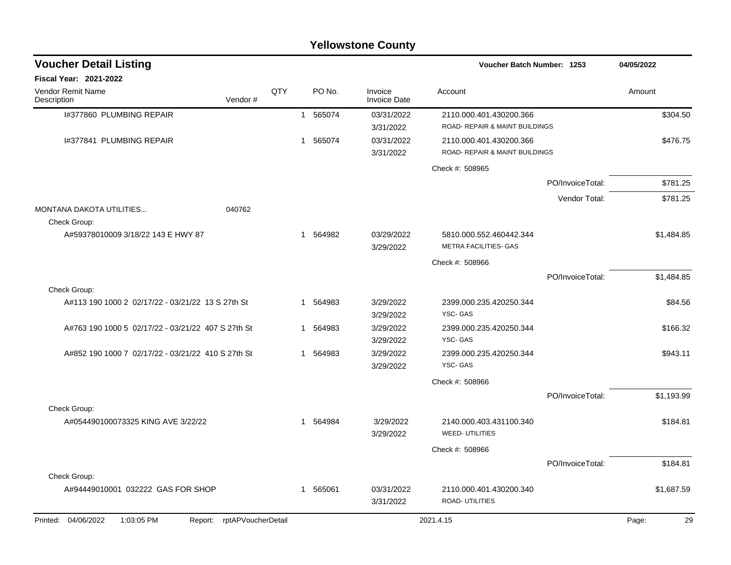# Yellowstone County

## Voucher Detail Listing

**Voucher Batch Number: 1253** — 04/05/2022

**Fiscal Year: 2021-2022**

| Vendor Remit Name / Description | Vendor # | QTY | PO No. | Invoice / Invoice Date | Account | Amount |
|---|---|---|---|---|---|---|
| I#377860 PLUMBING REPAIR | | 1 | 565074 | 03/31/2022<br>3/31/2022 | 2110.000.401.430200.366<br>ROAD- REPAIR & MAINT BUILDINGS | $304.50 |
| I#377841 PLUMBING REPAIR | | 1 | 565074 | 03/31/2022<br>3/31/2022 | 2110.000.401.430200.366<br>ROAD- REPAIR & MAINT BUILDINGS | $476.75 |
| | | | | | Check #: 508965 | |
| | | | | | PO/InvoiceTotal: | $781.25 |
| | | | | | Vendor Total: | $781.25 |
| MONTANA DAKOTA UTILITIES... | 040762 | | | | | |
| Check Group: | | | | | | |
| A#59378010009 3/18/22 143 E HWY 87 | | 1 | 564982 | 03/29/2022<br>3/29/2022 | 5810.000.552.460442.344<br>METRA FACILITIES- GAS | $1,484.85 |
| | | | | | Check #: 508966 | |
| | | | | | PO/InvoiceTotal: | $1,484.85 |
| Check Group: | | | | | | |
| A#113 190 1000 2 02/17/22 - 03/21/22 13 S 27th St | | 1 | 564983 | 3/29/2022<br>3/29/2022 | 2399.000.235.420250.344<br>YSC- GAS | $84.56 |
| A#763 190 1000 5 02/17/22 - 03/21/22 407 S 27th St | | 1 | 564983 | 3/29/2022<br>3/29/2022 | 2399.000.235.420250.344<br>YSC- GAS | $166.32 |
| A#852 190 1000 7 02/17/22 - 03/21/22 410 S 27th St | | 1 | 564983 | 3/29/2022<br>3/29/2022 | 2399.000.235.420250.344<br>YSC- GAS | $943.11 |
| | | | | | Check #: 508966 | |
| | | | | | PO/InvoiceTotal: | $1,193.99 |
| Check Group: | | | | | | |
| A#054490100073325 KING AVE 3/22/22 | | 1 | 564984 | 3/29/2022<br>3/29/2022 | 2140.000.403.431100.340<br>WEED- UTILITIES | $184.81 |
| | | | | | Check #: 508966 | |
| | | | | | PO/InvoiceTotal: | $184.81 |
| Check Group: | | | | | | |
| A#94449010001 032222 GAS FOR SHOP | | 1 | 565061 | 03/31/2022<br>3/31/2022 | 2110.000.401.430200.340<br>ROAD- UTILITIES | $1,687.59 |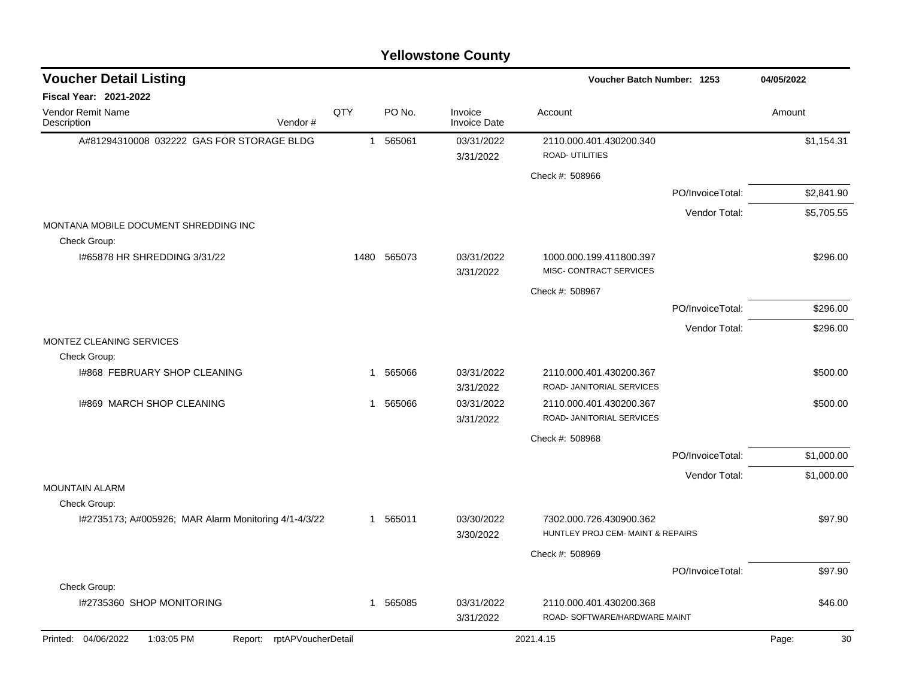# Yellowstone County

## Voucher Detail Listing

Voucher Batch Number: 1253 — 04/05/2022

**Fiscal Year: 2021-2022**

| Vendor Remit Name / Description | Vendor # | QTY | PO No. | Invoice / Invoice Date | Account | Amount |
|---|---|---|---|---|---|---|
| A#81294310008 032222 GAS FOR STORAGE BLDG | | 1 | 565061 | 03/31/2022 3/31/2022 | 2110.000.401.430200.340 ROAD- UTILITIES | $1,154.31 |
| | | | | | Check #: 508966 | |
| | | | | | PO/InvoiceTotal: | $2,841.90 |
| | | | | | Vendor Total: | $5,705.55 |
| MONTANA MOBILE DOCUMENT SHREDDING INC | | | | | | |
| Check Group: | | | | | | |
| I#65878 HR SHREDDING 3/31/22 | | 1480 | 565073 | 03/31/2022 3/31/2022 | 1000.000.199.411800.397 MISC- CONTRACT SERVICES | $296.00 |
| | | | | | Check #: 508967 | |
| | | | | | PO/InvoiceTotal: | $296.00 |
| | | | | | Vendor Total: | $296.00 |
| MONTEZ CLEANING SERVICES | | | | | | |
| Check Group: | | | | | | |
| I#868 FEBRUARY SHOP CLEANING | | 1 | 565066 | 03/31/2022 3/31/2022 | 2110.000.401.430200.367 ROAD- JANITORIAL SERVICES | $500.00 |
| I#869 MARCH SHOP CLEANING | | 1 | 565066 | 03/31/2022 3/31/2022 | 2110.000.401.430200.367 ROAD- JANITORIAL SERVICES | $500.00 |
| | | | | | Check #: 508968 | |
| | | | | | PO/InvoiceTotal: | $1,000.00 |
| | | | | | Vendor Total: | $1,000.00 |
| MOUNTAIN ALARM | | | | | | |
| Check Group: | | | | | | |
| I#2735173; A#005926; MAR Alarm Monitoring 4/1-4/3/22 | | 1 | 565011 | 03/30/2022 3/30/2022 | 7302.000.726.430900.362 HUNTLEY PROJ CEM- MAINT & REPAIRS | $97.90 |
| | | | | | Check #: 508969 | |
| | | | | | PO/InvoiceTotal: | $97.90 |
| Check Group: | | | | | | |
| I#2735360 SHOP MONITORING | | 1 | 565085 | 03/31/2022 3/31/2022 | 2110.000.401.430200.368 ROAD- SOFTWARE/HARDWARE MAINT | $46.00 |

Printed: 04/06/2022 1:03:05 PM Report: rptAPVoucherDetail 2021.4.15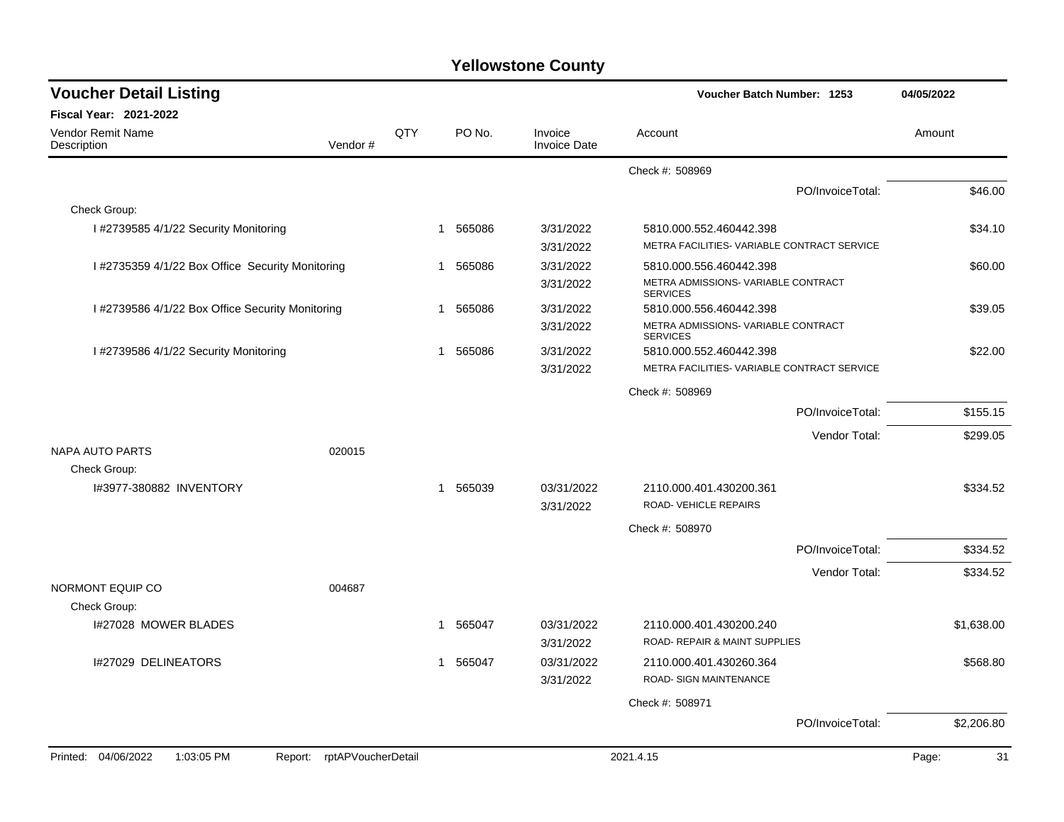# Yellowstone County

## Voucher Detail Listing

**Voucher Batch Number: 1253** — 04/05/2022

**Fiscal Year: 2021-2022**

| Vendor Remit Name / Description | Vendor # | QTY | PO No. | Invoice / Invoice Date | Account | Amount |
|---|---|---|---|---|---|---|
| | | | | | Check #: 508969 | |
| | | | | | PO/InvoiceTotal: | $46.00 |
| Check Group: | | | | | | |
| I #2739585 4/1/22 Security Monitoring | | 1 | 565086 | 3/31/2022 | 5810.000.552.460442.398 | $34.10 |
| | | | | 3/31/2022 | METRA FACILITIES- VARIABLE CONTRACT SERVICE | |
| I #2735359 4/1/22 Box Office Security Monitoring | | 1 | 565086 | 3/31/2022 | 5810.000.556.460442.398 | $60.00 |
| | | | | 3/31/2022 | METRA ADMISSIONS- VARIABLE CONTRACT SERVICES | |
| I #2739586 4/1/22 Box Office Security Monitoring | | 1 | 565086 | 3/31/2022 | 5810.000.556.460442.398 | $39.05 |
| | | | | 3/31/2022 | METRA ADMISSIONS- VARIABLE CONTRACT SERVICES | |
| I #2739586 4/1/22 Security Monitoring | | 1 | 565086 | 3/31/2022 | 5810.000.552.460442.398 | $22.00 |
| | | | | 3/31/2022 | METRA FACILITIES- VARIABLE CONTRACT SERVICE | |
| | | | | | Check #: 508969 | |
| | | | | | PO/InvoiceTotal: | $155.15 |
| | | | | | Vendor Total: | $299.05 |
| NAPA AUTO PARTS | 020015 | | | | | |
| Check Group: | | | | | | |
| I#3977-380882 INVENTORY | | 1 | 565039 | 03/31/2022 | 2110.000.401.430200.361 | $334.52 |
| | | | | 3/31/2022 | ROAD- VEHICLE REPAIRS | |
| | | | | | Check #: 508970 | |
| | | | | | PO/InvoiceTotal: | $334.52 |
| | | | | | Vendor Total: | $334.52 |
| NORMONT EQUIP CO | 004687 | | | | | |
| Check Group: | | | | | | |
| I#27028 MOWER BLADES | | 1 | 565047 | 03/31/2022 | 2110.000.401.430200.240 | $1,638.00 |
| | | | | 3/31/2022 | ROAD- REPAIR & MAINT SUPPLIES | |
| I#27029 DELINEATORS | | 1 | 565047 | 03/31/2022 | 2110.000.401.430260.364 | $568.80 |
| | | | | 3/31/2022 | ROAD- SIGN MAINTENANCE | |
| | | | | | Check #: 508971 | |
| | | | | | PO/InvoiceTotal: | $2,206.80 |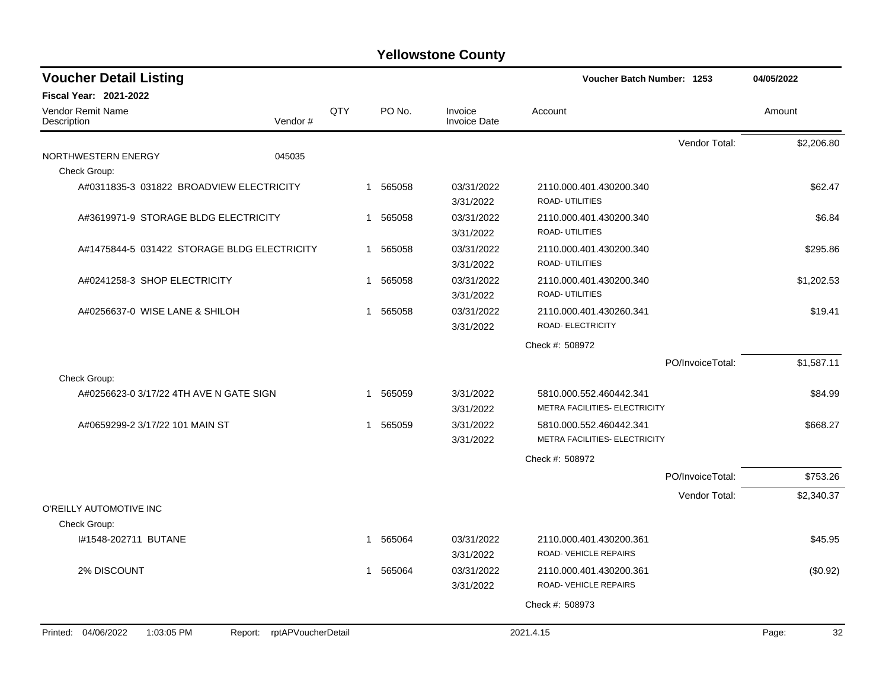# Yellowstone County

## Voucher Detail Listing

**Voucher Batch Number: 1253** — **04/05/2022**

**Fiscal Year: 2021-2022**

| Vendor Remit Name / Description | Vendor # | QTY | PO No. | Invoice / Invoice Date | Account | Amount |
|---|---|---|---|---|---|---|
| | | | | | Vendor Total: | $2,206.80 |
| NORTHWESTERN ENERGY | 045035 | | | | | |
| Check Group: | | | | | | |
| A#0311835-3 031822 BROADVIEW ELECTRICITY | | 1 | 565058 | 03/31/2022 3/31/2022 | 2110.000.401.430200.340 ROAD- UTILITIES | $62.47 |
| A#3619971-9 STORAGE BLDG ELECTRICITY | | 1 | 565058 | 03/31/2022 3/31/2022 | 2110.000.401.430200.340 ROAD- UTILITIES | $6.84 |
| A#1475844-5 031422 STORAGE BLDG ELECTRICITY | | 1 | 565058 | 03/31/2022 3/31/2022 | 2110.000.401.430200.340 ROAD- UTILITIES | $295.86 |
| A#0241258-3 SHOP ELECTRICITY | | 1 | 565058 | 03/31/2022 3/31/2022 | 2110.000.401.430200.340 ROAD- UTILITIES | $1,202.53 |
| A#0256637-0 WISE LANE & SHILOH | | 1 | 565058 | 03/31/2022 3/31/2022 | 2110.000.401.430260.341 ROAD- ELECTRICITY | $19.41 |
| | | | | | Check #: 508972 | |
| | | | | | PO/InvoiceTotal: | $1,587.11 |
| Check Group: | | | | | | |
| A#0256623-0 3/17/22 4TH AVE N GATE SIGN | | 1 | 565059 | 3/31/2022 3/31/2022 | 5810.000.552.460442.341 METRA FACILITIES- ELECTRICITY | $84.99 |
| A#0659299-2 3/17/22 101 MAIN ST | | 1 | 565059 | 3/31/2022 3/31/2022 | 5810.000.552.460442.341 METRA FACILITIES- ELECTRICITY | $668.27 |
| | | | | | Check #: 508972 | |
| | | | | | PO/InvoiceTotal: | $753.26 |
| | | | | | Vendor Total: | $2,340.37 |
| O'REILLY AUTOMOTIVE INC | | | | | | |
| Check Group: | | | | | | |
| I#1548-202711 BUTANE | | 1 | 565064 | 03/31/2022 3/31/2022 | 2110.000.401.430200.361 ROAD- VEHICLE REPAIRS | $45.95 |
| 2% DISCOUNT | | 1 | 565064 | 03/31/2022 3/31/2022 | 2110.000.401.430200.361 ROAD- VEHICLE REPAIRS | ($0.92) |
| | | | | | Check #: 508973 | |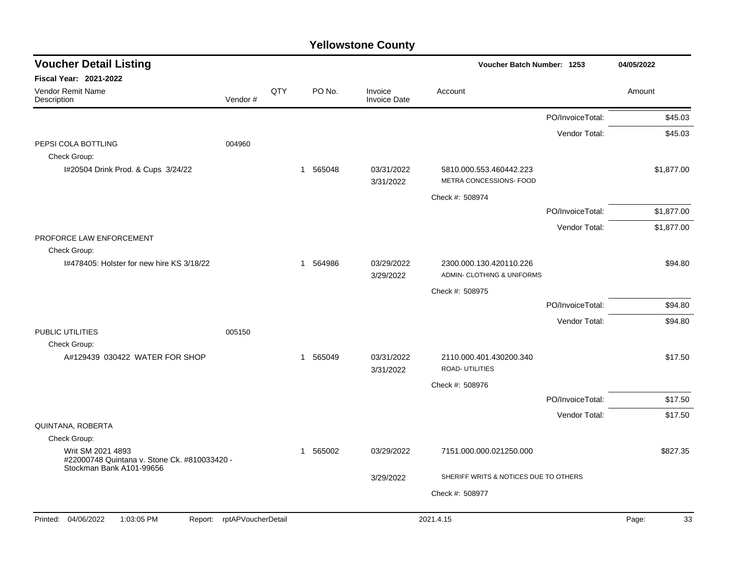# Yellowstone County

## Voucher Detail Listing

Voucher Batch Number: 1253 — 04/05/2022

**Fiscal Year: 2021-2022**

| Vendor Remit Name / Description | Vendor # | QTY | PO No. | Invoice / Invoice Date | Account | | Amount |
|---|---|---|---|---|---|---|---|
| | | | | | | PO/InvoiceTotal: | $45.03 |
| | | | | | | Vendor Total: | $45.03 |
| PEPSI COLA BOTTLING | 004960 | | | | | | |
| Check Group: | | | | | | | |
| I#20504 Drink Prod. & Cups 3/24/22 | | 1 | 565048 | 03/31/2022 3/31/2022 | 5810.000.553.460442.223 METRA CONCESSIONS- FOOD | | $1,877.00 |
| | | | | | Check #: 508974 | | |
| | | | | | | PO/InvoiceTotal: | $1,877.00 |
| | | | | | | Vendor Total: | $1,877.00 |
| PROFORCE LAW ENFORCEMENT | | | | | | | |
| Check Group: | | | | | | | |
| I#478405: Holster for new hire KS 3/18/22 | | 1 | 564986 | 03/29/2022 3/29/2022 | 2300.000.130.420110.226 ADMIN- CLOTHING & UNIFORMS | | $94.80 |
| | | | | | Check #: 508975 | | |
| | | | | | | PO/InvoiceTotal: | $94.80 |
| | | | | | | Vendor Total: | $94.80 |
| PUBLIC UTILITIES | 005150 | | | | | | |
| Check Group: | | | | | | | |
| A#129439 030422 WATER FOR SHOP | | 1 | 565049 | 03/31/2022 3/31/2022 | 2110.000.401.430200.340 ROAD- UTILITIES | | $17.50 |
| | | | | | Check #: 508976 | | |
| | | | | | | PO/InvoiceTotal: | $17.50 |
| | | | | | | Vendor Total: | $17.50 |
| QUINTANA, ROBERTA | | | | | | | |
| Check Group: | | | | | | | |
| Writ SM 2021 4893 #22000748 Quintana v. Stone Ck. #810033420 - Stockman Bank A101-99656 | | 1 | 565002 | 03/29/2022 3/29/2022 | 7151.000.000.021250.000 SHERIFF WRITS & NOTICES DUE TO OTHERS | | $827.35 |
| | | | | | Check #: 508977 | | |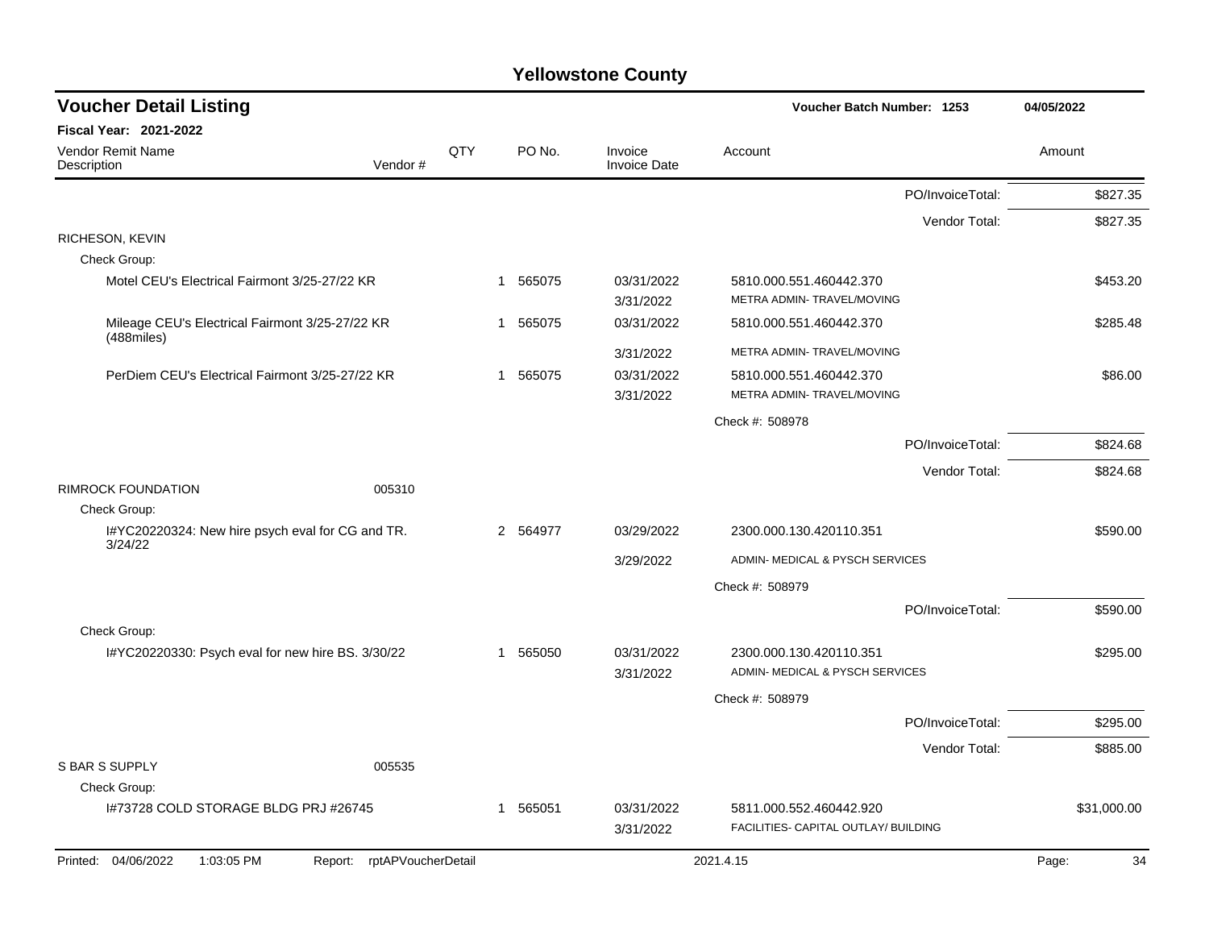## Yellowstone County

### Voucher Detail Listing

**Fiscal Year: 2021-2022**

Voucher Batch Number: 1253 — 04/05/2022

| Vendor Remit Name / Description | Vendor # | QTY | PO No. | Invoice / Invoice Date | Account | Amount |
|---|---|---|---|---|---|---|
| | | | | | PO/InvoiceTotal: | $827.35 |
| | | | | | Vendor Total: | $827.35 |
| RICHESON, KEVIN | | | | | | |
| Check Group: | | | | | | |
| Motel CEU's Electrical Fairmont 3/25-27/22 KR | | 1 | 565075 | 03/31/2022<br>3/31/2022 | 5810.000.551.460442.370<br>METRA ADMIN- TRAVEL/MOVING | $453.20 |
| Mileage CEU's Electrical Fairmont 3/25-27/22 KR (488miles) | | 1 | 565075 | 03/31/2022<br>3/31/2022 | 5810.000.551.460442.370<br>METRA ADMIN- TRAVEL/MOVING | $285.48 |
| PerDiem CEU's Electrical Fairmont 3/25-27/22 KR | | 1 | 565075 | 03/31/2022<br>3/31/2022 | 5810.000.551.460442.370<br>METRA ADMIN- TRAVEL/MOVING | $86.00 |
| | | | | | Check #: 508978 | |
| | | | | | PO/InvoiceTotal: | $824.68 |
| | | | | | Vendor Total: | $824.68 |
| RIMROCK FOUNDATION | 005310 | | | | | |
| Check Group: | | | | | | |
| I#YC20220324: New hire psych eval for CG and TR. 3/24/22 | | 2 | 564977 | 03/29/2022<br>3/29/2022 | 2300.000.130.420110.351<br>ADMIN- MEDICAL & PYSCH SERVICES | $590.00 |
| | | | | | Check #: 508979 | |
| | | | | | PO/InvoiceTotal: | $590.00 |
| Check Group: | | | | | | |
| I#YC20220330: Psych eval for new hire BS. 3/30/22 | | 1 | 565050 | 03/31/2022<br>3/31/2022 | 2300.000.130.420110.351<br>ADMIN- MEDICAL & PYSCH SERVICES | $295.00 |
| | | | | | Check #: 508979 | |
| | | | | | PO/InvoiceTotal: | $295.00 |
| | | | | | Vendor Total: | $885.00 |
| S BAR S SUPPLY | 005535 | | | | | |
| Check Group: | | | | | | |
| I#73728 COLD STORAGE BLDG PRJ #26745 | | 1 | 565051 | 03/31/2022<br>3/31/2022 | 5811.000.552.460442.920<br>FACILITIES- CAPITAL OUTLAY/ BUILDING | $31,000.00 |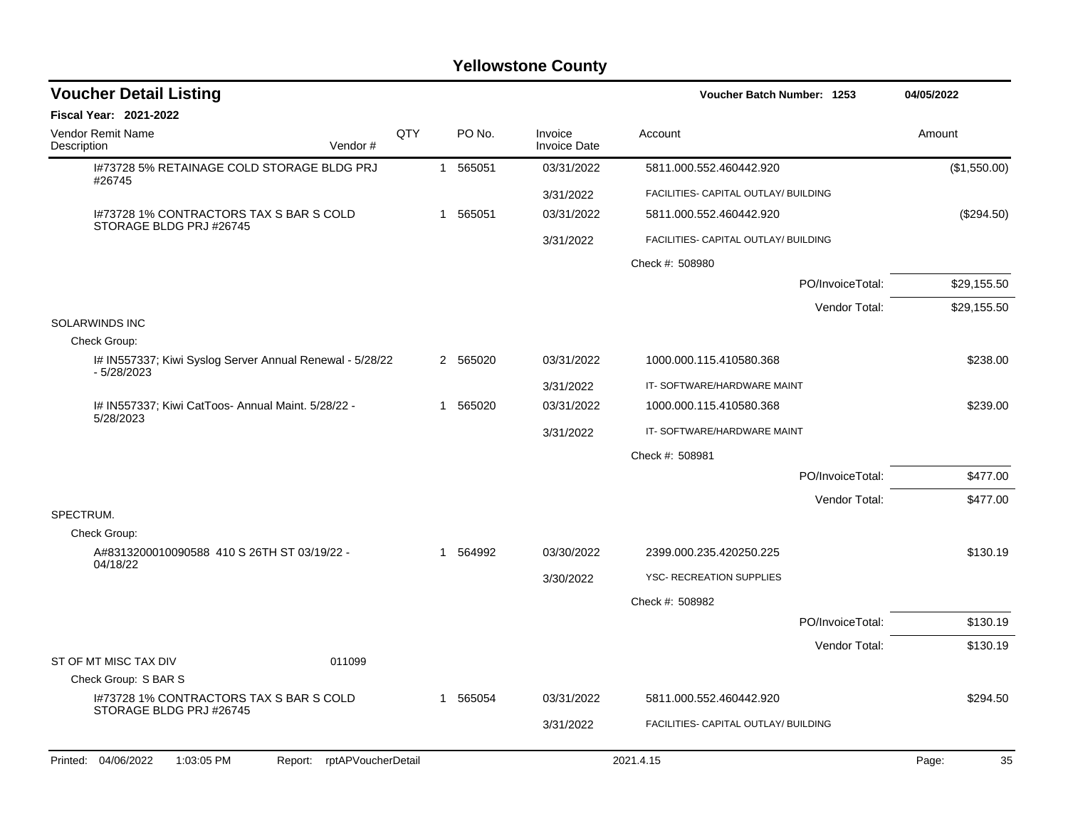# Yellowstone County

## Voucher Detail Listing

**Voucher Batch Number: 1253** — 04/05/2022

**Fiscal Year: 2021-2022**

| Vendor Remit Name / Description | Vendor # | QTY | PO No. | Invoice / Invoice Date | Account | Amount |
|---|---|---|---|---|---|---|
| I#73728 5% RETAINAGE COLD STORAGE BLDG PRJ #26745 | | 1 | 565051 | 03/31/2022 | 5811.000.552.460442.920 | ($1,550.00) |
| | | | | 3/31/2022 | FACILITIES- CAPITAL OUTLAY/ BUILDING | |
| I#73728 1% CONTRACTORS TAX S BAR S COLD STORAGE BLDG PRJ #26745 | | 1 | 565051 | 03/31/2022 | 5811.000.552.460442.920 | ($294.50) |
| | | | | 3/31/2022 | FACILITIES- CAPITAL OUTLAY/ BUILDING | |
| | | | | | Check #: 508980 | |
| | | | | | PO/InvoiceTotal: | $29,155.50 |
| | | | | | Vendor Total: | $29,155.50 |
| **SOLARWINDS INC** | | | | | | |
| Check Group: | | | | | | |
| I# IN557337; Kiwi Syslog Server Annual Renewal - 5/28/22 - 5/28/2023 | | 2 | 565020 | 03/31/2022 | 1000.000.115.410580.368 | $238.00 |
| | | | | 3/31/2022 | IT- SOFTWARE/HARDWARE MAINT | |
| I# IN557337; Kiwi CatToos- Annual Maint. 5/28/22 - 5/28/2023 | | 1 | 565020 | 03/31/2022 | 1000.000.115.410580.368 | $239.00 |
| | | | | 3/31/2022 | IT- SOFTWARE/HARDWARE MAINT | |
| | | | | | Check #: 508981 | |
| | | | | | PO/InvoiceTotal: | $477.00 |
| | | | | | Vendor Total: | $477.00 |
| **SPECTRUM.** | | | | | | |
| Check Group: | | | | | | |
| A#8313200010090588 410 S 26TH ST 03/19/22 - 04/18/22 | | 1 | 564992 | 03/30/2022 | 2399.000.235.420250.225 | $130.19 |
| | | | | 3/30/2022 | YSC- RECREATION SUPPLIES | |
| | | | | | Check #: 508982 | |
| | | | | | PO/InvoiceTotal: | $130.19 |
| | | | | | Vendor Total: | $130.19 |
| **ST OF MT MISC TAX DIV** | 011099 | | | | | |
| Check Group: S BAR S | | | | | | |
| I#73728 1% CONTRACTORS TAX S BAR S COLD STORAGE BLDG PRJ #26745 | | 1 | 565054 | 03/31/2022 | 5811.000.552.460442.920 | $294.50 |
| | | | | 3/31/2022 | FACILITIES- CAPITAL OUTLAY/ BUILDING | |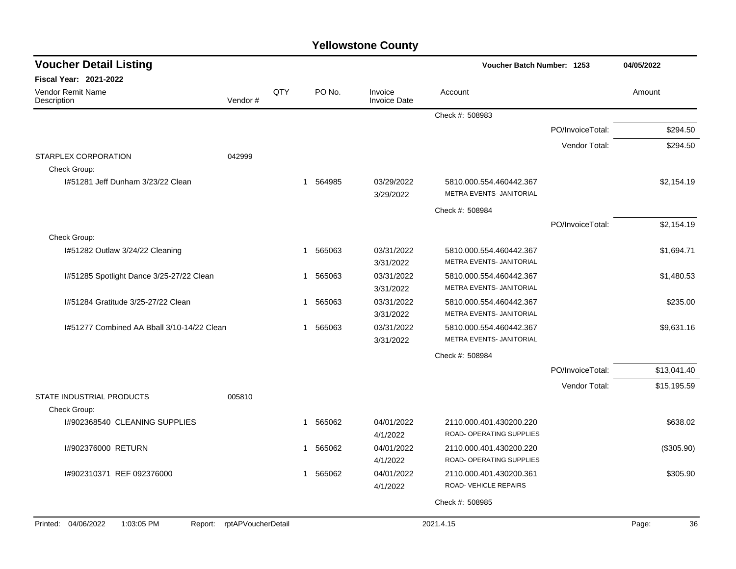# Yellowstone County

## Voucher Detail Listing

**Voucher Batch Number: 1253** — 04/05/2022

**Fiscal Year: 2021-2022**

| Vendor Remit Name / Description | Vendor # | QTY | PO No. | Invoice / Invoice Date | Account | | Amount |
|---|---|---|---|---|---|---|---|
| | | | | | Check #: 508983 | | |
| | | | | | | PO/InvoiceTotal: | $294.50 |
| | | | | | | Vendor Total: | $294.50 |
| STARPLEX CORPORATION | 042999 | | | | | | |
| Check Group: | | | | | | | |
| I#51281 Jeff Dunham 3/23/22 Clean | | 1 | 564985 | 03/29/2022 3/29/2022 | 5810.000.554.460442.367 METRA EVENTS- JANITORIAL | | $2,154.19 |
| | | | | | Check #: 508984 | | |
| | | | | | | PO/InvoiceTotal: | $2,154.19 |
| Check Group: | | | | | | | |
| I#51282 Outlaw 3/24/22 Cleaning | | 1 | 565063 | 03/31/2022 3/31/2022 | 5810.000.554.460442.367 METRA EVENTS- JANITORIAL | | $1,694.71 |
| I#51285 Spotlight Dance 3/25-27/22 Clean | | 1 | 565063 | 03/31/2022 3/31/2022 | 5810.000.554.460442.367 METRA EVENTS- JANITORIAL | | $1,480.53 |
| I#51284 Gratitude 3/25-27/22 Clean | | 1 | 565063 | 03/31/2022 3/31/2022 | 5810.000.554.460442.367 METRA EVENTS- JANITORIAL | | $235.00 |
| I#51277 Combined AA Bball 3/10-14/22 Clean | | 1 | 565063 | 03/31/2022 3/31/2022 | 5810.000.554.460442.367 METRA EVENTS- JANITORIAL | | $9,631.16 |
| | | | | | Check #: 508984 | | |
| | | | | | | PO/InvoiceTotal: | $13,041.40 |
| | | | | | | Vendor Total: | $15,195.59 |
| STATE INDUSTRIAL PRODUCTS | 005810 | | | | | | |
| Check Group: | | | | | | | |
| I#902368540 CLEANING SUPPLIES | | 1 | 565062 | 04/01/2022 4/1/2022 | 2110.000.401.430200.220 ROAD- OPERATING SUPPLIES | | $638.02 |
| I#902376000 RETURN | | 1 | 565062 | 04/01/2022 4/1/2022 | 2110.000.401.430200.220 ROAD- OPERATING SUPPLIES | | ($305.90) |
| I#902310371 REF 092376000 | | 1 | 565062 | 04/01/2022 4/1/2022 | 2110.000.401.430200.361 ROAD- VEHICLE REPAIRS | | $305.90 |
| | | | | | Check #: 508985 | | |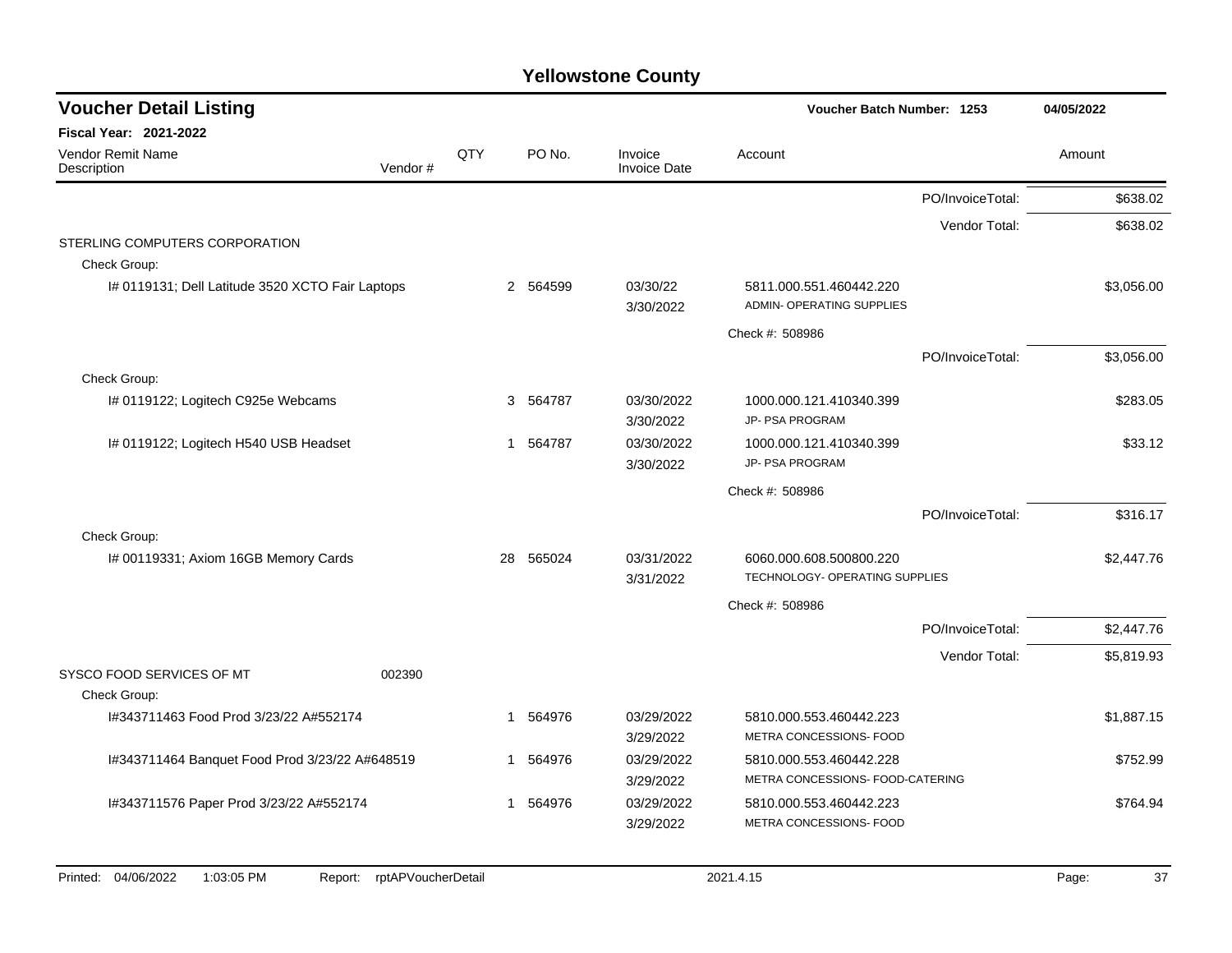# Yellowstone County

## Voucher Detail Listing

**Voucher Batch Number: 1253** — **04/05/2022**

**Fiscal Year: 2021-2022**

| Vendor Remit Name / Description | Vendor # | QTY | PO No. | Invoice / Invoice Date | Account | Amount |
|---|---|---|---|---|---|---|
| | | | | | PO/InvoiceTotal: | $638.02 |
| | | | | | Vendor Total: | $638.02 |
| STERLING COMPUTERS CORPORATION | | | | | | |
| Check Group: | | | | | | |
| I# 0119131; Dell Latitude 3520 XCTO Fair Laptops | | 2 | 564599 | 03/30/22<br>3/30/2022 | 5811.000.551.460442.220<br>ADMIN- OPERATING SUPPLIES | $3,056.00 |
| | | | | | Check #: 508986 | |
| | | | | | PO/InvoiceTotal: | $3,056.00 |
| Check Group: | | | | | | |
| I# 0119122; Logitech C925e Webcams | | 3 | 564787 | 03/30/2022<br>3/30/2022 | 1000.000.121.410340.399<br>JP- PSA PROGRAM | $283.05 |
| I# 0119122; Logitech H540 USB Headset | | 1 | 564787 | 03/30/2022<br>3/30/2022 | 1000.000.121.410340.399<br>JP- PSA PROGRAM | $33.12 |
| | | | | | Check #: 508986 | |
| | | | | | PO/InvoiceTotal: | $316.17 |
| Check Group: | | | | | | |
| I# 00119331; Axiom 16GB Memory Cards | | 28 | 565024 | 03/31/2022<br>3/31/2022 | 6060.000.608.500800.220<br>TECHNOLOGY- OPERATING SUPPLIES | $2,447.76 |
| | | | | | Check #: 508986 | |
| | | | | | PO/InvoiceTotal: | $2,447.76 |
| | | | | | Vendor Total: | $5,819.93 |
| SYSCO FOOD SERVICES OF MT | 002390 | | | | | |
| Check Group: | | | | | | |
| I#343711463 Food Prod 3/23/22 A#552174 | | 1 | 564976 | 03/29/2022<br>3/29/2022 | 5810.000.553.460442.223<br>METRA CONCESSIONS- FOOD | $1,887.15 |
| I#343711464 Banquet Food Prod 3/23/22 A#648519 | | 1 | 564976 | 03/29/2022<br>3/29/2022 | 5810.000.553.460442.228<br>METRA CONCESSIONS- FOOD-CATERING | $752.99 |
| I#343711576 Paper Prod 3/23/22 A#552174 | | 1 | 564976 | 03/29/2022<br>3/29/2022 | 5810.000.553.460442.223<br>METRA CONCESSIONS- FOOD | $764.94 |

Printed: 04/06/2022 1:03:05 PM Report: rptAPVoucherDetail 2021.4.15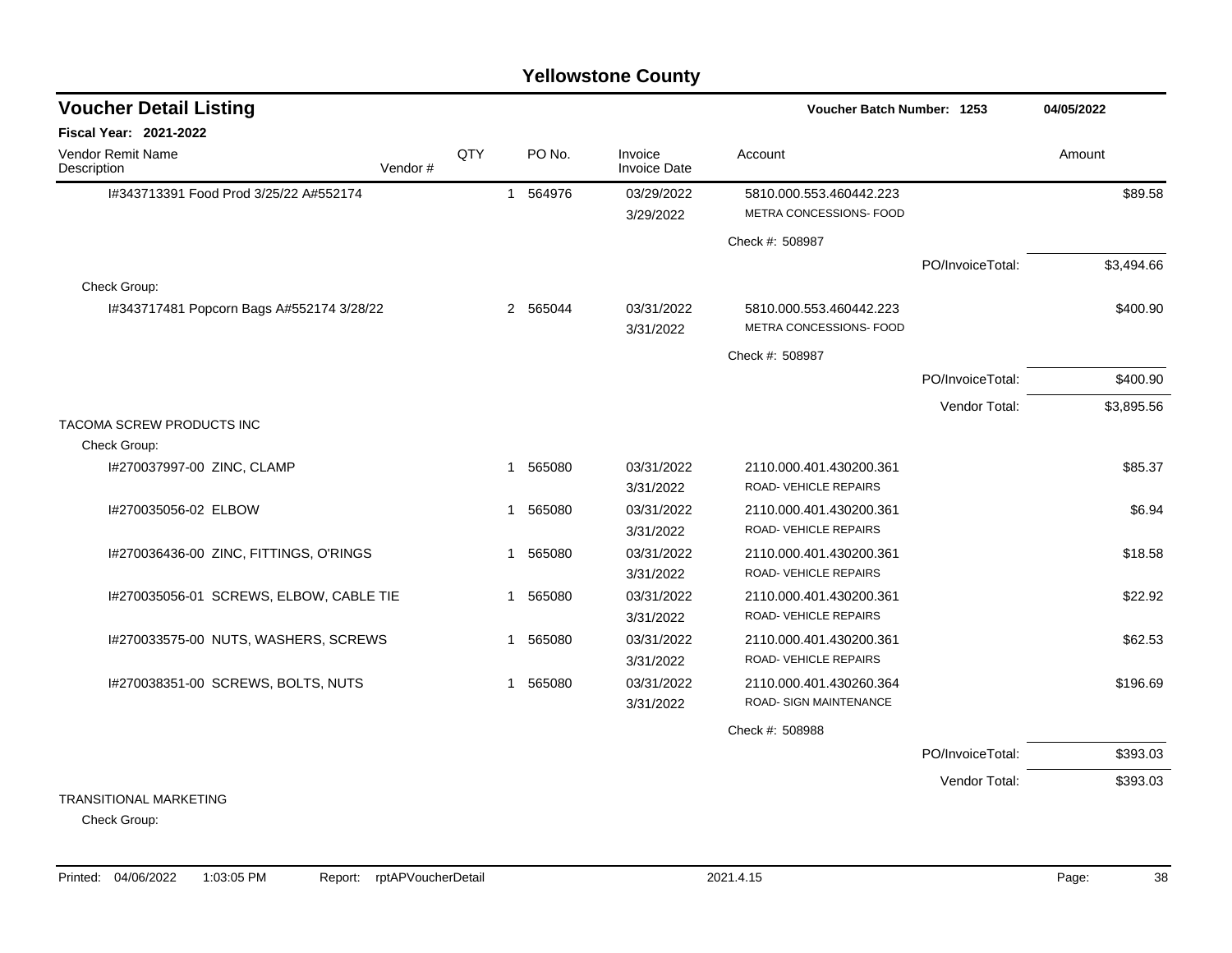# Yellowstone County

## Voucher Detail Listing

**Voucher Batch Number: 1253** 04/05/2022

**Fiscal Year: 2021-2022**

| Vendor Remit Name / Description | Vendor # | QTY | PO No. | Invoice / Invoice Date | Account | | Amount |
|---|---|---|---|---|---|---|---|
| I#343713391 Food Prod 3/25/22 A#552174 | | 1 | 564976 | 03/29/2022<br>3/29/2022 | 5810.000.553.460442.223<br>METRA CONCESSIONS- FOOD | | $89.58 |
| | | | | | Check #: 508987 | | |
| | | | | | | PO/InvoiceTotal: | $3,494.66 |
| Check Group: | | | | | | | |
| I#343717481 Popcorn Bags A#552174 3/28/22 | | 2 | 565044 | 03/31/2022<br>3/31/2022 | 5810.000.553.460442.223<br>METRA CONCESSIONS- FOOD | | $400.90 |
| | | | | | Check #: 508987 | | |
| | | | | | | PO/InvoiceTotal: | $400.90 |
| | | | | | | Vendor Total: | $3,895.56 |
| TACOMA SCREW PRODUCTS INC | | | | | | | |
| Check Group: | | | | | | | |
| I#270037997-00 ZINC, CLAMP | | 1 | 565080 | 03/31/2022<br>3/31/2022 | 2110.000.401.430200.361<br>ROAD- VEHICLE REPAIRS | | $85.37 |
| I#270035056-02 ELBOW | | 1 | 565080 | 03/31/2022<br>3/31/2022 | 2110.000.401.430200.361<br>ROAD- VEHICLE REPAIRS | | $6.94 |
| I#270036436-00 ZINC, FITTINGS, O'RINGS | | 1 | 565080 | 03/31/2022<br>3/31/2022 | 2110.000.401.430200.361<br>ROAD- VEHICLE REPAIRS | | $18.58 |
| I#270035056-01 SCREWS, ELBOW, CABLE TIE | | 1 | 565080 | 03/31/2022<br>3/31/2022 | 2110.000.401.430200.361<br>ROAD- VEHICLE REPAIRS | | $22.92 |
| I#270033575-00 NUTS, WASHERS, SCREWS | | 1 | 565080 | 03/31/2022<br>3/31/2022 | 2110.000.401.430200.361<br>ROAD- VEHICLE REPAIRS | | $62.53 |
| I#270038351-00 SCREWS, BOLTS, NUTS | | 1 | 565080 | 03/31/2022<br>3/31/2022 | 2110.000.401.430260.364<br>ROAD- SIGN MAINTENANCE | | $196.69 |
| | | | | | Check #: 508988 | | |
| | | | | | | PO/InvoiceTotal: | $393.03 |
| | | | | | | Vendor Total: | $393.03 |
| TRANSITIONAL MARKETING | | | | | | | |
| Check Group: | | | | | | | |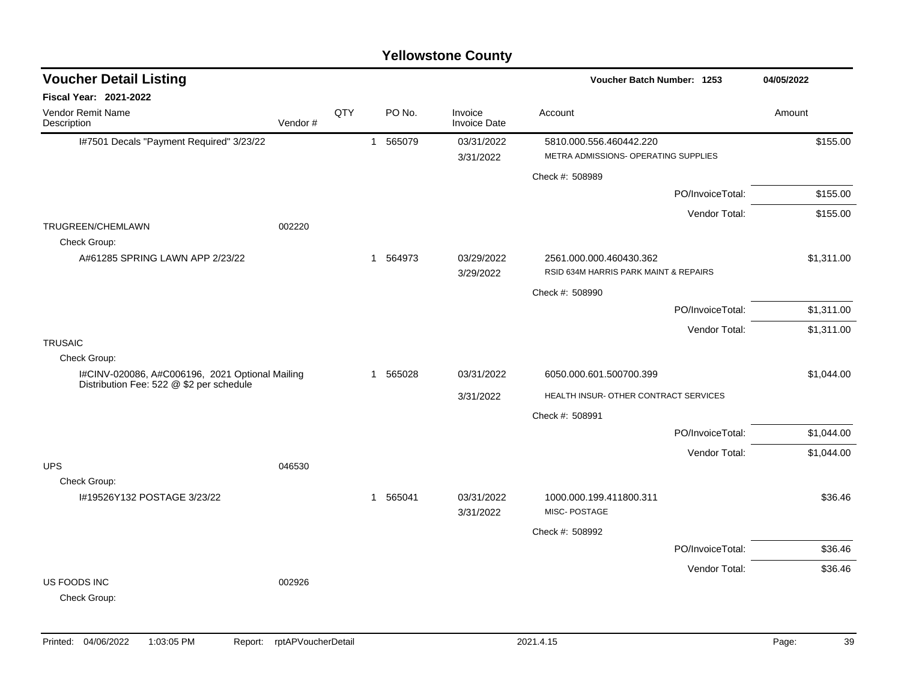## Yellowstone County

### Voucher Detail Listing

**Fiscal Year: 2021-2022**

Voucher Batch Number: 1253 — 04/05/2022

| Vendor Remit Name / Description | Vendor # | QTY | PO No. | Invoice / Invoice Date | Account | Amount |
|---|---|---|---|---|---|---|
| I#7501 Decals "Payment Required" 3/23/22 | | 1 | 565079 | 03/31/2022<br>3/31/2022 | 5810.000.556.460442.220<br>METRA ADMISSIONS- OPERATING SUPPLIES | $155.00 |
| | | | | | Check #: 508989 | |
| | | | | | PO/InvoiceTotal: | $155.00 |
| | | | | | Vendor Total: | $155.00 |
| TRUGREEN/CHEMLAWN | 002220 | | | | | |
| Check Group: | | | | | | |
| A#61285 SPRING LAWN APP 2/23/22 | | 1 | 564973 | 03/29/2022<br>3/29/2022 | 2561.000.000.460430.362<br>RSID 634M HARRIS PARK MAINT & REPAIRS | $1,311.00 |
| | | | | | Check #: 508990 | |
| | | | | | PO/InvoiceTotal: | $1,311.00 |
| | | | | | Vendor Total: | $1,311.00 |
| TRUSAIC | | | | | | |
| Check Group: | | | | | | |
| I#CINV-020086, A#C006196, 2021 Optional Mailing Distribution Fee: 522 @ $2 per schedule | | 1 | 565028 | 03/31/2022<br>3/31/2022 | 6050.000.601.500700.399<br>HEALTH INSUR- OTHER CONTRACT SERVICES | $1,044.00 |
| | | | | | Check #: 508991 | |
| | | | | | PO/InvoiceTotal: | $1,044.00 |
| | | | | | Vendor Total: | $1,044.00 |
| UPS | 046530 | | | | | |
| Check Group: | | | | | | |
| I#19526Y132 POSTAGE 3/23/22 | | 1 | 565041 | 03/31/2022<br>3/31/2022 | 1000.000.199.411800.311<br>MISC- POSTAGE | $36.46 |
| | | | | | Check #: 508992 | |
| | | | | | PO/InvoiceTotal: | $36.46 |
| | | | | | Vendor Total: | $36.46 |
| US FOODS INC | 002926 | | | | | |
| Check Group: | | | | | | |

Printed: 04/06/2022 1:03:05 PM Report: rptAPVoucherDetail 2021.4.15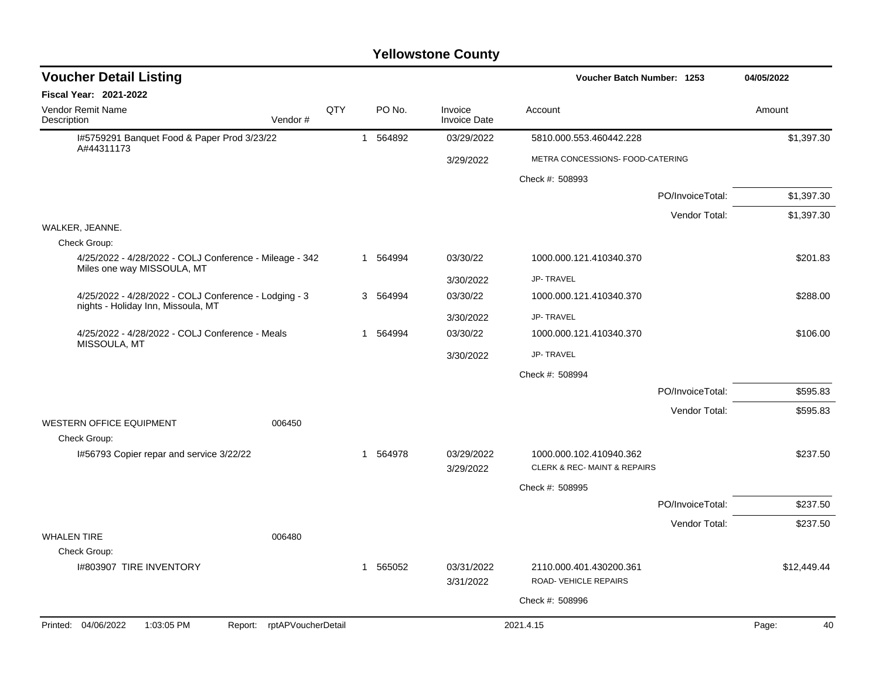# Yellowstone County

## Voucher Detail Listing

**Voucher Batch Number: 1253** | **04/05/2022**

**Fiscal Year: 2021-2022**

| Vendor Remit Name / Description | Vendor # | QTY | PO No. | Invoice / Invoice Date | Account | Amount |
|---|---|---|---|---|---|---|
| I#5759291 Banquet Food & Paper Prod 3/23/22 A#44311173 | | 1 | 564892 | 03/29/2022 | 5810.000.553.460442.228 | $1,397.30 |
| | | | | 3/29/2022 | METRA CONCESSIONS- FOOD-CATERING | |
| | | | | | Check #: 508993 | |
| | | | | | PO/InvoiceTotal: | $1,397.30 |
| | | | | | Vendor Total: | $1,397.30 |
| WALKER, JEANNE. | | | | | | |
| Check Group: | | | | | | |
| 4/25/2022 - 4/28/2022 - COLJ Conference - Mileage - 342 Miles one way MISSOULA, MT | | 1 | 564994 | 03/30/22 | 1000.000.121.410340.370 | $201.83 |
| | | | | 3/30/2022 | JP- TRAVEL | |
| 4/25/2022 - 4/28/2022 - COLJ Conference - Lodging - 3 nights - Holiday Inn, Missoula, MT | | 3 | 564994 | 03/30/22 | 1000.000.121.410340.370 | $288.00 |
| | | | | 3/30/2022 | JP- TRAVEL | |
| 4/25/2022 - 4/28/2022 - COLJ Conference - Meals MISSOULA, MT | | 1 | 564994 | 03/30/22 | 1000.000.121.410340.370 | $106.00 |
| | | | | 3/30/2022 | JP- TRAVEL | |
| | | | | | Check #: 508994 | |
| | | | | | PO/InvoiceTotal: | $595.83 |
| | | | | | Vendor Total: | $595.83 |
| WESTERN OFFICE EQUIPMENT | 006450 | | | | | |
| Check Group: | | | | | | |
| I#56793 Copier repar and service 3/22/22 | | 1 | 564978 | 03/29/2022 | 1000.000.102.410940.362 | $237.50 |
| | | | | 3/29/2022 | CLERK & REC- MAINT & REPAIRS | |
| | | | | | Check #: 508995 | |
| | | | | | PO/InvoiceTotal: | $237.50 |
| | | | | | Vendor Total: | $237.50 |
| WHALEN TIRE | 006480 | | | | | |
| Check Group: | | | | | | |
| I#803907 TIRE INVENTORY | | 1 | 565052 | 03/31/2022 | 2110.000.401.430200.361 | $12,449.44 |
| | | | | 3/31/2022 | ROAD- VEHICLE REPAIRS | |
| | | | | | Check #: 508996 | |

Printed: 04/06/2022 1:03:05 PM Report: rptAPVoucherDetail 2021.4.15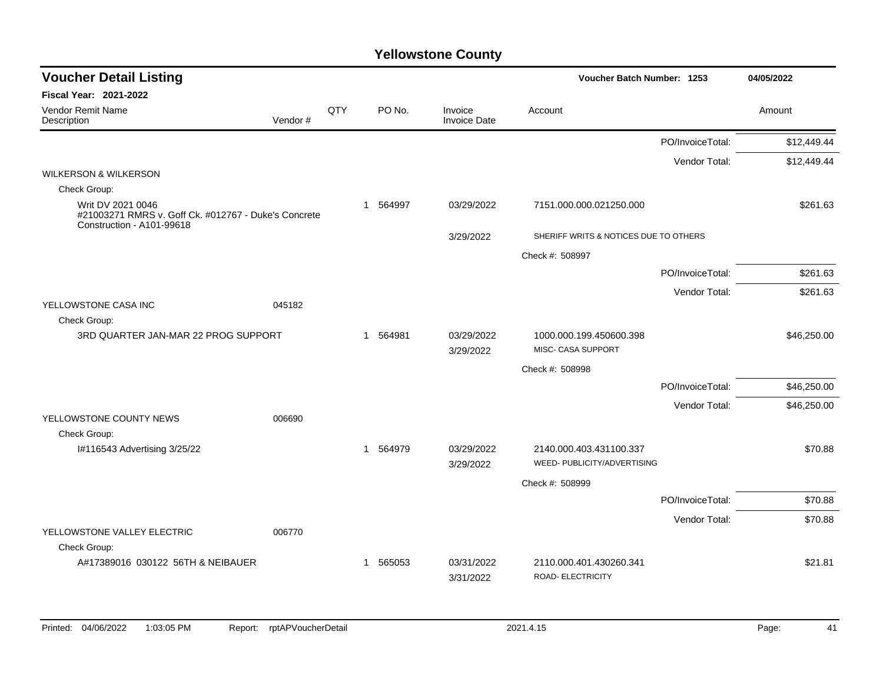# Yellowstone County

## Voucher Detail Listing

**Voucher Batch Number: 1253** | 04/05/2022

**Fiscal Year: 2021-2022**

| Vendor Remit Name / Description | Vendor # | QTY | PO No. | Invoice / Invoice Date | Account | Amount |
|---|---|---|---|---|---|---|
| | | | | | PO/InvoiceTotal: | $12,449.44 |
| | | | | | Vendor Total: | $12,449.44 |
| WILKERSON & WILKERSON | | | | | | |
| Check Group: | | | | | | |
| Writ DV 2021 0046 #21003271 RMRS v. Goff Ck. #012767 - Duke's Concrete Construction - A101-99618 | | 1 | 564997 | 03/29/2022 | 7151.000.000.021250.000 | $261.63 |
| | | | | 3/29/2022 | SHERIFF WRITS & NOTICES DUE TO OTHERS | |
| | | | | | Check #: 508997 | |
| | | | | | PO/InvoiceTotal: | $261.63 |
| | | | | | Vendor Total: | $261.63 |
| YELLOWSTONE CASA INC | 045182 | | | | | |
| Check Group: | | | | | | |
| 3RD QUARTER JAN-MAR 22 PROG SUPPORT | | 1 | 564981 | 03/29/2022 | 1000.000.199.450600.398 | $46,250.00 |
| | | | | 3/29/2022 | MISC- CASA SUPPORT | |
| | | | | | Check #: 508998 | |
| | | | | | PO/InvoiceTotal: | $46,250.00 |
| | | | | | Vendor Total: | $46,250.00 |
| YELLOWSTONE COUNTY NEWS | 006690 | | | | | |
| Check Group: | | | | | | |
| I#116543 Advertising 3/25/22 | | 1 | 564979 | 03/29/2022 | 2140.000.403.431100.337 | $70.88 |
| | | | | 3/29/2022 | WEED- PUBLICITY/ADVERTISING | |
| | | | | | Check #: 508999 | |
| | | | | | PO/InvoiceTotal: | $70.88 |
| | | | | | Vendor Total: | $70.88 |
| YELLOWSTONE VALLEY ELECTRIC | 006770 | | | | | |
| Check Group: | | | | | | |
| A#17389016 030122 56TH & NEIBAUER | | 1 | 565053 | 03/31/2022 | 2110.000.401.430260.341 | $21.81 |
| | | | | 3/31/2022 | ROAD- ELECTRICITY | |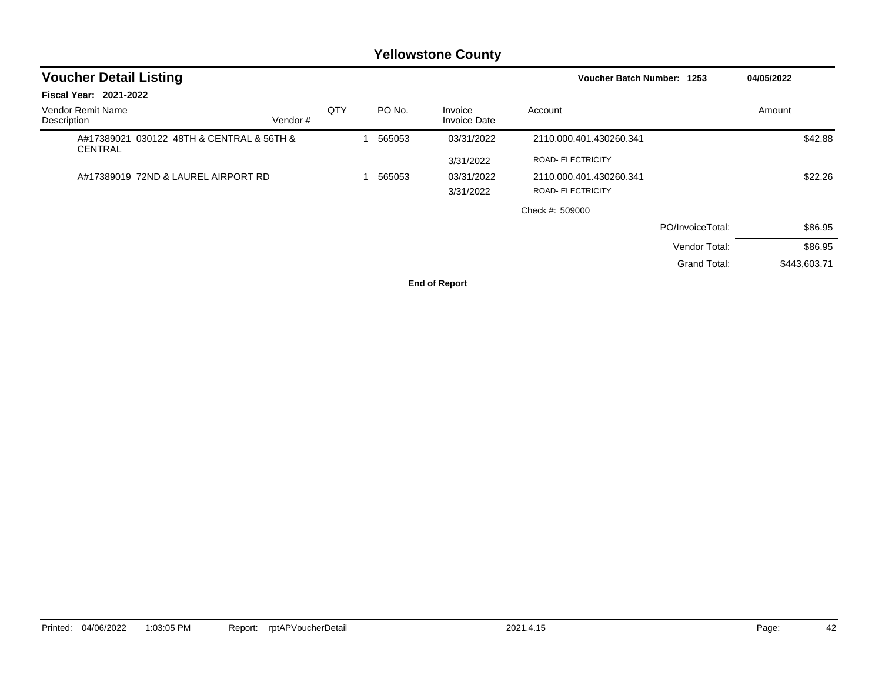## Yellowstone County

### Voucher Detail Listing

**Voucher Batch Number: 1253** **04/05/2022**

**Fiscal Year: 2021-2022**

| Vendor Remit Name / Description | Vendor # | QTY | PO No. | Invoice / Invoice Date | Account | Amount |
|---|---|---|---|---|---|---|
| A#17389021 030122 48TH & CENTRAL & 56TH & CENTRAL | | 1 | 565053 | 03/31/2022 / 3/31/2022 | 2110.000.401.430260.341 / ROAD- ELECTRICITY | $42.88 |
| A#17389019 72ND & LAUREL AIRPORT RD | | 1 | 565053 | 03/31/2022 / 3/31/2022 | 2110.000.401.430260.341 / ROAD- ELECTRICITY | $22.26 |
| | | | | | Check #: 509000 | |
| | | | | | PO/InvoiceTotal: | $86.95 |
| | | | | | Vendor Total: | $86.95 |
| | | | | | Grand Total: | $443,603.71 |

**End of Report**